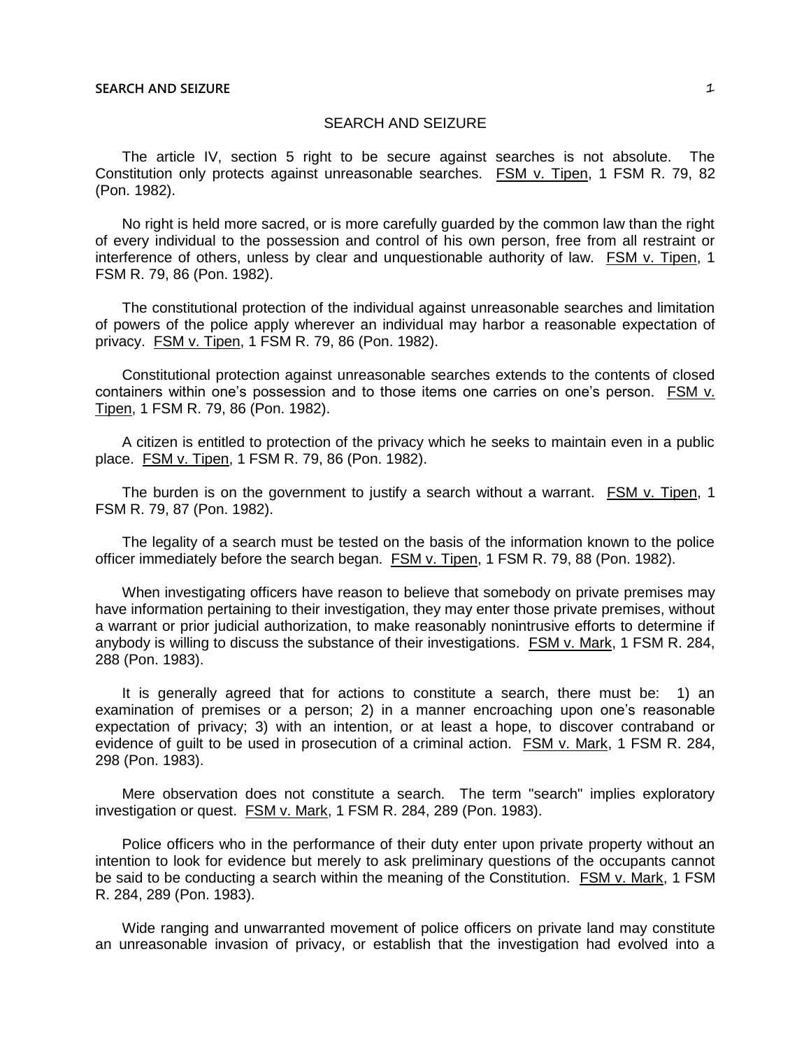# SEARCH AND SEIZURE

The article IV, section 5 right to be secure against searches is not absolute. The Constitution only protects against unreasonable searches. FSM v. Tipen, 1 FSM R. 79, 82 (Pon. 1982).

No right is held more sacred, or is more carefully guarded by the common law than the right of every individual to the possession and control of his own person, free from all restraint or interference of others, unless by clear and unquestionable authority of law. FSM v. Tipen, 1 FSM R. 79, 86 (Pon. 1982).

The constitutional protection of the individual against unreasonable searches and limitation of powers of the police apply wherever an individual may harbor a reasonable expectation of privacy. FSM v. Tipen, 1 FSM R. 79, 86 (Pon. 1982).

Constitutional protection against unreasonable searches extends to the contents of closed containers within one's possession and to those items one carries on one's person. FSM v. Tipen, 1 FSM R. 79, 86 (Pon. 1982).

A citizen is entitled to protection of the privacy which he seeks to maintain even in a public place. FSM v. Tipen, 1 FSM R. 79, 86 (Pon. 1982).

The burden is on the government to justify a search without a warrant. FSM v. Tipen, 1 FSM R. 79, 87 (Pon. 1982).

The legality of a search must be tested on the basis of the information known to the police officer immediately before the search began. FSM v. Tipen, 1 FSM R. 79, 88 (Pon. 1982).

When investigating officers have reason to believe that somebody on private premises may have information pertaining to their investigation, they may enter those private premises, without a warrant or prior judicial authorization, to make reasonably nonintrusive efforts to determine if anybody is willing to discuss the substance of their investigations. FSM v. Mark, 1 FSM R. 284, 288 (Pon. 1983).

It is generally agreed that for actions to constitute a search, there must be: 1) an examination of premises or a person; 2) in a manner encroaching upon one's reasonable expectation of privacy; 3) with an intention, or at least a hope, to discover contraband or evidence of guilt to be used in prosecution of a criminal action. FSM v. Mark, 1 FSM R. 284, 298 (Pon. 1983).

Mere observation does not constitute a search. The term "search" implies exploratory investigation or quest. FSM v. Mark, 1 FSM R. 284, 289 (Pon. 1983).

Police officers who in the performance of their duty enter upon private property without an intention to look for evidence but merely to ask preliminary questions of the occupants cannot be said to be conducting a search within the meaning of the Constitution. FSM v. Mark, 1 FSM R. 284, 289 (Pon. 1983).

Wide ranging and unwarranted movement of police officers on private land may constitute an unreasonable invasion of privacy, or establish that the investigation had evolved into a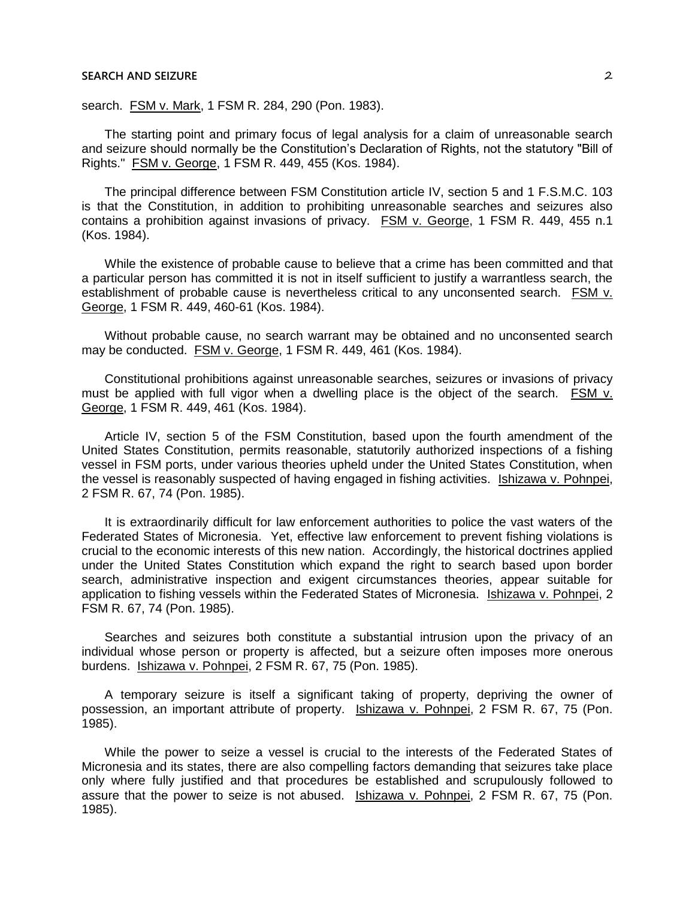search. FSM v. Mark, 1 FSM R. 284, 290 (Pon. 1983).

The starting point and primary focus of legal analysis for a claim of unreasonable search and seizure should normally be the Constitution's Declaration of Rights, not the statutory "Bill of Rights." FSM v. George, 1 FSM R. 449, 455 (Kos. 1984).

The principal difference between FSM Constitution article IV, section 5 and 1 F.S.M.C. 103 is that the Constitution, in addition to prohibiting unreasonable searches and seizures also contains a prohibition against invasions of privacy. FSM v. George, 1 FSM R. 449, 455 n.1 (Kos. 1984).

While the existence of probable cause to believe that a crime has been committed and that a particular person has committed it is not in itself sufficient to justify a warrantless search, the establishment of probable cause is nevertheless critical to any unconsented search. FSM v. George, 1 FSM R. 449, 460-61 (Kos. 1984).

Without probable cause, no search warrant may be obtained and no unconsented search may be conducted. FSM v. George, 1 FSM R. 449, 461 (Kos. 1984).

Constitutional prohibitions against unreasonable searches, seizures or invasions of privacy must be applied with full vigor when a dwelling place is the object of the search. FSM v. George, 1 FSM R. 449, 461 (Kos. 1984).

Article IV, section 5 of the FSM Constitution, based upon the fourth amendment of the United States Constitution, permits reasonable, statutorily authorized inspections of a fishing vessel in FSM ports, under various theories upheld under the United States Constitution, when the vessel is reasonably suspected of having engaged in fishing activities. Ishizawa v. Pohnpei, 2 FSM R. 67, 74 (Pon. 1985).

It is extraordinarily difficult for law enforcement authorities to police the vast waters of the Federated States of Micronesia. Yet, effective law enforcement to prevent fishing violations is crucial to the economic interests of this new nation. Accordingly, the historical doctrines applied under the United States Constitution which expand the right to search based upon border search, administrative inspection and exigent circumstances theories, appear suitable for application to fishing vessels within the Federated States of Micronesia. Ishizawa v. Pohnpei, 2 FSM R. 67, 74 (Pon. 1985).

Searches and seizures both constitute a substantial intrusion upon the privacy of an individual whose person or property is affected, but a seizure often imposes more onerous burdens. Ishizawa v. Pohnpei, 2 FSM R. 67, 75 (Pon. 1985).

A temporary seizure is itself a significant taking of property, depriving the owner of possession, an important attribute of property. Ishizawa v. Pohnpei, 2 FSM R. 67, 75 (Pon. 1985).

While the power to seize a vessel is crucial to the interests of the Federated States of Micronesia and its states, there are also compelling factors demanding that seizures take place only where fully justified and that procedures be established and scrupulously followed to assure that the power to seize is not abused. Ishizawa v. Pohnpei, 2 FSM R. 67, 75 (Pon. 1985).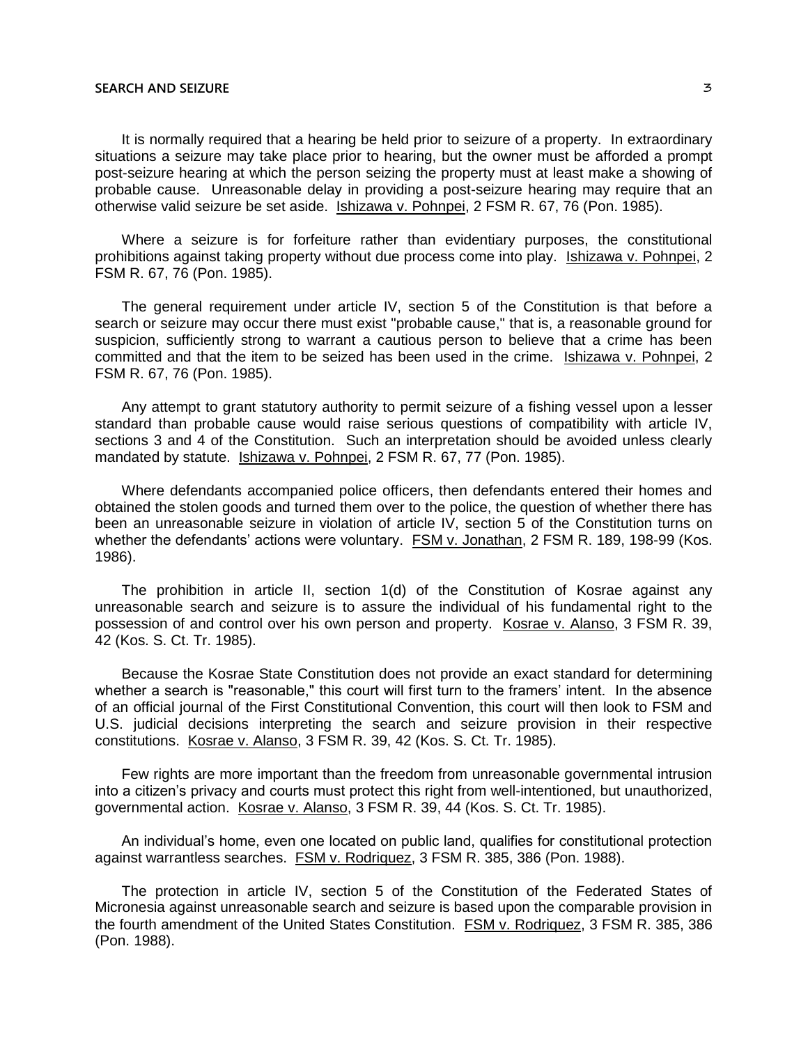It is normally required that a hearing be held prior to seizure of a property. In extraordinary situations a seizure may take place prior to hearing, but the owner must be afforded a prompt post-seizure hearing at which the person seizing the property must at least make a showing of probable cause. Unreasonable delay in providing a post-seizure hearing may require that an otherwise valid seizure be set aside. Ishizawa v. Pohnpei, 2 FSM R. 67, 76 (Pon. 1985).

Where a seizure is for forfeiture rather than evidentiary purposes, the constitutional prohibitions against taking property without due process come into play. Ishizawa v. Pohnpei, 2 FSM R. 67, 76 (Pon. 1985).

The general requirement under article IV, section 5 of the Constitution is that before a search or seizure may occur there must exist "probable cause," that is, a reasonable ground for suspicion, sufficiently strong to warrant a cautious person to believe that a crime has been committed and that the item to be seized has been used in the crime. Ishizawa v. Pohnpei, 2 FSM R. 67, 76 (Pon. 1985).

Any attempt to grant statutory authority to permit seizure of a fishing vessel upon a lesser standard than probable cause would raise serious questions of compatibility with article IV, sections 3 and 4 of the Constitution. Such an interpretation should be avoided unless clearly mandated by statute. Ishizawa v. Pohnpei, 2 FSM R. 67, 77 (Pon. 1985).

Where defendants accompanied police officers, then defendants entered their homes and obtained the stolen goods and turned them over to the police, the question of whether there has been an unreasonable seizure in violation of article IV, section 5 of the Constitution turns on whether the defendants' actions were voluntary. FSM v. Jonathan, 2 FSM R. 189, 198-99 (Kos. 1986).

The prohibition in article II, section 1(d) of the Constitution of Kosrae against any unreasonable search and seizure is to assure the individual of his fundamental right to the possession of and control over his own person and property. Kosrae v. Alanso, 3 FSM R. 39, 42 (Kos. S. Ct. Tr. 1985).

Because the Kosrae State Constitution does not provide an exact standard for determining whether a search is "reasonable," this court will first turn to the framers' intent. In the absence of an official journal of the First Constitutional Convention, this court will then look to FSM and U.S. judicial decisions interpreting the search and seizure provision in their respective constitutions. Kosrae v. Alanso, 3 FSM R. 39, 42 (Kos. S. Ct. Tr. 1985).

Few rights are more important than the freedom from unreasonable governmental intrusion into a citizen's privacy and courts must protect this right from well-intentioned, but unauthorized, governmental action. Kosrae v. Alanso, 3 FSM R. 39, 44 (Kos. S. Ct. Tr. 1985).

An individual's home, even one located on public land, qualifies for constitutional protection against warrantless searches. FSM v. Rodriquez, 3 FSM R. 385, 386 (Pon. 1988).

The protection in article IV, section 5 of the Constitution of the Federated States of Micronesia against unreasonable search and seizure is based upon the comparable provision in the fourth amendment of the United States Constitution. FSM v. Rodriquez, 3 FSM R. 385, 386 (Pon. 1988).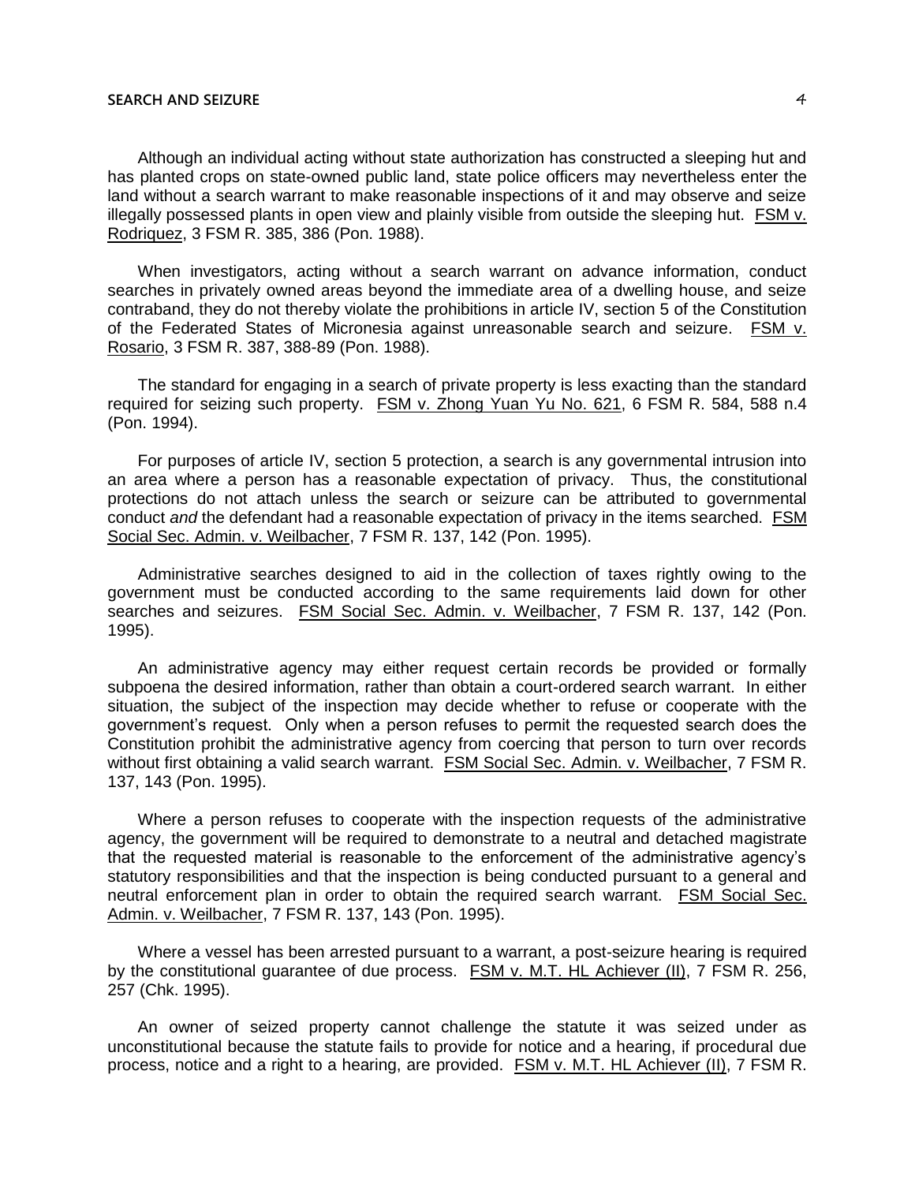Although an individual acting without state authorization has constructed a sleeping hut and has planted crops on state-owned public land, state police officers may nevertheless enter the land without a search warrant to make reasonable inspections of it and may observe and seize illegally possessed plants in open view and plainly visible from outside the sleeping hut. FSM v. Rodriquez, 3 FSM R. 385, 386 (Pon. 1988).

When investigators, acting without a search warrant on advance information, conduct searches in privately owned areas beyond the immediate area of a dwelling house, and seize contraband, they do not thereby violate the prohibitions in article IV, section 5 of the Constitution of the Federated States of Micronesia against unreasonable search and seizure. FSM v. Rosario, 3 FSM R. 387, 388-89 (Pon. 1988).

The standard for engaging in a search of private property is less exacting than the standard required for seizing such property. FSM v. Zhong Yuan Yu No. 621, 6 FSM R. 584, 588 n.4 (Pon. 1994).

For purposes of article IV, section 5 protection, a search is any governmental intrusion into an area where a person has a reasonable expectation of privacy. Thus, the constitutional protections do not attach unless the search or seizure can be attributed to governmental conduct *and* the defendant had a reasonable expectation of privacy in the items searched. FSM Social Sec. Admin. v. Weilbacher, 7 FSM R. 137, 142 (Pon. 1995).

Administrative searches designed to aid in the collection of taxes rightly owing to the government must be conducted according to the same requirements laid down for other searches and seizures. FSM Social Sec. Admin. v. Weilbacher, 7 FSM R. 137, 142 (Pon. 1995).

An administrative agency may either request certain records be provided or formally subpoena the desired information, rather than obtain a court-ordered search warrant. In either situation, the subject of the inspection may decide whether to refuse or cooperate with the government's request. Only when a person refuses to permit the requested search does the Constitution prohibit the administrative agency from coercing that person to turn over records without first obtaining a valid search warrant. FSM Social Sec. Admin. v. Weilbacher, 7 FSM R. 137, 143 (Pon. 1995).

Where a person refuses to cooperate with the inspection requests of the administrative agency, the government will be required to demonstrate to a neutral and detached magistrate that the requested material is reasonable to the enforcement of the administrative agency's statutory responsibilities and that the inspection is being conducted pursuant to a general and neutral enforcement plan in order to obtain the required search warrant. FSM Social Sec. Admin. v. Weilbacher, 7 FSM R. 137, 143 (Pon. 1995).

Where a vessel has been arrested pursuant to a warrant, a post-seizure hearing is required by the constitutional guarantee of due process. FSM v. M.T. HL Achiever (II), 7 FSM R. 256, 257 (Chk. 1995).

An owner of seized property cannot challenge the statute it was seized under as unconstitutional because the statute fails to provide for notice and a hearing, if procedural due process, notice and a right to a hearing, are provided. FSM v. M.T. HL Achiever (II), 7 FSM R.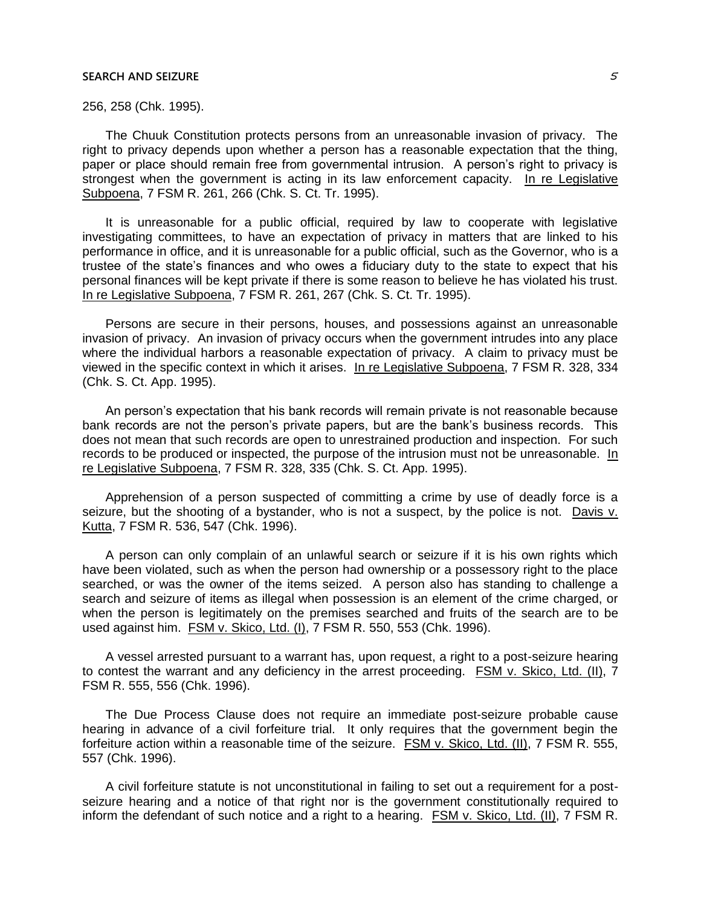256, 258 (Chk. 1995).

The Chuuk Constitution protects persons from an unreasonable invasion of privacy. The right to privacy depends upon whether a person has a reasonable expectation that the thing, paper or place should remain free from governmental intrusion. A person's right to privacy is strongest when the government is acting in its law enforcement capacity. In re Legislative Subpoena, 7 FSM R. 261, 266 (Chk. S. Ct. Tr. 1995).

It is unreasonable for a public official, required by law to cooperate with legislative investigating committees, to have an expectation of privacy in matters that are linked to his performance in office, and it is unreasonable for a public official, such as the Governor, who is a trustee of the state's finances and who owes a fiduciary duty to the state to expect that his personal finances will be kept private if there is some reason to believe he has violated his trust. In re Legislative Subpoena, 7 FSM R. 261, 267 (Chk. S. Ct. Tr. 1995).

Persons are secure in their persons, houses, and possessions against an unreasonable invasion of privacy. An invasion of privacy occurs when the government intrudes into any place where the individual harbors a reasonable expectation of privacy. A claim to privacy must be viewed in the specific context in which it arises. In re Legislative Subpoena, 7 FSM R. 328, 334 (Chk. S. Ct. App. 1995).

An person's expectation that his bank records will remain private is not reasonable because bank records are not the person's private papers, but are the bank's business records. This does not mean that such records are open to unrestrained production and inspection. For such records to be produced or inspected, the purpose of the intrusion must not be unreasonable. In re Legislative Subpoena, 7 FSM R. 328, 335 (Chk. S. Ct. App. 1995).

Apprehension of a person suspected of committing a crime by use of deadly force is a seizure, but the shooting of a bystander, who is not a suspect, by the police is not. Davis v. Kutta, 7 FSM R. 536, 547 (Chk. 1996).

A person can only complain of an unlawful search or seizure if it is his own rights which have been violated, such as when the person had ownership or a possessory right to the place searched, or was the owner of the items seized. A person also has standing to challenge a search and seizure of items as illegal when possession is an element of the crime charged, or when the person is legitimately on the premises searched and fruits of the search are to be used against him. FSM v. Skico, Ltd. (I), 7 FSM R. 550, 553 (Chk. 1996).

A vessel arrested pursuant to a warrant has, upon request, a right to a post-seizure hearing to contest the warrant and any deficiency in the arrest proceeding. FSM v. Skico, Ltd. (II), 7 FSM R. 555, 556 (Chk. 1996).

The Due Process Clause does not require an immediate post-seizure probable cause hearing in advance of a civil forfeiture trial. It only requires that the government begin the forfeiture action within a reasonable time of the seizure. FSM v. Skico, Ltd. (II), 7 FSM R. 555, 557 (Chk. 1996).

A civil forfeiture statute is not unconstitutional in failing to set out a requirement for a post-seizure hearing and a notice of that right nor is the government constitutionally required to inform the defendant of such notice and a right to a hearing. FSM v. Skico, Ltd. (II), 7 FSM R.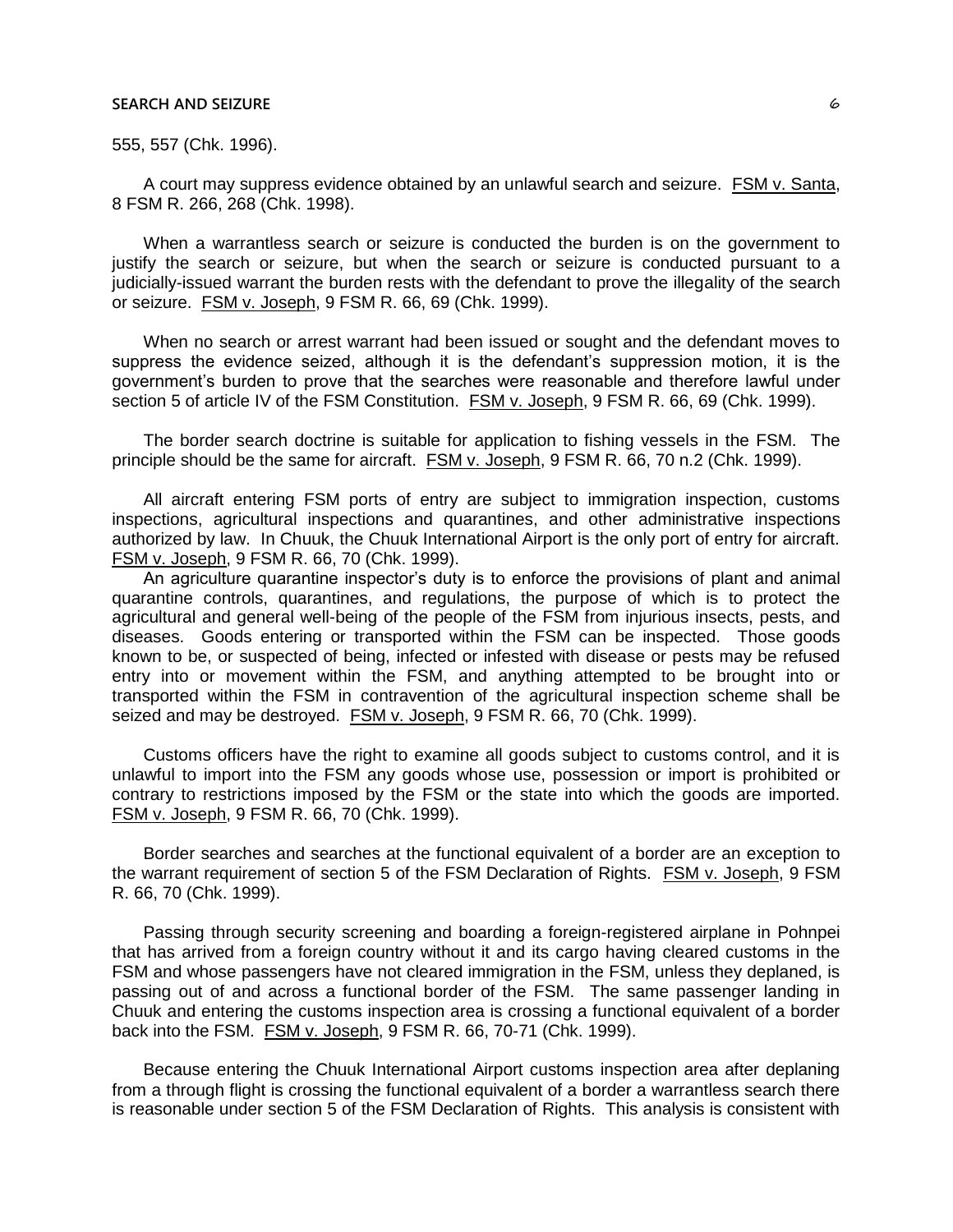555, 557 (Chk. 1996).

A court may suppress evidence obtained by an unlawful search and seizure. FSM v. Santa, 8 FSM R. 266, 268 (Chk. 1998).

When a warrantless search or seizure is conducted the burden is on the government to justify the search or seizure, but when the search or seizure is conducted pursuant to a judicially-issued warrant the burden rests with the defendant to prove the illegality of the search or seizure. FSM v. Joseph, 9 FSM R. 66, 69 (Chk. 1999).

When no search or arrest warrant had been issued or sought and the defendant moves to suppress the evidence seized, although it is the defendant's suppression motion, it is the government's burden to prove that the searches were reasonable and therefore lawful under section 5 of article IV of the FSM Constitution. FSM v. Joseph, 9 FSM R. 66, 69 (Chk. 1999).

The border search doctrine is suitable for application to fishing vessels in the FSM. The principle should be the same for aircraft. FSM v. Joseph, 9 FSM R. 66, 70 n.2 (Chk. 1999).

All aircraft entering FSM ports of entry are subject to immigration inspection, customs inspections, agricultural inspections and quarantines, and other administrative inspections authorized by law. In Chuuk, the Chuuk International Airport is the only port of entry for aircraft. FSM v. Joseph, 9 FSM R. 66, 70 (Chk. 1999).

An agriculture quarantine inspector's duty is to enforce the provisions of plant and animal quarantine controls, quarantines, and regulations, the purpose of which is to protect the agricultural and general well-being of the people of the FSM from injurious insects, pests, and diseases. Goods entering or transported within the FSM can be inspected. Those goods known to be, or suspected of being, infected or infested with disease or pests may be refused entry into or movement within the FSM, and anything attempted to be brought into or transported within the FSM in contravention of the agricultural inspection scheme shall be seized and may be destroyed. FSM v. Joseph, 9 FSM R. 66, 70 (Chk. 1999).

Customs officers have the right to examine all goods subject to customs control, and it is unlawful to import into the FSM any goods whose use, possession or import is prohibited or contrary to restrictions imposed by the FSM or the state into which the goods are imported. FSM v. Joseph, 9 FSM R. 66, 70 (Chk. 1999).

Border searches and searches at the functional equivalent of a border are an exception to the warrant requirement of section 5 of the FSM Declaration of Rights. FSM v. Joseph, 9 FSM R. 66, 70 (Chk. 1999).

Passing through security screening and boarding a foreign-registered airplane in Pohnpei that has arrived from a foreign country without it and its cargo having cleared customs in the FSM and whose passengers have not cleared immigration in the FSM, unless they deplaned, is passing out of and across a functional border of the FSM. The same passenger landing in Chuuk and entering the customs inspection area is crossing a functional equivalent of a border back into the FSM. FSM v. Joseph, 9 FSM R. 66, 70-71 (Chk. 1999).

Because entering the Chuuk International Airport customs inspection area after deplaning from a through flight is crossing the functional equivalent of a border a warrantless search there is reasonable under section 5 of the FSM Declaration of Rights. This analysis is consistent with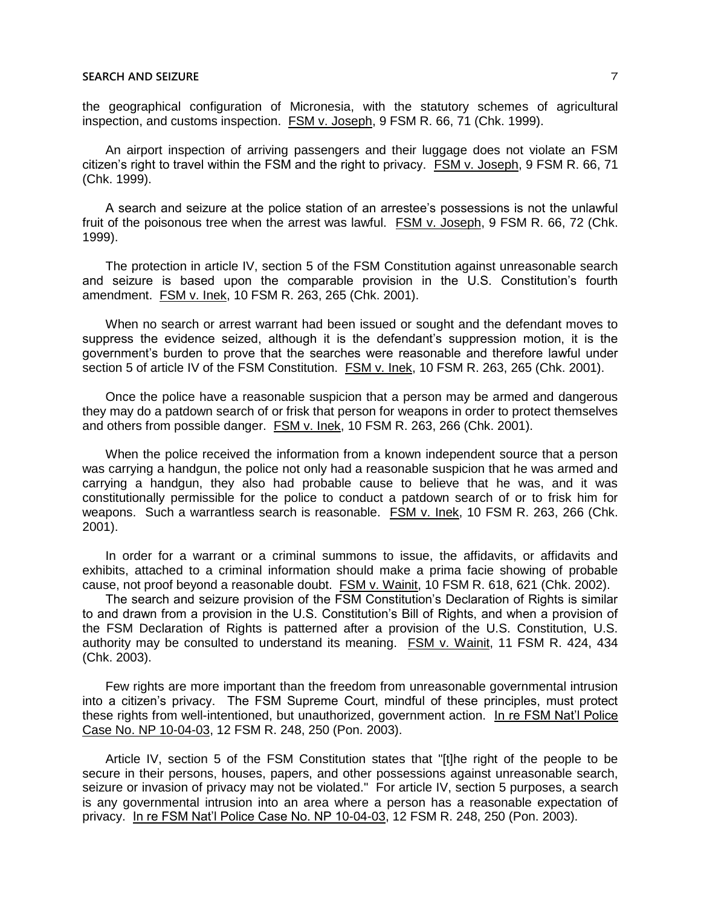the geographical configuration of Micronesia, with the statutory schemes of agricultural inspection, and customs inspection. FSM v. Joseph, 9 FSM R. 66, 71 (Chk. 1999).

An airport inspection of arriving passengers and their luggage does not violate an FSM citizen's right to travel within the FSM and the right to privacy. FSM v. Joseph, 9 FSM R. 66, 71 (Chk. 1999).

A search and seizure at the police station of an arrestee's possessions is not the unlawful fruit of the poisonous tree when the arrest was lawful. FSM v. Joseph, 9 FSM R. 66, 72 (Chk. 1999).

The protection in article IV, section 5 of the FSM Constitution against unreasonable search and seizure is based upon the comparable provision in the U.S. Constitution's fourth amendment. FSM v. Inek, 10 FSM R. 263, 265 (Chk. 2001).

When no search or arrest warrant had been issued or sought and the defendant moves to suppress the evidence seized, although it is the defendant's suppression motion, it is the government's burden to prove that the searches were reasonable and therefore lawful under section 5 of article IV of the FSM Constitution. FSM v. Inek, 10 FSM R. 263, 265 (Chk. 2001).

Once the police have a reasonable suspicion that a person may be armed and dangerous they may do a patdown search of or frisk that person for weapons in order to protect themselves and others from possible danger. FSM v. Inek, 10 FSM R. 263, 266 (Chk. 2001).

When the police received the information from a known independent source that a person was carrying a handgun, the police not only had a reasonable suspicion that he was armed and carrying a handgun, they also had probable cause to believe that he was, and it was constitutionally permissible for the police to conduct a patdown search of or to frisk him for weapons. Such a warrantless search is reasonable. FSM v. Inek, 10 FSM R. 263, 266 (Chk. 2001).

In order for a warrant or a criminal summons to issue, the affidavits, or affidavits and exhibits, attached to a criminal information should make a prima facie showing of probable cause, not proof beyond a reasonable doubt. FSM v. Wainit, 10 FSM R. 618, 621 (Chk. 2002).

The search and seizure provision of the FSM Constitution's Declaration of Rights is similar to and drawn from a provision in the U.S. Constitution's Bill of Rights, and when a provision of the FSM Declaration of Rights is patterned after a provision of the U.S. Constitution, U.S. authority may be consulted to understand its meaning. FSM v. Wainit, 11 FSM R. 424, 434 (Chk. 2003).

Few rights are more important than the freedom from unreasonable governmental intrusion into a citizen's privacy. The FSM Supreme Court, mindful of these principles, must protect these rights from well-intentioned, but unauthorized, government action. In re FSM Nat'l Police Case No. NP 10-04-03, 12 FSM R. 248, 250 (Pon. 2003).

Article IV, section 5 of the FSM Constitution states that "[t]he right of the people to be secure in their persons, houses, papers, and other possessions against unreasonable search, seizure or invasion of privacy may not be violated." For article IV, section 5 purposes, a search is any governmental intrusion into an area where a person has a reasonable expectation of privacy. In re FSM Nat'l Police Case No. NP 10-04-03, 12 FSM R. 248, 250 (Pon. 2003).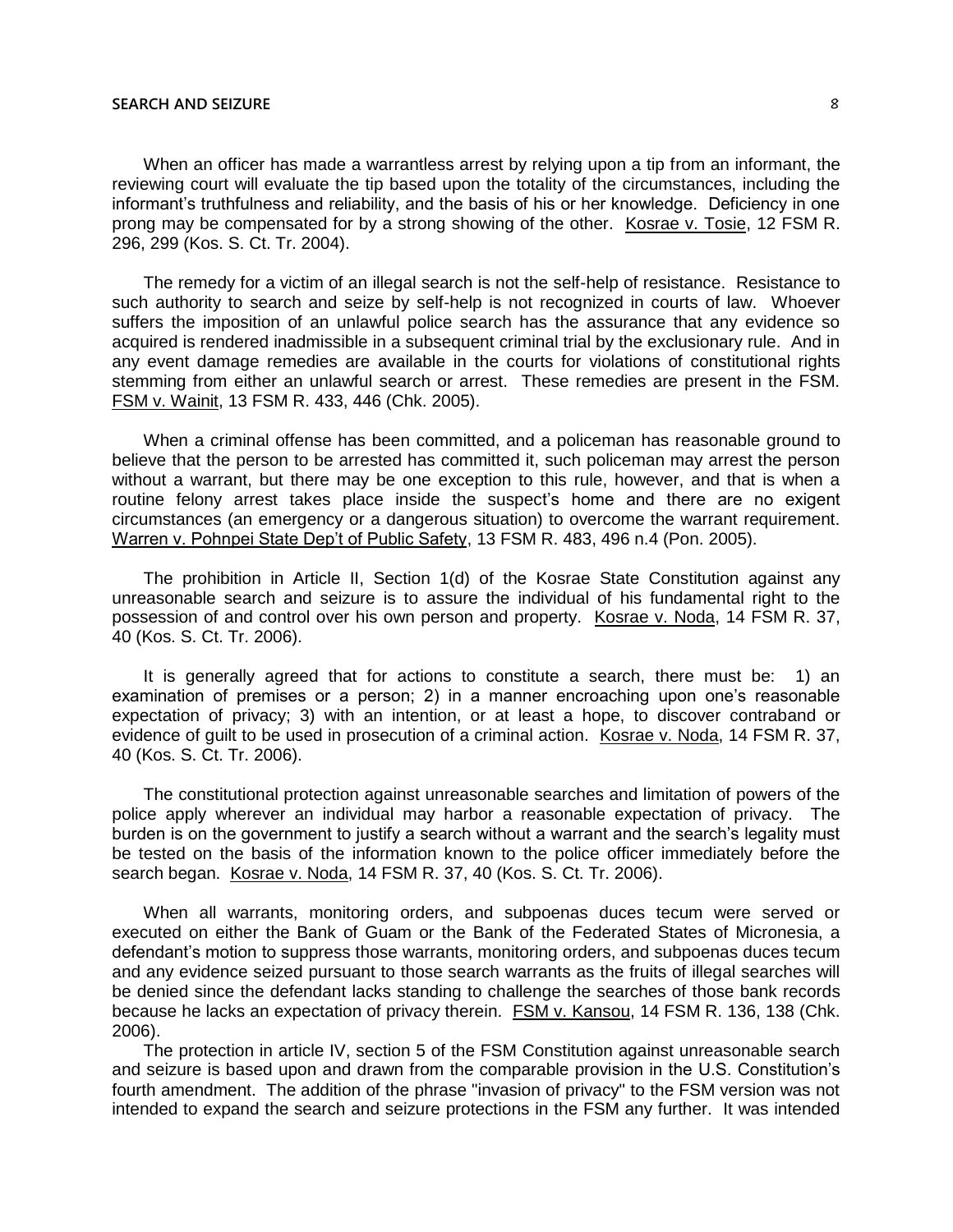When an officer has made a warrantless arrest by relying upon a tip from an informant, the reviewing court will evaluate the tip based upon the totality of the circumstances, including the informant's truthfulness and reliability, and the basis of his or her knowledge. Deficiency in one prong may be compensated for by a strong showing of the other. Kosrae v. Tosie, 12 FSM R. 296, 299 (Kos. S. Ct. Tr. 2004).

The remedy for a victim of an illegal search is not the self-help of resistance. Resistance to such authority to search and seize by self-help is not recognized in courts of law. Whoever suffers the imposition of an unlawful police search has the assurance that any evidence so acquired is rendered inadmissible in a subsequent criminal trial by the exclusionary rule. And in any event damage remedies are available in the courts for violations of constitutional rights stemming from either an unlawful search or arrest. These remedies are present in the FSM. FSM v. Wainit, 13 FSM R. 433, 446 (Chk. 2005).

When a criminal offense has been committed, and a policeman has reasonable ground to believe that the person to be arrested has committed it, such policeman may arrest the person without a warrant, but there may be one exception to this rule, however, and that is when a routine felony arrest takes place inside the suspect's home and there are no exigent circumstances (an emergency or a dangerous situation) to overcome the warrant requirement. Warren v. Pohnpei State Dep't of Public Safety, 13 FSM R. 483, 496 n.4 (Pon. 2005).

The prohibition in Article II, Section 1(d) of the Kosrae State Constitution against any unreasonable search and seizure is to assure the individual of his fundamental right to the possession of and control over his own person and property. Kosrae v. Noda, 14 FSM R. 37, 40 (Kos. S. Ct. Tr. 2006).

It is generally agreed that for actions to constitute a search, there must be: 1) an examination of premises or a person; 2) in a manner encroaching upon one's reasonable expectation of privacy; 3) with an intention, or at least a hope, to discover contraband or evidence of guilt to be used in prosecution of a criminal action. Kosrae v. Noda, 14 FSM R. 37, 40 (Kos. S. Ct. Tr. 2006).

The constitutional protection against unreasonable searches and limitation of powers of the police apply wherever an individual may harbor a reasonable expectation of privacy. The burden is on the government to justify a search without a warrant and the search's legality must be tested on the basis of the information known to the police officer immediately before the search began. Kosrae v. Noda, 14 FSM R. 37, 40 (Kos. S. Ct. Tr. 2006).

When all warrants, monitoring orders, and subpoenas duces tecum were served or executed on either the Bank of Guam or the Bank of the Federated States of Micronesia, a defendant's motion to suppress those warrants, monitoring orders, and subpoenas duces tecum and any evidence seized pursuant to those search warrants as the fruits of illegal searches will be denied since the defendant lacks standing to challenge the searches of those bank records because he lacks an expectation of privacy therein. FSM v. Kansou, 14 FSM R. 136, 138 (Chk. 2006).

The protection in article IV, section 5 of the FSM Constitution against unreasonable search and seizure is based upon and drawn from the comparable provision in the U.S. Constitution's fourth amendment. The addition of the phrase "invasion of privacy" to the FSM version was not intended to expand the search and seizure protections in the FSM any further. It was intended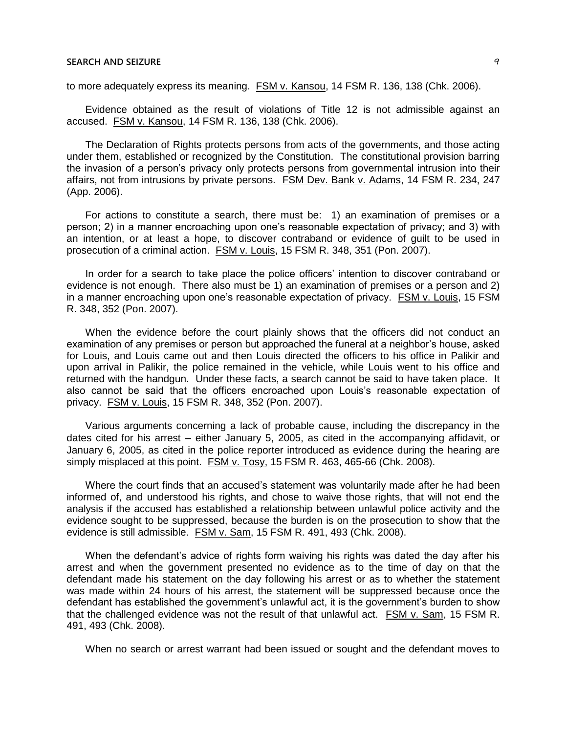to more adequately express its meaning. FSM v. Kansou, 14 FSM R. 136, 138 (Chk. 2006).

Evidence obtained as the result of violations of Title 12 is not admissible against an accused. FSM v. Kansou, 14 FSM R. 136, 138 (Chk. 2006).

The Declaration of Rights protects persons from acts of the governments, and those acting under them, established or recognized by the Constitution. The constitutional provision barring the invasion of a person's privacy only protects persons from governmental intrusion into their affairs, not from intrusions by private persons. FSM Dev. Bank v. Adams, 14 FSM R. 234, 247 (App. 2006).

For actions to constitute a search, there must be: 1) an examination of premises or a person; 2) in a manner encroaching upon one's reasonable expectation of privacy; and 3) with an intention, or at least a hope, to discover contraband or evidence of guilt to be used in prosecution of a criminal action. FSM v. Louis, 15 FSM R. 348, 351 (Pon. 2007).

In order for a search to take place the police officers' intention to discover contraband or evidence is not enough. There also must be 1) an examination of premises or a person and 2) in a manner encroaching upon one's reasonable expectation of privacy. FSM v. Louis, 15 FSM R. 348, 352 (Pon. 2007).

When the evidence before the court plainly shows that the officers did not conduct an examination of any premises or person but approached the funeral at a neighbor's house, asked for Louis, and Louis came out and then Louis directed the officers to his office in Palikir and upon arrival in Palikir, the police remained in the vehicle, while Louis went to his office and returned with the handgun. Under these facts, a search cannot be said to have taken place. It also cannot be said that the officers encroached upon Louis's reasonable expectation of privacy. FSM v. Louis, 15 FSM R. 348, 352 (Pon. 2007).

Various arguments concerning a lack of probable cause, including the discrepancy in the dates cited for his arrest – either January 5, 2005, as cited in the accompanying affidavit, or January 6, 2005, as cited in the police reporter introduced as evidence during the hearing are simply misplaced at this point. FSM v. Tosy, 15 FSM R. 463, 465-66 (Chk. 2008).

Where the court finds that an accused's statement was voluntarily made after he had been informed of, and understood his rights, and chose to waive those rights, that will not end the analysis if the accused has established a relationship between unlawful police activity and the evidence sought to be suppressed, because the burden is on the prosecution to show that the evidence is still admissible. FSM v. Sam, 15 FSM R. 491, 493 (Chk. 2008).

When the defendant's advice of rights form waiving his rights was dated the day after his arrest and when the government presented no evidence as to the time of day on that the defendant made his statement on the day following his arrest or as to whether the statement was made within 24 hours of his arrest, the statement will be suppressed because once the defendant has established the government's unlawful act, it is the government's burden to show that the challenged evidence was not the result of that unlawful act. FSM v. Sam, 15 FSM R. 491, 493 (Chk. 2008).

When no search or arrest warrant had been issued or sought and the defendant moves to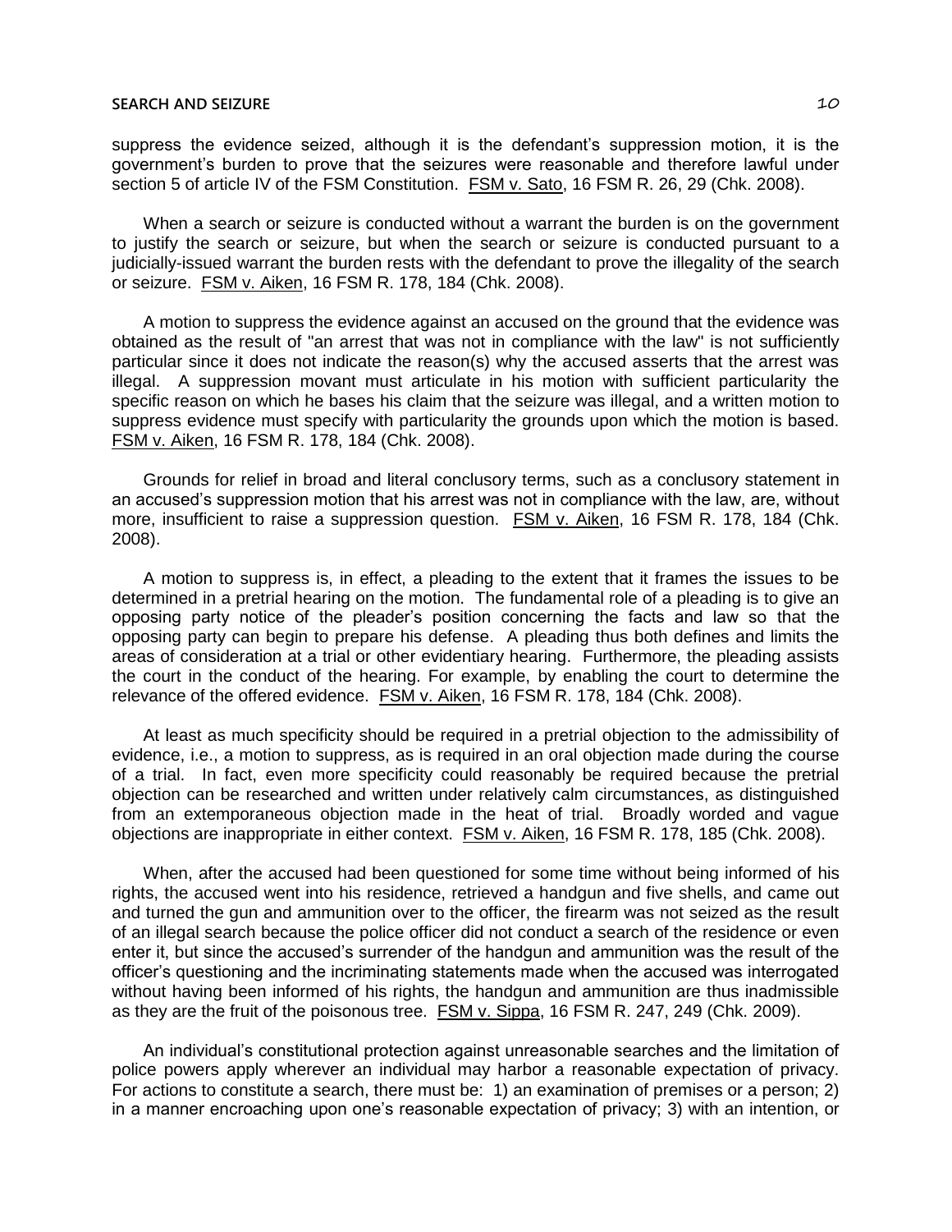suppress the evidence seized, although it is the defendant's suppression motion, it is the government's burden to prove that the seizures were reasonable and therefore lawful under section 5 of article IV of the FSM Constitution. FSM v. Sato, 16 FSM R. 26, 29 (Chk. 2008).

When a search or seizure is conducted without a warrant the burden is on the government to justify the search or seizure, but when the search or seizure is conducted pursuant to a judicially-issued warrant the burden rests with the defendant to prove the illegality of the search or seizure. FSM v. Aiken, 16 FSM R. 178, 184 (Chk. 2008).

A motion to suppress the evidence against an accused on the ground that the evidence was obtained as the result of "an arrest that was not in compliance with the law" is not sufficiently particular since it does not indicate the reason(s) why the accused asserts that the arrest was illegal. A suppression movant must articulate in his motion with sufficient particularity the specific reason on which he bases his claim that the seizure was illegal, and a written motion to suppress evidence must specify with particularity the grounds upon which the motion is based. FSM v. Aiken, 16 FSM R. 178, 184 (Chk. 2008).

Grounds for relief in broad and literal conclusory terms, such as a conclusory statement in an accused's suppression motion that his arrest was not in compliance with the law, are, without more, insufficient to raise a suppression question. FSM v. Aiken, 16 FSM R. 178, 184 (Chk. 2008).

A motion to suppress is, in effect, a pleading to the extent that it frames the issues to be determined in a pretrial hearing on the motion. The fundamental role of a pleading is to give an opposing party notice of the pleader's position concerning the facts and law so that the opposing party can begin to prepare his defense. A pleading thus both defines and limits the areas of consideration at a trial or other evidentiary hearing. Furthermore, the pleading assists the court in the conduct of the hearing. For example, by enabling the court to determine the relevance of the offered evidence. FSM v. Aiken, 16 FSM R. 178, 184 (Chk. 2008).

At least as much specificity should be required in a pretrial objection to the admissibility of evidence, i.e., a motion to suppress, as is required in an oral objection made during the course of a trial. In fact, even more specificity could reasonably be required because the pretrial objection can be researched and written under relatively calm circumstances, as distinguished from an extemporaneous objection made in the heat of trial. Broadly worded and vague objections are inappropriate in either context. FSM v. Aiken, 16 FSM R. 178, 185 (Chk. 2008).

When, after the accused had been questioned for some time without being informed of his rights, the accused went into his residence, retrieved a handgun and five shells, and came out and turned the gun and ammunition over to the officer, the firearm was not seized as the result of an illegal search because the police officer did not conduct a search of the residence or even enter it, but since the accused's surrender of the handgun and ammunition was the result of the officer's questioning and the incriminating statements made when the accused was interrogated without having been informed of his rights, the handgun and ammunition are thus inadmissible as they are the fruit of the poisonous tree. FSM v. Sippa, 16 FSM R. 247, 249 (Chk. 2009).

An individual's constitutional protection against unreasonable searches and the limitation of police powers apply wherever an individual may harbor a reasonable expectation of privacy. For actions to constitute a search, there must be: 1) an examination of premises or a person; 2) in a manner encroaching upon one's reasonable expectation of privacy; 3) with an intention, or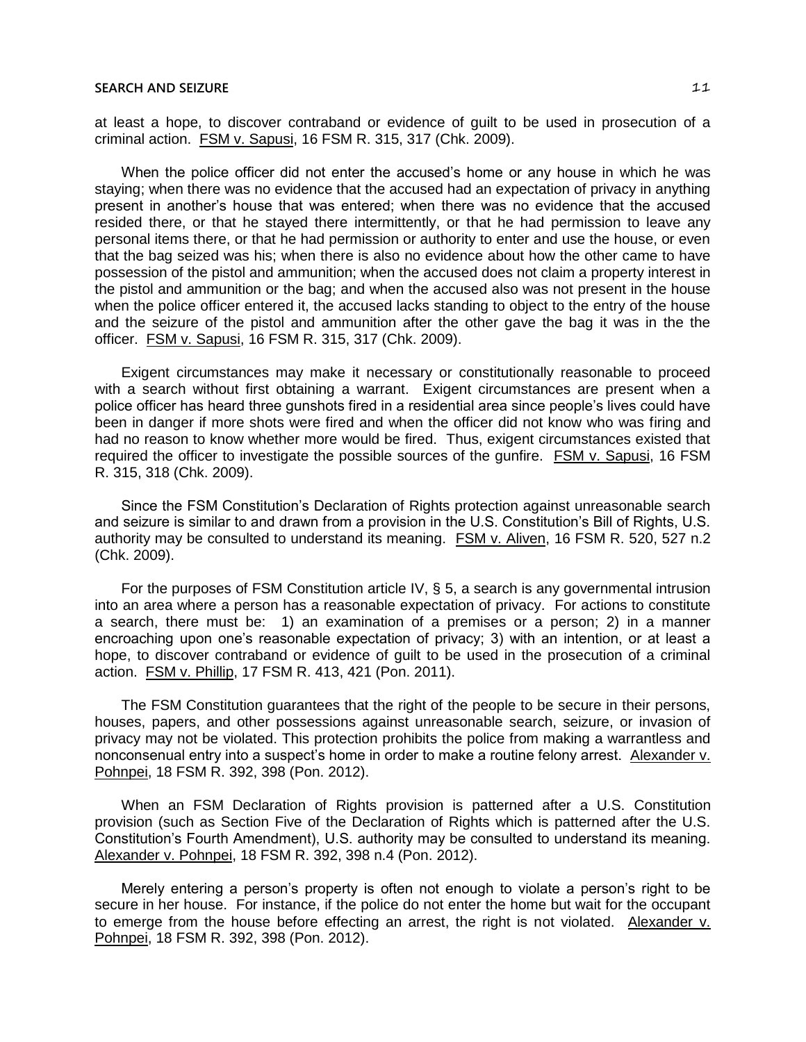at least a hope, to discover contraband or evidence of guilt to be used in prosecution of a criminal action. FSM v. Sapusi, 16 FSM R. 315, 317 (Chk. 2009).

When the police officer did not enter the accused's home or any house in which he was staying; when there was no evidence that the accused had an expectation of privacy in anything present in another's house that was entered; when there was no evidence that the accused resided there, or that he stayed there intermittently, or that he had permission to leave any personal items there, or that he had permission or authority to enter and use the house, or even that the bag seized was his; when there is also no evidence about how the other came to have possession of the pistol and ammunition; when the accused does not claim a property interest in the pistol and ammunition or the bag; and when the accused also was not present in the house when the police officer entered it, the accused lacks standing to object to the entry of the house and the seizure of the pistol and ammunition after the other gave the bag it was in the the officer. FSM v. Sapusi, 16 FSM R. 315, 317 (Chk. 2009).

Exigent circumstances may make it necessary or constitutionally reasonable to proceed with a search without first obtaining a warrant. Exigent circumstances are present when a police officer has heard three gunshots fired in a residential area since people's lives could have been in danger if more shots were fired and when the officer did not know who was firing and had no reason to know whether more would be fired. Thus, exigent circumstances existed that required the officer to investigate the possible sources of the gunfire. FSM v. Sapusi, 16 FSM R. 315, 318 (Chk. 2009).

Since the FSM Constitution's Declaration of Rights protection against unreasonable search and seizure is similar to and drawn from a provision in the U.S. Constitution's Bill of Rights, U.S. authority may be consulted to understand its meaning. FSM v. Aliven, 16 FSM R. 520, 527 n.2 (Chk. 2009).

For the purposes of FSM Constitution article IV, § 5, a search is any governmental intrusion into an area where a person has a reasonable expectation of privacy. For actions to constitute a search, there must be: 1) an examination of a premises or a person; 2) in a manner encroaching upon one's reasonable expectation of privacy; 3) with an intention, or at least a hope, to discover contraband or evidence of guilt to be used in the prosecution of a criminal action. FSM v. Phillip, 17 FSM R. 413, 421 (Pon. 2011).

The FSM Constitution guarantees that the right of the people to be secure in their persons, houses, papers, and other possessions against unreasonable search, seizure, or invasion of privacy may not be violated. This protection prohibits the police from making a warrantless and nonconsenual entry into a suspect's home in order to make a routine felony arrest. Alexander v. Pohnpei, 18 FSM R. 392, 398 (Pon. 2012).

When an FSM Declaration of Rights provision is patterned after a U.S. Constitution provision (such as Section Five of the Declaration of Rights which is patterned after the U.S. Constitution's Fourth Amendment), U.S. authority may be consulted to understand its meaning. Alexander v. Pohnpei, 18 FSM R. 392, 398 n.4 (Pon. 2012).

Merely entering a person's property is often not enough to violate a person's right to be secure in her house. For instance, if the police do not enter the home but wait for the occupant to emerge from the house before effecting an arrest, the right is not violated. Alexander v. Pohnpei, 18 FSM R. 392, 398 (Pon. 2012).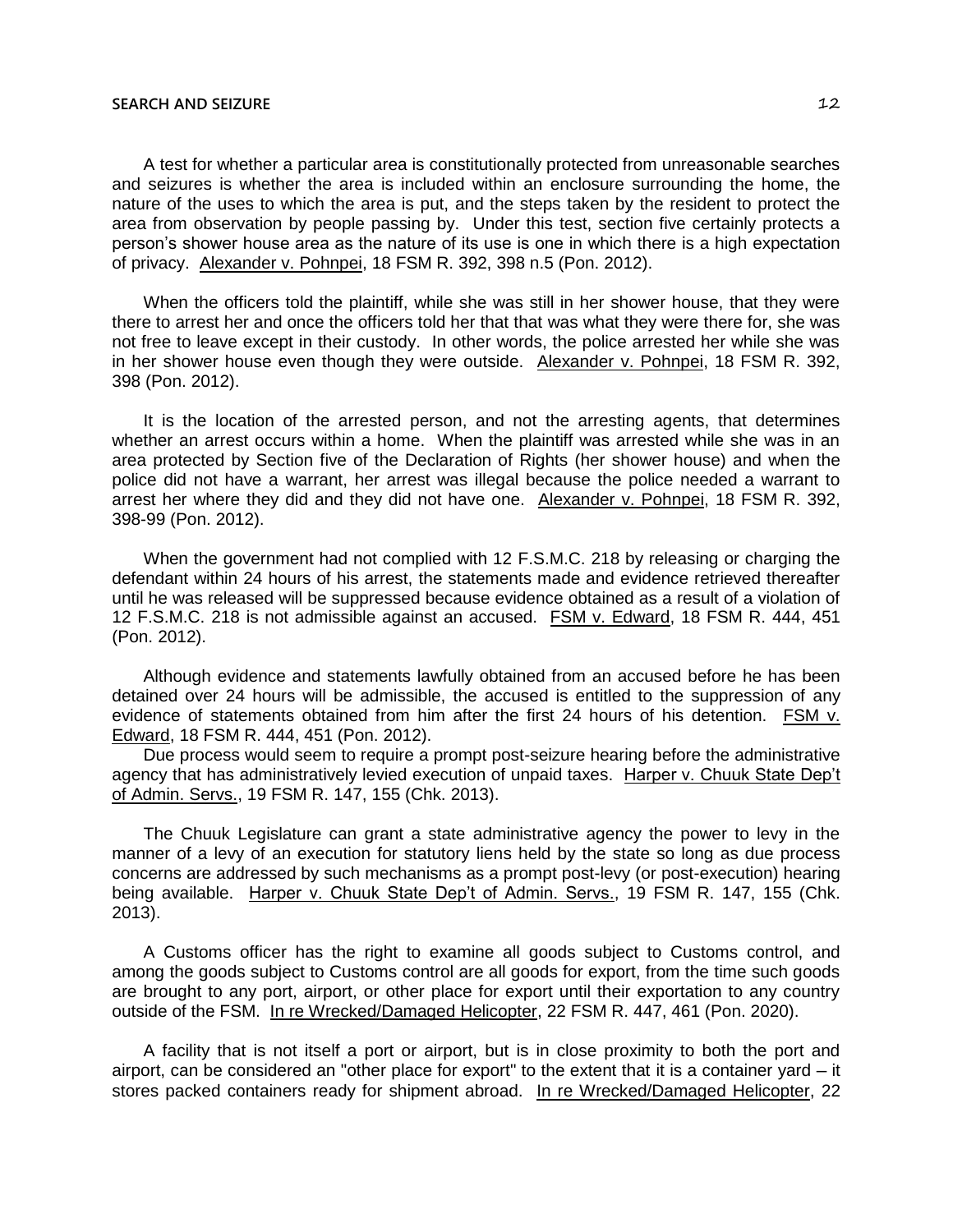A test for whether a particular area is constitutionally protected from unreasonable searches and seizures is whether the area is included within an enclosure surrounding the home, the nature of the uses to which the area is put, and the steps taken by the resident to protect the area from observation by people passing by. Under this test, section five certainly protects a person's shower house area as the nature of its use is one in which there is a high expectation of privacy. Alexander v. Pohnpei, 18 FSM R. 392, 398 n.5 (Pon. 2012).

When the officers told the plaintiff, while she was still in her shower house, that they were there to arrest her and once the officers told her that that was what they were there for, she was not free to leave except in their custody. In other words, the police arrested her while she was in her shower house even though they were outside. Alexander v. Pohnpei, 18 FSM R. 392, 398 (Pon. 2012).

It is the location of the arrested person, and not the arresting agents, that determines whether an arrest occurs within a home. When the plaintiff was arrested while she was in an area protected by Section five of the Declaration of Rights (her shower house) and when the police did not have a warrant, her arrest was illegal because the police needed a warrant to arrest her where they did and they did not have one. Alexander v. Pohnpei, 18 FSM R. 392, 398-99 (Pon. 2012).

When the government had not complied with 12 F.S.M.C. 218 by releasing or charging the defendant within 24 hours of his arrest, the statements made and evidence retrieved thereafter until he was released will be suppressed because evidence obtained as a result of a violation of 12 F.S.M.C. 218 is not admissible against an accused. FSM v. Edward, 18 FSM R. 444, 451 (Pon. 2012).

Although evidence and statements lawfully obtained from an accused before he has been detained over 24 hours will be admissible, the accused is entitled to the suppression of any evidence of statements obtained from him after the first 24 hours of his detention. FSM v. Edward, 18 FSM R. 444, 451 (Pon. 2012).

Due process would seem to require a prompt post-seizure hearing before the administrative agency that has administratively levied execution of unpaid taxes. Harper v. Chuuk State Dep't of Admin. Servs., 19 FSM R. 147, 155 (Chk. 2013).

The Chuuk Legislature can grant a state administrative agency the power to levy in the manner of a levy of an execution for statutory liens held by the state so long as due process concerns are addressed by such mechanisms as a prompt post-levy (or post-execution) hearing being available. Harper v. Chuuk State Dep't of Admin. Servs., 19 FSM R. 147, 155 (Chk. 2013).

A Customs officer has the right to examine all goods subject to Customs control, and among the goods subject to Customs control are all goods for export, from the time such goods are brought to any port, airport, or other place for export until their exportation to any country outside of the FSM. In re Wrecked/Damaged Helicopter, 22 FSM R. 447, 461 (Pon. 2020).

A facility that is not itself a port or airport, but is in close proximity to both the port and airport, can be considered an "other place for export" to the extent that it is a container yard – it stores packed containers ready for shipment abroad. In re Wrecked/Damaged Helicopter, 22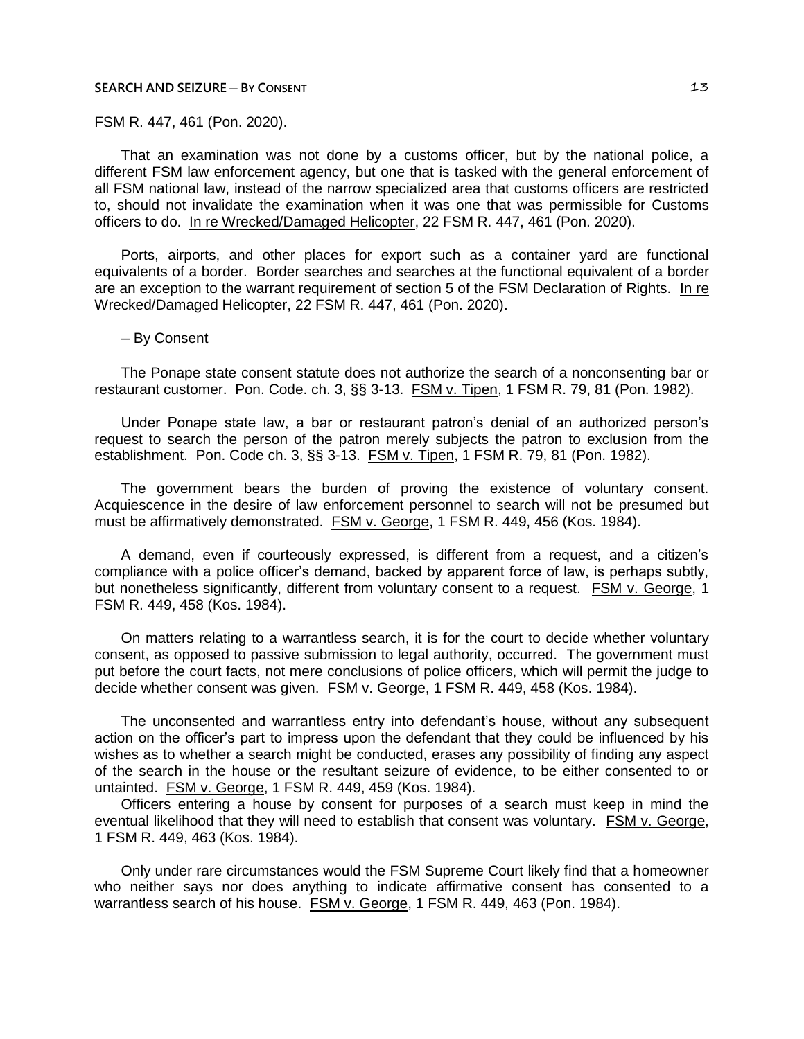FSM R. 447, 461 (Pon. 2020).

That an examination was not done by a customs officer, but by the national police, a different FSM law enforcement agency, but one that is tasked with the general enforcement of all FSM national law, instead of the narrow specialized area that customs officers are restricted to, should not invalidate the examination when it was one that was permissible for Customs officers to do. In re Wrecked/Damaged Helicopter, 22 FSM R. 447, 461 (Pon. 2020).

Ports, airports, and other places for export such as a container yard are functional equivalents of a border. Border searches and searches at the functional equivalent of a border are an exception to the warrant requirement of section 5 of the FSM Declaration of Rights. In re Wrecked/Damaged Helicopter, 22 FSM R. 447, 461 (Pon. 2020).

– By Consent

The Ponape state consent statute does not authorize the search of a nonconsenting bar or restaurant customer. Pon. Code. ch. 3, §§ 3-13. FSM v. Tipen, 1 FSM R. 79, 81 (Pon. 1982).

Under Ponape state law, a bar or restaurant patron's denial of an authorized person's request to search the person of the patron merely subjects the patron to exclusion from the establishment. Pon. Code ch. 3, §§ 3-13. FSM v. Tipen, 1 FSM R. 79, 81 (Pon. 1982).

The government bears the burden of proving the existence of voluntary consent. Acquiescence in the desire of law enforcement personnel to search will not be presumed but must be affirmatively demonstrated. FSM v. George, 1 FSM R. 449, 456 (Kos. 1984).

A demand, even if courteously expressed, is different from a request, and a citizen's compliance with a police officer's demand, backed by apparent force of law, is perhaps subtly, but nonetheless significantly, different from voluntary consent to a request. FSM v. George, 1 FSM R. 449, 458 (Kos. 1984).

On matters relating to a warrantless search, it is for the court to decide whether voluntary consent, as opposed to passive submission to legal authority, occurred. The government must put before the court facts, not mere conclusions of police officers, which will permit the judge to decide whether consent was given. FSM v. George, 1 FSM R. 449, 458 (Kos. 1984).

The unconsented and warrantless entry into defendant's house, without any subsequent action on the officer's part to impress upon the defendant that they could be influenced by his wishes as to whether a search might be conducted, erases any possibility of finding any aspect of the search in the house or the resultant seizure of evidence, to be either consented to or untainted. FSM v. George, 1 FSM R. 449, 459 (Kos. 1984).

Officers entering a house by consent for purposes of a search must keep in mind the eventual likelihood that they will need to establish that consent was voluntary. FSM v. George, 1 FSM R. 449, 463 (Kos. 1984).

Only under rare circumstances would the FSM Supreme Court likely find that a homeowner who neither says nor does anything to indicate affirmative consent has consented to a warrantless search of his house. FSM v. George, 1 FSM R. 449, 463 (Pon. 1984).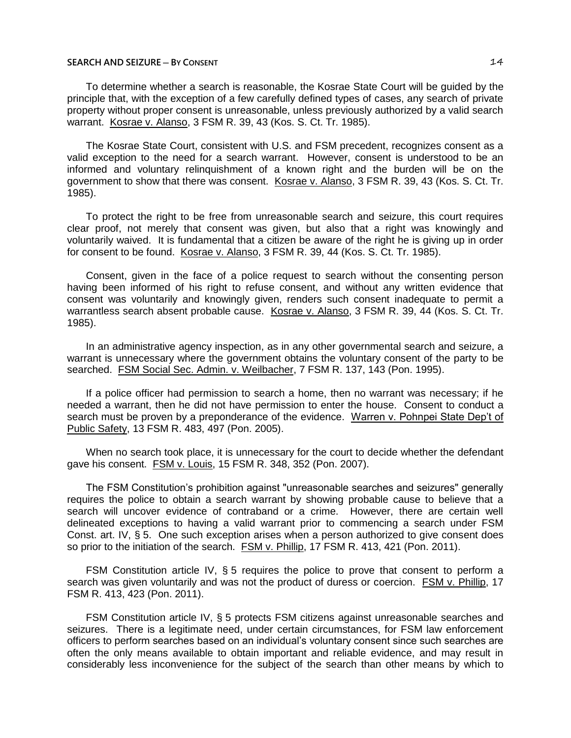To determine whether a search is reasonable, the Kosrae State Court will be guided by the principle that, with the exception of a few carefully defined types of cases, any search of private property without proper consent is unreasonable, unless previously authorized by a valid search warrant. Kosrae v. Alanso, 3 FSM R. 39, 43 (Kos. S. Ct. Tr. 1985).

The Kosrae State Court, consistent with U.S. and FSM precedent, recognizes consent as a valid exception to the need for a search warrant. However, consent is understood to be an informed and voluntary relinquishment of a known right and the burden will be on the government to show that there was consent. Kosrae v. Alanso, 3 FSM R. 39, 43 (Kos. S. Ct. Tr. 1985).

To protect the right to be free from unreasonable search and seizure, this court requires clear proof, not merely that consent was given, but also that a right was knowingly and voluntarily waived. It is fundamental that a citizen be aware of the right he is giving up in order for consent to be found. Kosrae v. Alanso, 3 FSM R. 39, 44 (Kos. S. Ct. Tr. 1985).

Consent, given in the face of a police request to search without the consenting person having been informed of his right to refuse consent, and without any written evidence that consent was voluntarily and knowingly given, renders such consent inadequate to permit a warrantless search absent probable cause. Kosrae v. Alanso, 3 FSM R. 39, 44 (Kos. S. Ct. Tr. 1985).

In an administrative agency inspection, as in any other governmental search and seizure, a warrant is unnecessary where the government obtains the voluntary consent of the party to be searched. FSM Social Sec. Admin. v. Weilbacher, 7 FSM R. 137, 143 (Pon. 1995).

If a police officer had permission to search a home, then no warrant was necessary; if he needed a warrant, then he did not have permission to enter the house. Consent to conduct a search must be proven by a preponderance of the evidence. Warren v. Pohnpei State Dep't of Public Safety, 13 FSM R. 483, 497 (Pon. 2005).

When no search took place, it is unnecessary for the court to decide whether the defendant gave his consent. FSM v. Louis, 15 FSM R. 348, 352 (Pon. 2007).

The FSM Constitution's prohibition against "unreasonable searches and seizures" generally requires the police to obtain a search warrant by showing probable cause to believe that a search will uncover evidence of contraband or a crime. However, there are certain well delineated exceptions to having a valid warrant prior to commencing a search under FSM Const. art. IV, § 5. One such exception arises when a person authorized to give consent does so prior to the initiation of the search. FSM v. Phillip, 17 FSM R. 413, 421 (Pon. 2011).

FSM Constitution article IV, § 5 requires the police to prove that consent to perform a search was given voluntarily and was not the product of duress or coercion. FSM v. Phillip, 17 FSM R. 413, 423 (Pon. 2011).

FSM Constitution article IV, § 5 protects FSM citizens against unreasonable searches and seizures. There is a legitimate need, under certain circumstances, for FSM law enforcement officers to perform searches based on an individual's voluntary consent since such searches are often the only means available to obtain important and reliable evidence, and may result in considerably less inconvenience for the subject of the search than other means by which to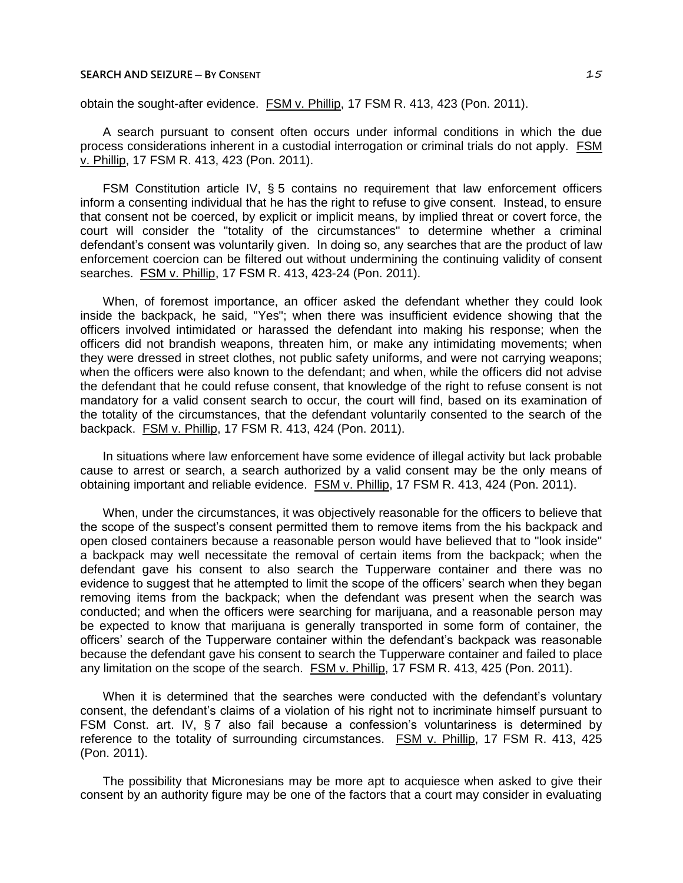obtain the sought-after evidence. FSM v. Phillip, 17 FSM R. 413, 423 (Pon. 2011).

A search pursuant to consent often occurs under informal conditions in which the due process considerations inherent in a custodial interrogation or criminal trials do not apply. FSM v. Phillip, 17 FSM R. 413, 423 (Pon. 2011).

FSM Constitution article IV, § 5 contains no requirement that law enforcement officers inform a consenting individual that he has the right to refuse to give consent. Instead, to ensure that consent not be coerced, by explicit or implicit means, by implied threat or covert force, the court will consider the "totality of the circumstances" to determine whether a criminal defendant's consent was voluntarily given. In doing so, any searches that are the product of law enforcement coercion can be filtered out without undermining the continuing validity of consent searches. FSM v. Phillip, 17 FSM R. 413, 423-24 (Pon. 2011).

When, of foremost importance, an officer asked the defendant whether they could look inside the backpack, he said, "Yes"; when there was insufficient evidence showing that the officers involved intimidated or harassed the defendant into making his response; when the officers did not brandish weapons, threaten him, or make any intimidating movements; when they were dressed in street clothes, not public safety uniforms, and were not carrying weapons; when the officers were also known to the defendant; and when, while the officers did not advise the defendant that he could refuse consent, that knowledge of the right to refuse consent is not mandatory for a valid consent search to occur, the court will find, based on its examination of the totality of the circumstances, that the defendant voluntarily consented to the search of the backpack. FSM v. Phillip, 17 FSM R. 413, 424 (Pon. 2011).

In situations where law enforcement have some evidence of illegal activity but lack probable cause to arrest or search, a search authorized by a valid consent may be the only means of obtaining important and reliable evidence. FSM v. Phillip, 17 FSM R. 413, 424 (Pon. 2011).

When, under the circumstances, it was objectively reasonable for the officers to believe that the scope of the suspect's consent permitted them to remove items from the his backpack and open closed containers because a reasonable person would have believed that to "look inside" a backpack may well necessitate the removal of certain items from the backpack; when the defendant gave his consent to also search the Tupperware container and there was no evidence to suggest that he attempted to limit the scope of the officers' search when they began removing items from the backpack; when the defendant was present when the search was conducted; and when the officers were searching for marijuana, and a reasonable person may be expected to know that marijuana is generally transported in some form of container, the officers' search of the Tupperware container within the defendant's backpack was reasonable because the defendant gave his consent to search the Tupperware container and failed to place any limitation on the scope of the search. FSM v. Phillip, 17 FSM R. 413, 425 (Pon. 2011).

When it is determined that the searches were conducted with the defendant's voluntary consent, the defendant's claims of a violation of his right not to incriminate himself pursuant to FSM Const. art. IV, § 7 also fail because a confession's voluntariness is determined by reference to the totality of surrounding circumstances. FSM v. Phillip, 17 FSM R. 413, 425 (Pon. 2011).

The possibility that Micronesians may be more apt to acquiesce when asked to give their consent by an authority figure may be one of the factors that a court may consider in evaluating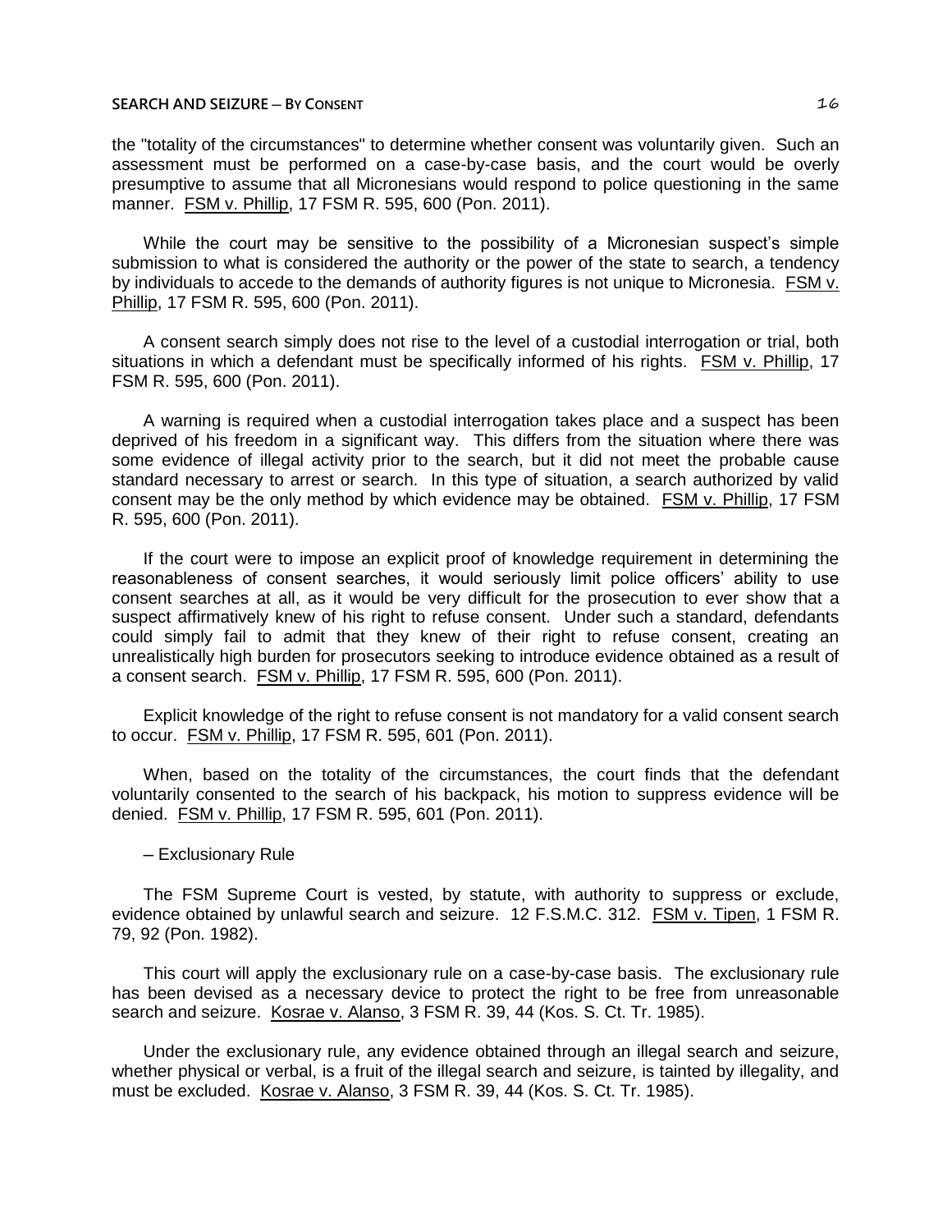the "totality of the circumstances" to determine whether consent was voluntarily given. Such an assessment must be performed on a case-by-case basis, and the court would be overly presumptive to assume that all Micronesians would respond to police questioning in the same manner. FSM v. Phillip, 17 FSM R. 595, 600 (Pon. 2011).

While the court may be sensitive to the possibility of a Micronesian suspect's simple submission to what is considered the authority or the power of the state to search, a tendency by individuals to accede to the demands of authority figures is not unique to Micronesia. FSM v. Phillip, 17 FSM R. 595, 600 (Pon. 2011).

A consent search simply does not rise to the level of a custodial interrogation or trial, both situations in which a defendant must be specifically informed of his rights. FSM v. Phillip, 17 FSM R. 595, 600 (Pon. 2011).

A warning is required when a custodial interrogation takes place and a suspect has been deprived of his freedom in a significant way. This differs from the situation where there was some evidence of illegal activity prior to the search, but it did not meet the probable cause standard necessary to arrest or search. In this type of situation, a search authorized by valid consent may be the only method by which evidence may be obtained. FSM v. Phillip, 17 FSM R. 595, 600 (Pon. 2011).

If the court were to impose an explicit proof of knowledge requirement in determining the reasonableness of consent searches, it would seriously limit police officers' ability to use consent searches at all, as it would be very difficult for the prosecution to ever show that a suspect affirmatively knew of his right to refuse consent. Under such a standard, defendants could simply fail to admit that they knew of their right to refuse consent, creating an unrealistically high burden for prosecutors seeking to introduce evidence obtained as a result of a consent search. FSM v. Phillip, 17 FSM R. 595, 600 (Pon. 2011).

Explicit knowledge of the right to refuse consent is not mandatory for a valid consent search to occur. FSM v. Phillip, 17 FSM R. 595, 601 (Pon. 2011).

When, based on the totality of the circumstances, the court finds that the defendant voluntarily consented to the search of his backpack, his motion to suppress evidence will be denied. FSM v. Phillip, 17 FSM R. 595, 601 (Pon. 2011).

– Exclusionary Rule

The FSM Supreme Court is vested, by statute, with authority to suppress or exclude, evidence obtained by unlawful search and seizure. 12 F.S.M.C. 312. FSM v. Tipen, 1 FSM R. 79, 92 (Pon. 1982).

This court will apply the exclusionary rule on a case-by-case basis. The exclusionary rule has been devised as a necessary device to protect the right to be free from unreasonable search and seizure. Kosrae v. Alanso, 3 FSM R. 39, 44 (Kos. S. Ct. Tr. 1985).

Under the exclusionary rule, any evidence obtained through an illegal search and seizure, whether physical or verbal, is a fruit of the illegal search and seizure, is tainted by illegality, and must be excluded. Kosrae v. Alanso, 3 FSM R. 39, 44 (Kos. S. Ct. Tr. 1985).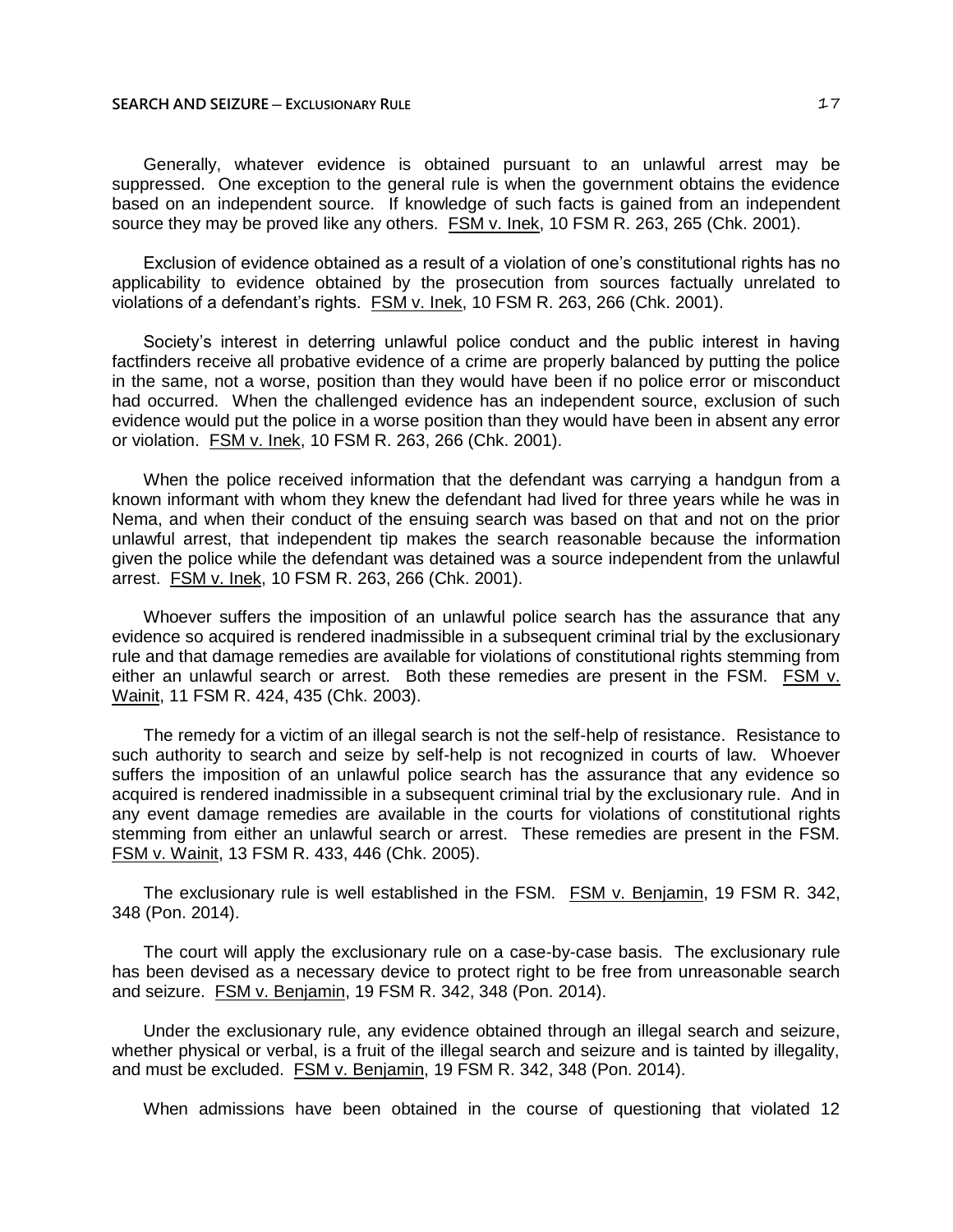Generally, whatever evidence is obtained pursuant to an unlawful arrest may be suppressed. One exception to the general rule is when the government obtains the evidence based on an independent source. If knowledge of such facts is gained from an independent source they may be proved like any others. FSM v. Inek, 10 FSM R. 263, 265 (Chk. 2001).

Exclusion of evidence obtained as a result of a violation of one's constitutional rights has no applicability to evidence obtained by the prosecution from sources factually unrelated to violations of a defendant's rights. FSM v. Inek, 10 FSM R. 263, 266 (Chk. 2001).

Society's interest in deterring unlawful police conduct and the public interest in having factfinders receive all probative evidence of a crime are properly balanced by putting the police in the same, not a worse, position than they would have been if no police error or misconduct had occurred. When the challenged evidence has an independent source, exclusion of such evidence would put the police in a worse position than they would have been in absent any error or violation. FSM v. Inek, 10 FSM R. 263, 266 (Chk. 2001).

When the police received information that the defendant was carrying a handgun from a known informant with whom they knew the defendant had lived for three years while he was in Nema, and when their conduct of the ensuing search was based on that and not on the prior unlawful arrest, that independent tip makes the search reasonable because the information given the police while the defendant was detained was a source independent from the unlawful arrest. FSM v. Inek, 10 FSM R. 263, 266 (Chk. 2001).

Whoever suffers the imposition of an unlawful police search has the assurance that any evidence so acquired is rendered inadmissible in a subsequent criminal trial by the exclusionary rule and that damage remedies are available for violations of constitutional rights stemming from either an unlawful search or arrest. Both these remedies are present in the FSM. FSM v. Wainit, 11 FSM R. 424, 435 (Chk. 2003).

The remedy for a victim of an illegal search is not the self-help of resistance. Resistance to such authority to search and seize by self-help is not recognized in courts of law. Whoever suffers the imposition of an unlawful police search has the assurance that any evidence so acquired is rendered inadmissible in a subsequent criminal trial by the exclusionary rule. And in any event damage remedies are available in the courts for violations of constitutional rights stemming from either an unlawful search or arrest. These remedies are present in the FSM. FSM v. Wainit, 13 FSM R. 433, 446 (Chk. 2005).

The exclusionary rule is well established in the FSM. FSM v. Benjamin, 19 FSM R. 342, 348 (Pon. 2014).

The court will apply the exclusionary rule on a case-by-case basis. The exclusionary rule has been devised as a necessary device to protect right to be free from unreasonable search and seizure. FSM v. Benjamin, 19 FSM R. 342, 348 (Pon. 2014).

Under the exclusionary rule, any evidence obtained through an illegal search and seizure, whether physical or verbal, is a fruit of the illegal search and seizure and is tainted by illegality, and must be excluded. FSM v. Benjamin, 19 FSM R. 342, 348 (Pon. 2014).

When admissions have been obtained in the course of questioning that violated 12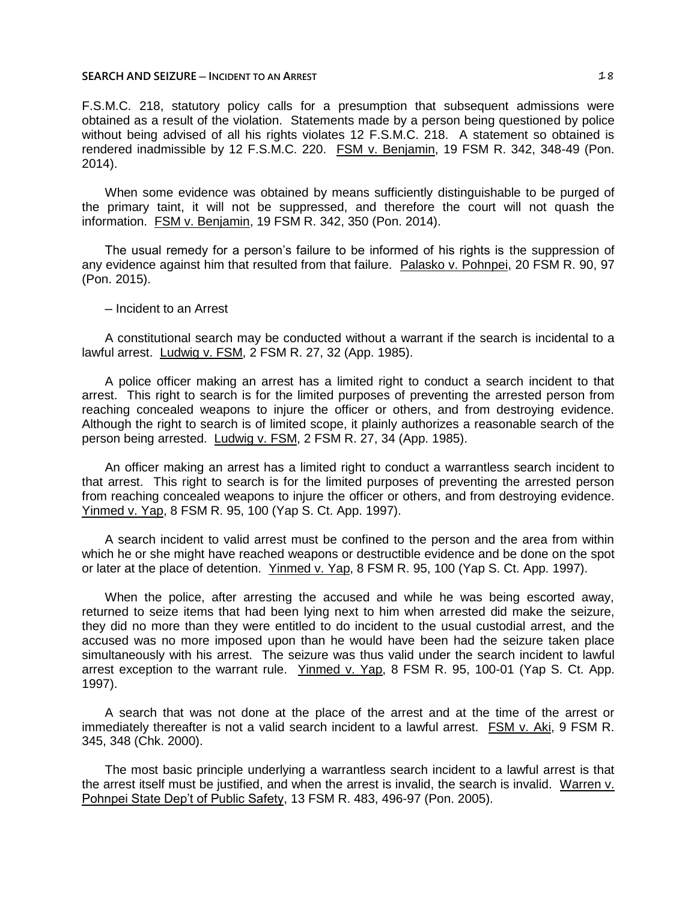F.S.M.C. 218, statutory policy calls for a presumption that subsequent admissions were obtained as a result of the violation. Statements made by a person being questioned by police without being advised of all his rights violates 12 F.S.M.C. 218. A statement so obtained is rendered inadmissible by 12 F.S.M.C. 220. FSM v. Benjamin, 19 FSM R. 342, 348-49 (Pon. 2014).

When some evidence was obtained by means sufficiently distinguishable to be purged of the primary taint, it will not be suppressed, and therefore the court will not quash the information. FSM v. Benjamin, 19 FSM R. 342, 350 (Pon. 2014).

The usual remedy for a person's failure to be informed of his rights is the suppression of any evidence against him that resulted from that failure. Palasko v. Pohnpei, 20 FSM R. 90, 97 (Pon. 2015).

– Incident to an Arrest

A constitutional search may be conducted without a warrant if the search is incidental to a lawful arrest. Ludwig v. FSM, 2 FSM R. 27, 32 (App. 1985).

A police officer making an arrest has a limited right to conduct a search incident to that arrest. This right to search is for the limited purposes of preventing the arrested person from reaching concealed weapons to injure the officer or others, and from destroying evidence. Although the right to search is of limited scope, it plainly authorizes a reasonable search of the person being arrested. Ludwig v. FSM, 2 FSM R. 27, 34 (App. 1985).

An officer making an arrest has a limited right to conduct a warrantless search incident to that arrest. This right to search is for the limited purposes of preventing the arrested person from reaching concealed weapons to injure the officer or others, and from destroying evidence. Yinmed v. Yap, 8 FSM R. 95, 100 (Yap S. Ct. App. 1997).

A search incident to valid arrest must be confined to the person and the area from within which he or she might have reached weapons or destructible evidence and be done on the spot or later at the place of detention. Yinmed v. Yap, 8 FSM R. 95, 100 (Yap S. Ct. App. 1997).

When the police, after arresting the accused and while he was being escorted away, returned to seize items that had been lying next to him when arrested did make the seizure, they did no more than they were entitled to do incident to the usual custodial arrest, and the accused was no more imposed upon than he would have been had the seizure taken place simultaneously with his arrest. The seizure was thus valid under the search incident to lawful arrest exception to the warrant rule. Yinmed v. Yap, 8 FSM R. 95, 100-01 (Yap S. Ct. App. 1997).

A search that was not done at the place of the arrest and at the time of the arrest or immediately thereafter is not a valid search incident to a lawful arrest. FSM v. Aki, 9 FSM R. 345, 348 (Chk. 2000).

The most basic principle underlying a warrantless search incident to a lawful arrest is that the arrest itself must be justified, and when the arrest is invalid, the search is invalid. Warren v. Pohnpei State Dep't of Public Safety, 13 FSM R. 483, 496-97 (Pon. 2005).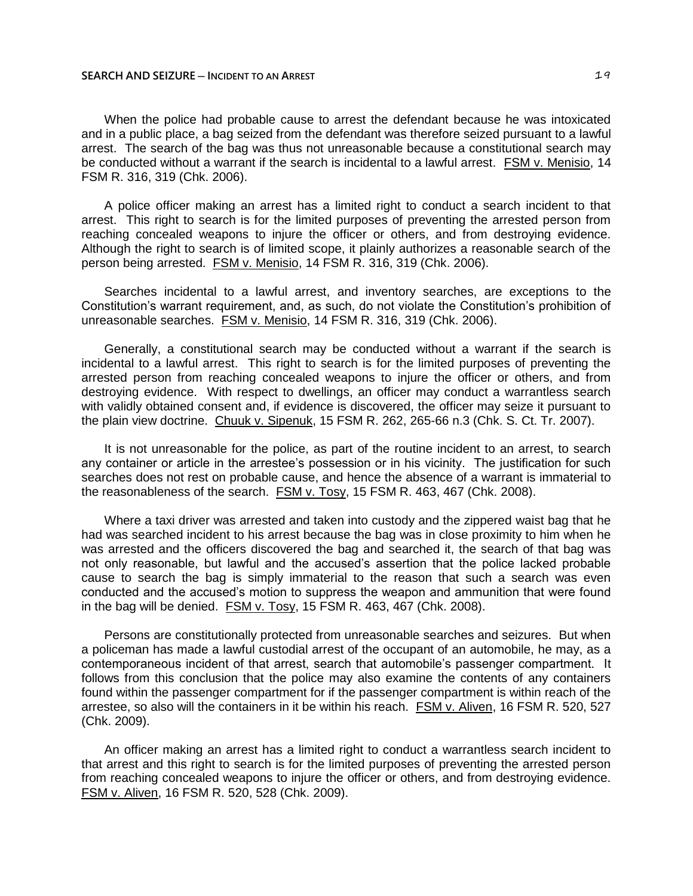When the police had probable cause to arrest the defendant because he was intoxicated and in a public place, a bag seized from the defendant was therefore seized pursuant to a lawful arrest. The search of the bag was thus not unreasonable because a constitutional search may be conducted without a warrant if the search is incidental to a lawful arrest. FSM v. Menisio, 14 FSM R. 316, 319 (Chk. 2006).

A police officer making an arrest has a limited right to conduct a search incident to that arrest. This right to search is for the limited purposes of preventing the arrested person from reaching concealed weapons to injure the officer or others, and from destroying evidence. Although the right to search is of limited scope, it plainly authorizes a reasonable search of the person being arrested. FSM v. Menisio, 14 FSM R. 316, 319 (Chk. 2006).

Searches incidental to a lawful arrest, and inventory searches, are exceptions to the Constitution's warrant requirement, and, as such, do not violate the Constitution's prohibition of unreasonable searches. FSM v. Menisio, 14 FSM R. 316, 319 (Chk. 2006).

Generally, a constitutional search may be conducted without a warrant if the search is incidental to a lawful arrest. This right to search is for the limited purposes of preventing the arrested person from reaching concealed weapons to injure the officer or others, and from destroying evidence. With respect to dwellings, an officer may conduct a warrantless search with validly obtained consent and, if evidence is discovered, the officer may seize it pursuant to the plain view doctrine. Chuuk v. Sipenuk, 15 FSM R. 262, 265-66 n.3 (Chk. S. Ct. Tr. 2007).

It is not unreasonable for the police, as part of the routine incident to an arrest, to search any container or article in the arrestee's possession or in his vicinity. The justification for such searches does not rest on probable cause, and hence the absence of a warrant is immaterial to the reasonableness of the search. FSM v. Tosy, 15 FSM R. 463, 467 (Chk. 2008).

Where a taxi driver was arrested and taken into custody and the zippered waist bag that he had was searched incident to his arrest because the bag was in close proximity to him when he was arrested and the officers discovered the bag and searched it, the search of that bag was not only reasonable, but lawful and the accused's assertion that the police lacked probable cause to search the bag is simply immaterial to the reason that such a search was even conducted and the accused's motion to suppress the weapon and ammunition that were found in the bag will be denied. FSM v. Tosy, 15 FSM R. 463, 467 (Chk. 2008).

Persons are constitutionally protected from unreasonable searches and seizures. But when a policeman has made a lawful custodial arrest of the occupant of an automobile, he may, as a contemporaneous incident of that arrest, search that automobile's passenger compartment. It follows from this conclusion that the police may also examine the contents of any containers found within the passenger compartment for if the passenger compartment is within reach of the arrestee, so also will the containers in it be within his reach. FSM v. Aliven, 16 FSM R. 520, 527 (Chk. 2009).

An officer making an arrest has a limited right to conduct a warrantless search incident to that arrest and this right to search is for the limited purposes of preventing the arrested person from reaching concealed weapons to injure the officer or others, and from destroying evidence. FSM v. Aliven, 16 FSM R. 520, 528 (Chk. 2009).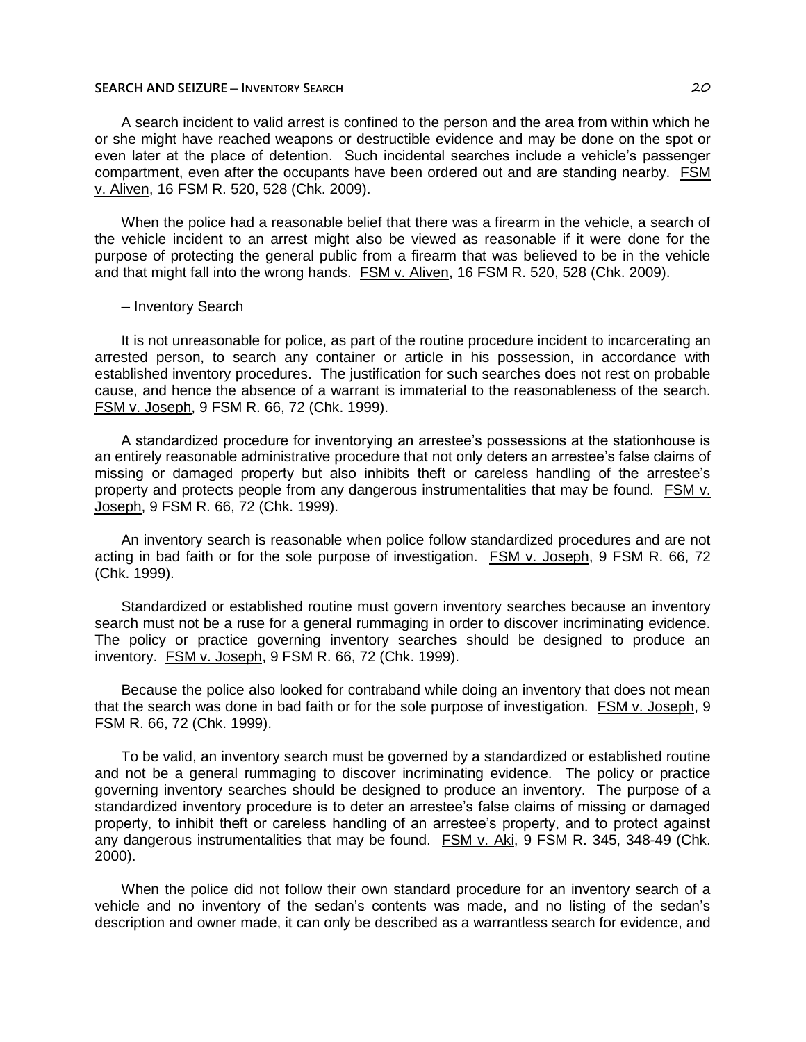A search incident to valid arrest is confined to the person and the area from within which he or she might have reached weapons or destructible evidence and may be done on the spot or even later at the place of detention. Such incidental searches include a vehicle's passenger compartment, even after the occupants have been ordered out and are standing nearby. FSM v. Aliven, 16 FSM R. 520, 528 (Chk. 2009).

When the police had a reasonable belief that there was a firearm in the vehicle, a search of the vehicle incident to an arrest might also be viewed as reasonable if it were done for the purpose of protecting the general public from a firearm that was believed to be in the vehicle and that might fall into the wrong hands. FSM v. Aliven, 16 FSM R. 520, 528 (Chk. 2009).

– Inventory Search

It is not unreasonable for police, as part of the routine procedure incident to incarcerating an arrested person, to search any container or article in his possession, in accordance with established inventory procedures. The justification for such searches does not rest on probable cause, and hence the absence of a warrant is immaterial to the reasonableness of the search. FSM v. Joseph, 9 FSM R. 66, 72 (Chk. 1999).

A standardized procedure for inventorying an arrestee's possessions at the stationhouse is an entirely reasonable administrative procedure that not only deters an arrestee's false claims of missing or damaged property but also inhibits theft or careless handling of the arrestee's property and protects people from any dangerous instrumentalities that may be found. FSM v. Joseph, 9 FSM R. 66, 72 (Chk. 1999).

An inventory search is reasonable when police follow standardized procedures and are not acting in bad faith or for the sole purpose of investigation. FSM v. Joseph, 9 FSM R. 66, 72 (Chk. 1999).

Standardized or established routine must govern inventory searches because an inventory search must not be a ruse for a general rummaging in order to discover incriminating evidence. The policy or practice governing inventory searches should be designed to produce an inventory. FSM v. Joseph, 9 FSM R. 66, 72 (Chk. 1999).

Because the police also looked for contraband while doing an inventory that does not mean that the search was done in bad faith or for the sole purpose of investigation. FSM v. Joseph, 9 FSM R. 66, 72 (Chk. 1999).

To be valid, an inventory search must be governed by a standardized or established routine and not be a general rummaging to discover incriminating evidence. The policy or practice governing inventory searches should be designed to produce an inventory. The purpose of a standardized inventory procedure is to deter an arrestee's false claims of missing or damaged property, to inhibit theft or careless handling of an arrestee's property, and to protect against any dangerous instrumentalities that may be found. FSM v. Aki, 9 FSM R. 345, 348-49 (Chk. 2000).

When the police did not follow their own standard procedure for an inventory search of a vehicle and no inventory of the sedan's contents was made, and no listing of the sedan's description and owner made, it can only be described as a warrantless search for evidence, and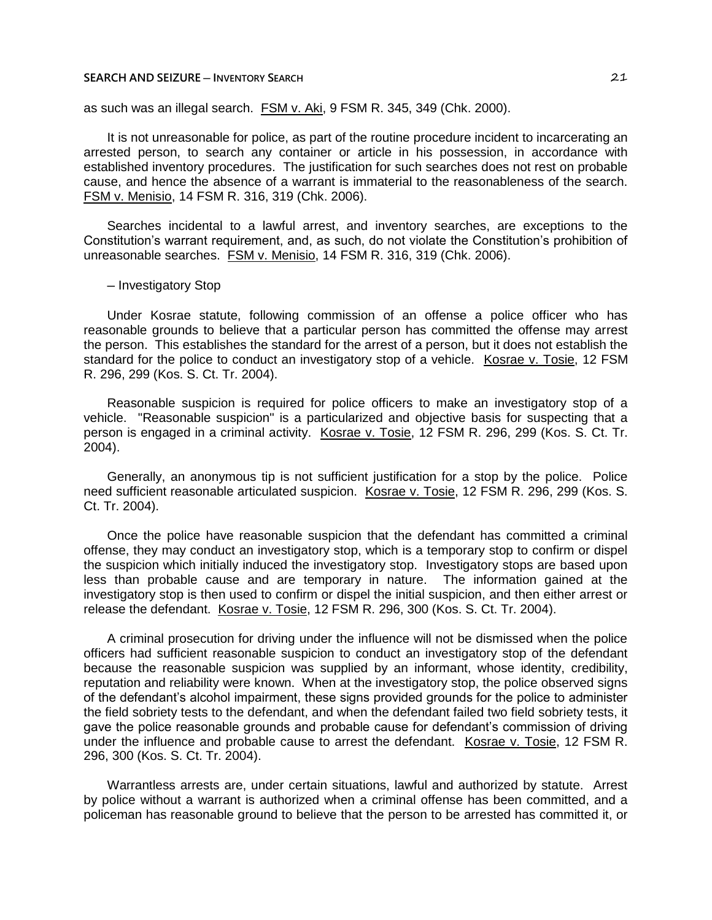as such was an illegal search. FSM v. Aki, 9 FSM R. 345, 349 (Chk. 2000).

It is not unreasonable for police, as part of the routine procedure incident to incarcerating an arrested person, to search any container or article in his possession, in accordance with established inventory procedures. The justification for such searches does not rest on probable cause, and hence the absence of a warrant is immaterial to the reasonableness of the search. FSM v. Menisio, 14 FSM R. 316, 319 (Chk. 2006).

Searches incidental to a lawful arrest, and inventory searches, are exceptions to the Constitution's warrant requirement, and, as such, do not violate the Constitution's prohibition of unreasonable searches. FSM v. Menisio, 14 FSM R. 316, 319 (Chk. 2006).

– Investigatory Stop

Under Kosrae statute, following commission of an offense a police officer who has reasonable grounds to believe that a particular person has committed the offense may arrest the person. This establishes the standard for the arrest of a person, but it does not establish the standard for the police to conduct an investigatory stop of a vehicle. Kosrae v. Tosie, 12 FSM R. 296, 299 (Kos. S. Ct. Tr. 2004).

Reasonable suspicion is required for police officers to make an investigatory stop of a vehicle. "Reasonable suspicion" is a particularized and objective basis for suspecting that a person is engaged in a criminal activity. Kosrae v. Tosie, 12 FSM R. 296, 299 (Kos. S. Ct. Tr. 2004).

Generally, an anonymous tip is not sufficient justification for a stop by the police. Police need sufficient reasonable articulated suspicion. Kosrae v. Tosie, 12 FSM R. 296, 299 (Kos. S. Ct. Tr. 2004).

Once the police have reasonable suspicion that the defendant has committed a criminal offense, they may conduct an investigatory stop, which is a temporary stop to confirm or dispel the suspicion which initially induced the investigatory stop. Investigatory stops are based upon less than probable cause and are temporary in nature. The information gained at the investigatory stop is then used to confirm or dispel the initial suspicion, and then either arrest or release the defendant. Kosrae v. Tosie, 12 FSM R. 296, 300 (Kos. S. Ct. Tr. 2004).

A criminal prosecution for driving under the influence will not be dismissed when the police officers had sufficient reasonable suspicion to conduct an investigatory stop of the defendant because the reasonable suspicion was supplied by an informant, whose identity, credibility, reputation and reliability were known. When at the investigatory stop, the police observed signs of the defendant's alcohol impairment, these signs provided grounds for the police to administer the field sobriety tests to the defendant, and when the defendant failed two field sobriety tests, it gave the police reasonable grounds and probable cause for defendant's commission of driving under the influence and probable cause to arrest the defendant. Kosrae v. Tosie, 12 FSM R. 296, 300 (Kos. S. Ct. Tr. 2004).

Warrantless arrests are, under certain situations, lawful and authorized by statute. Arrest by police without a warrant is authorized when a criminal offense has been committed, and a policeman has reasonable ground to believe that the person to be arrested has committed it, or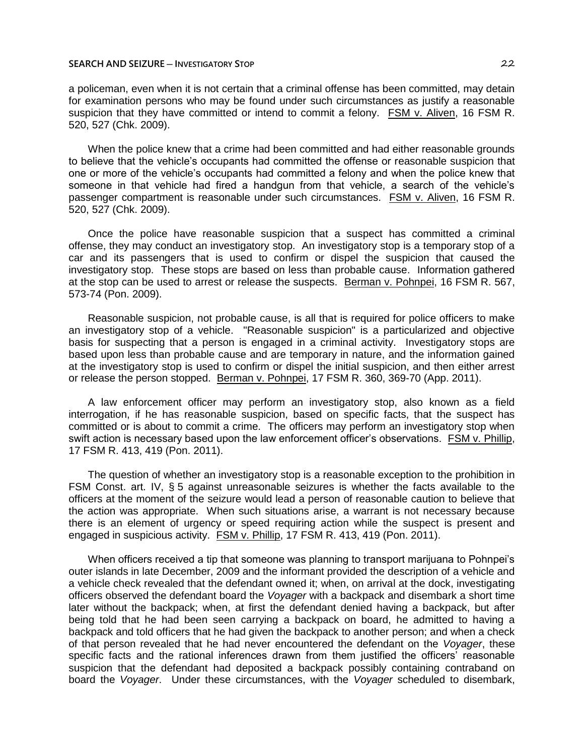a policeman, even when it is not certain that a criminal offense has been committed, may detain for examination persons who may be found under such circumstances as justify a reasonable suspicion that they have committed or intend to commit a felony. FSM v. Aliven, 16 FSM R. 520, 527 (Chk. 2009).

When the police knew that a crime had been committed and had either reasonable grounds to believe that the vehicle's occupants had committed the offense or reasonable suspicion that one or more of the vehicle's occupants had committed a felony and when the police knew that someone in that vehicle had fired a handgun from that vehicle, a search of the vehicle's passenger compartment is reasonable under such circumstances. FSM v. Aliven, 16 FSM R. 520, 527 (Chk. 2009).

Once the police have reasonable suspicion that a suspect has committed a criminal offense, they may conduct an investigatory stop. An investigatory stop is a temporary stop of a car and its passengers that is used to confirm or dispel the suspicion that caused the investigatory stop. These stops are based on less than probable cause. Information gathered at the stop can be used to arrest or release the suspects. Berman v. Pohnpei, 16 FSM R. 567, 573-74 (Pon. 2009).

Reasonable suspicion, not probable cause, is all that is required for police officers to make an investigatory stop of a vehicle. "Reasonable suspicion" is a particularized and objective basis for suspecting that a person is engaged in a criminal activity. Investigatory stops are based upon less than probable cause and are temporary in nature, and the information gained at the investigatory stop is used to confirm or dispel the initial suspicion, and then either arrest or release the person stopped. Berman v. Pohnpei, 17 FSM R. 360, 369-70 (App. 2011).

A law enforcement officer may perform an investigatory stop, also known as a field interrogation, if he has reasonable suspicion, based on specific facts, that the suspect has committed or is about to commit a crime. The officers may perform an investigatory stop when swift action is necessary based upon the law enforcement officer's observations. FSM v. Phillip, 17 FSM R. 413, 419 (Pon. 2011).

The question of whether an investigatory stop is a reasonable exception to the prohibition in FSM Const. art. IV, § 5 against unreasonable seizures is whether the facts available to the officers at the moment of the seizure would lead a person of reasonable caution to believe that the action was appropriate. When such situations arise, a warrant is not necessary because there is an element of urgency or speed requiring action while the suspect is present and engaged in suspicious activity. FSM v. Phillip, 17 FSM R. 413, 419 (Pon. 2011).

When officers received a tip that someone was planning to transport marijuana to Pohnpei's outer islands in late December, 2009 and the informant provided the description of a vehicle and a vehicle check revealed that the defendant owned it; when, on arrival at the dock, investigating officers observed the defendant board the *Voyager* with a backpack and disembark a short time later without the backpack; when, at first the defendant denied having a backpack, but after being told that he had been seen carrying a backpack on board, he admitted to having a backpack and told officers that he had given the backpack to another person; and when a check of that person revealed that he had never encountered the defendant on the *Voyager*, these specific facts and the rational inferences drawn from them justified the officers' reasonable suspicion that the defendant had deposited a backpack possibly containing contraband on board the *Voyager*. Under these circumstances, with the *Voyager* scheduled to disembark,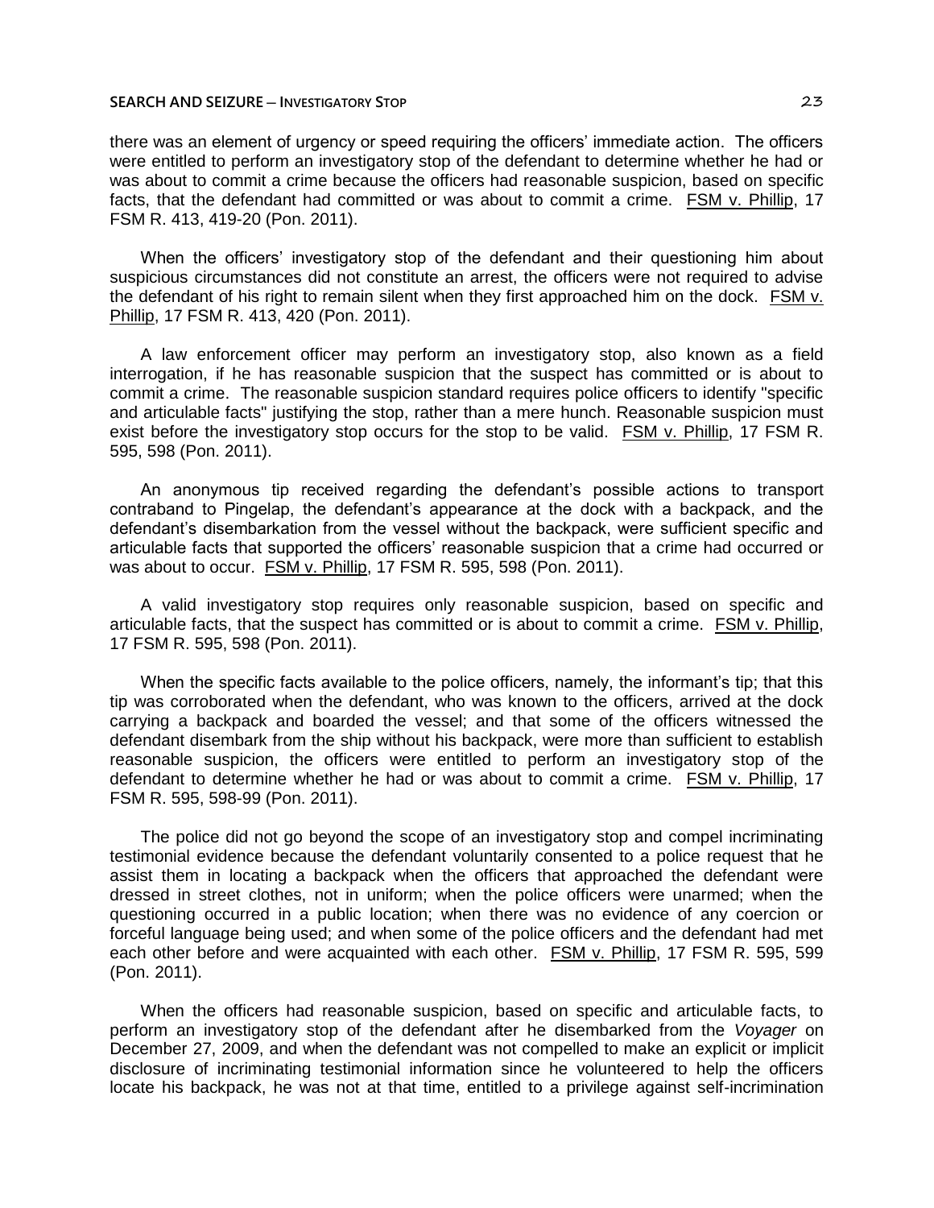there was an element of urgency or speed requiring the officers' immediate action. The officers were entitled to perform an investigatory stop of the defendant to determine whether he had or was about to commit a crime because the officers had reasonable suspicion, based on specific facts, that the defendant had committed or was about to commit a crime. FSM v. Phillip, 17 FSM R. 413, 419-20 (Pon. 2011).

When the officers' investigatory stop of the defendant and their questioning him about suspicious circumstances did not constitute an arrest, the officers were not required to advise the defendant of his right to remain silent when they first approached him on the dock. FSM v. Phillip, 17 FSM R. 413, 420 (Pon. 2011).

A law enforcement officer may perform an investigatory stop, also known as a field interrogation, if he has reasonable suspicion that the suspect has committed or is about to commit a crime. The reasonable suspicion standard requires police officers to identify "specific and articulable facts" justifying the stop, rather than a mere hunch. Reasonable suspicion must exist before the investigatory stop occurs for the stop to be valid. FSM v. Phillip, 17 FSM R. 595, 598 (Pon. 2011).

An anonymous tip received regarding the defendant's possible actions to transport contraband to Pingelap, the defendant's appearance at the dock with a backpack, and the defendant's disembarkation from the vessel without the backpack, were sufficient specific and articulable facts that supported the officers' reasonable suspicion that a crime had occurred or was about to occur. FSM v. Phillip, 17 FSM R. 595, 598 (Pon. 2011).

A valid investigatory stop requires only reasonable suspicion, based on specific and articulable facts, that the suspect has committed or is about to commit a crime. FSM v. Phillip, 17 FSM R. 595, 598 (Pon. 2011).

When the specific facts available to the police officers, namely, the informant's tip; that this tip was corroborated when the defendant, who was known to the officers, arrived at the dock carrying a backpack and boarded the vessel; and that some of the officers witnessed the defendant disembark from the ship without his backpack, were more than sufficient to establish reasonable suspicion, the officers were entitled to perform an investigatory stop of the defendant to determine whether he had or was about to commit a crime. FSM v. Phillip, 17 FSM R. 595, 598-99 (Pon. 2011).

The police did not go beyond the scope of an investigatory stop and compel incriminating testimonial evidence because the defendant voluntarily consented to a police request that he assist them in locating a backpack when the officers that approached the defendant were dressed in street clothes, not in uniform; when the police officers were unarmed; when the questioning occurred in a public location; when there was no evidence of any coercion or forceful language being used; and when some of the police officers and the defendant had met each other before and were acquainted with each other. FSM v. Phillip, 17 FSM R. 595, 599 (Pon. 2011).

When the officers had reasonable suspicion, based on specific and articulable facts, to perform an investigatory stop of the defendant after he disembarked from the *Voyager* on December 27, 2009, and when the defendant was not compelled to make an explicit or implicit disclosure of incriminating testimonial information since he volunteered to help the officers locate his backpack, he was not at that time, entitled to a privilege against self-incrimination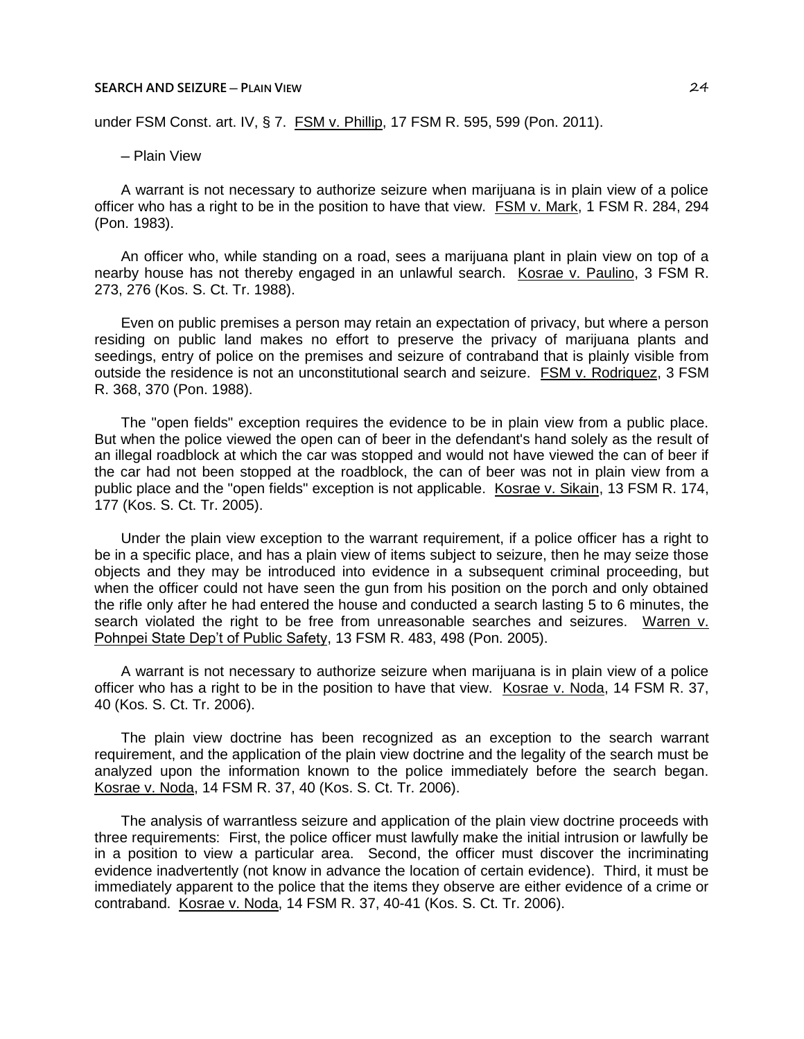under FSM Const. art. IV, § 7. FSM v. Phillip, 17 FSM R. 595, 599 (Pon. 2011).

– Plain View

A warrant is not necessary to authorize seizure when marijuana is in plain view of a police officer who has a right to be in the position to have that view. FSM v. Mark, 1 FSM R. 284, 294 (Pon. 1983).

An officer who, while standing on a road, sees a marijuana plant in plain view on top of a nearby house has not thereby engaged in an unlawful search. Kosrae v. Paulino, 3 FSM R. 273, 276 (Kos. S. Ct. Tr. 1988).

Even on public premises a person may retain an expectation of privacy, but where a person residing on public land makes no effort to preserve the privacy of marijuana plants and seedings, entry of police on the premises and seizure of contraband that is plainly visible from outside the residence is not an unconstitutional search and seizure. FSM v. Rodriquez, 3 FSM R. 368, 370 (Pon. 1988).

The "open fields" exception requires the evidence to be in plain view from a public place. But when the police viewed the open can of beer in the defendant's hand solely as the result of an illegal roadblock at which the car was stopped and would not have viewed the can of beer if the car had not been stopped at the roadblock, the can of beer was not in plain view from a public place and the "open fields" exception is not applicable. Kosrae v. Sikain, 13 FSM R. 174, 177 (Kos. S. Ct. Tr. 2005).

Under the plain view exception to the warrant requirement, if a police officer has a right to be in a specific place, and has a plain view of items subject to seizure, then he may seize those objects and they may be introduced into evidence in a subsequent criminal proceeding, but when the officer could not have seen the gun from his position on the porch and only obtained the rifle only after he had entered the house and conducted a search lasting 5 to 6 minutes, the search violated the right to be free from unreasonable searches and seizures. Warren v. Pohnpei State Dep't of Public Safety, 13 FSM R. 483, 498 (Pon. 2005).

A warrant is not necessary to authorize seizure when marijuana is in plain view of a police officer who has a right to be in the position to have that view. Kosrae v. Noda, 14 FSM R. 37, 40 (Kos. S. Ct. Tr. 2006).

The plain view doctrine has been recognized as an exception to the search warrant requirement, and the application of the plain view doctrine and the legality of the search must be analyzed upon the information known to the police immediately before the search began. Kosrae v. Noda, 14 FSM R. 37, 40 (Kos. S. Ct. Tr. 2006).

The analysis of warrantless seizure and application of the plain view doctrine proceeds with three requirements: First, the police officer must lawfully make the initial intrusion or lawfully be in a position to view a particular area. Second, the officer must discover the incriminating evidence inadvertently (not know in advance the location of certain evidence). Third, it must be immediately apparent to the police that the items they observe are either evidence of a crime or contraband. Kosrae v. Noda, 14 FSM R. 37, 40-41 (Kos. S. Ct. Tr. 2006).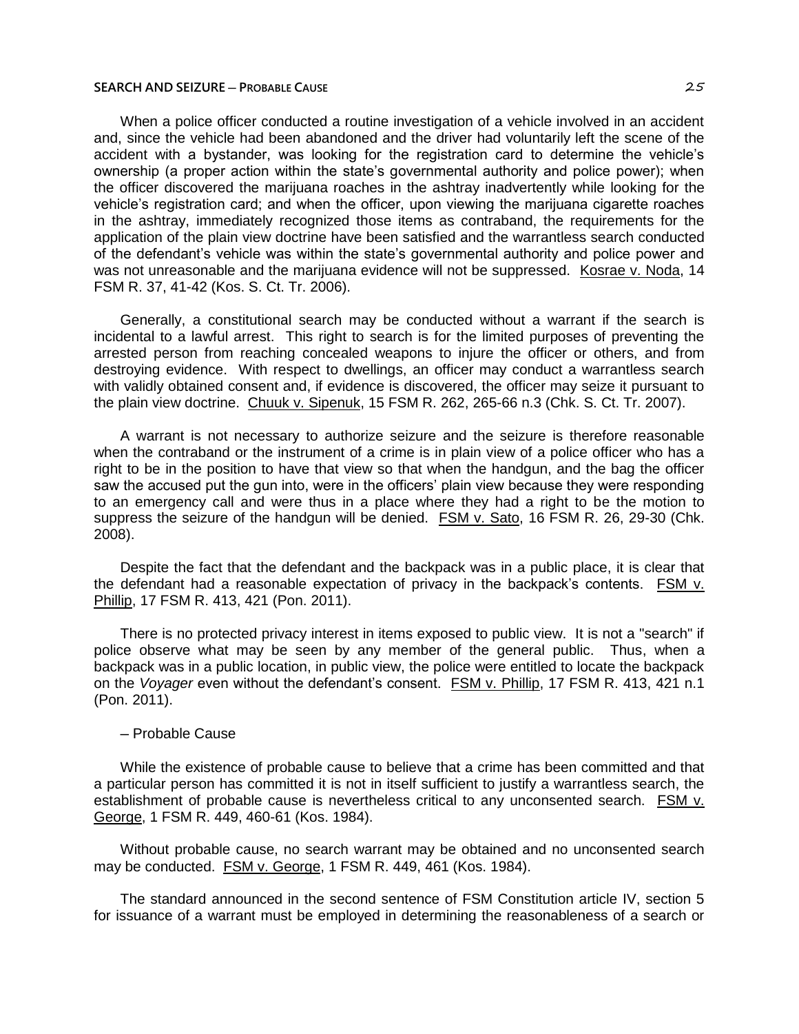When a police officer conducted a routine investigation of a vehicle involved in an accident and, since the vehicle had been abandoned and the driver had voluntarily left the scene of the accident with a bystander, was looking for the registration card to determine the vehicle's ownership (a proper action within the state's governmental authority and police power); when the officer discovered the marijuana roaches in the ashtray inadvertently while looking for the vehicle's registration card; and when the officer, upon viewing the marijuana cigarette roaches in the ashtray, immediately recognized those items as contraband, the requirements for the application of the plain view doctrine have been satisfied and the warrantless search conducted of the defendant's vehicle was within the state's governmental authority and police power and was not unreasonable and the marijuana evidence will not be suppressed. Kosrae v. Noda, 14 FSM R. 37, 41-42 (Kos. S. Ct. Tr. 2006).

Generally, a constitutional search may be conducted without a warrant if the search is incidental to a lawful arrest. This right to search is for the limited purposes of preventing the arrested person from reaching concealed weapons to injure the officer or others, and from destroying evidence. With respect to dwellings, an officer may conduct a warrantless search with validly obtained consent and, if evidence is discovered, the officer may seize it pursuant to the plain view doctrine. Chuuk v. Sipenuk, 15 FSM R. 262, 265-66 n.3 (Chk. S. Ct. Tr. 2007).

A warrant is not necessary to authorize seizure and the seizure is therefore reasonable when the contraband or the instrument of a crime is in plain view of a police officer who has a right to be in the position to have that view so that when the handgun, and the bag the officer saw the accused put the gun into, were in the officers' plain view because they were responding to an emergency call and were thus in a place where they had a right to be the motion to suppress the seizure of the handgun will be denied. FSM v. Sato, 16 FSM R. 26, 29-30 (Chk. 2008).

Despite the fact that the defendant and the backpack was in a public place, it is clear that the defendant had a reasonable expectation of privacy in the backpack's contents. FSM v. Phillip, 17 FSM R. 413, 421 (Pon. 2011).

There is no protected privacy interest in items exposed to public view. It is not a "search" if police observe what may be seen by any member of the general public. Thus, when a backpack was in a public location, in public view, the police were entitled to locate the backpack on the *Voyager* even without the defendant's consent. FSM v. Phillip, 17 FSM R. 413, 421 n.1 (Pon. 2011).

– Probable Cause

While the existence of probable cause to believe that a crime has been committed and that a particular person has committed it is not in itself sufficient to justify a warrantless search, the establishment of probable cause is nevertheless critical to any unconsented search. FSM v. George, 1 FSM R. 449, 460-61 (Kos. 1984).

Without probable cause, no search warrant may be obtained and no unconsented search may be conducted. FSM v. George, 1 FSM R. 449, 461 (Kos. 1984).

The standard announced in the second sentence of FSM Constitution article IV, section 5 for issuance of a warrant must be employed in determining the reasonableness of a search or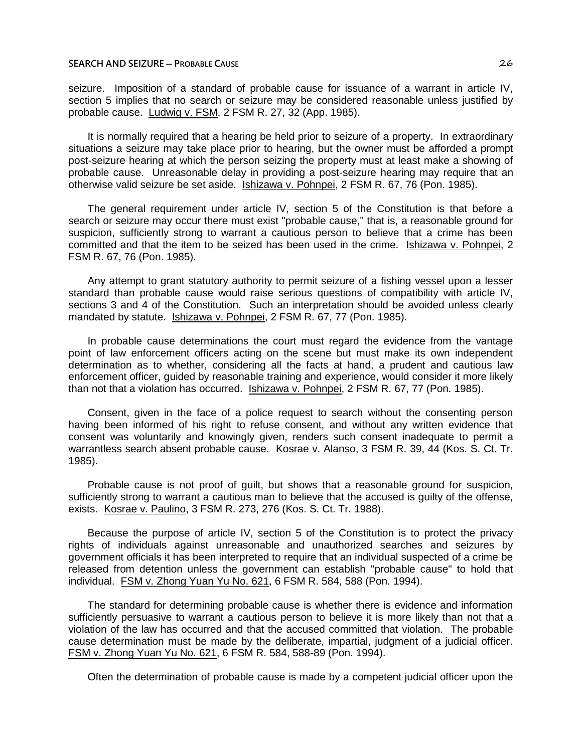seizure. Imposition of a standard of probable cause for issuance of a warrant in article IV, section 5 implies that no search or seizure may be considered reasonable unless justified by probable cause. Ludwig v. FSM, 2 FSM R. 27, 32 (App. 1985).

It is normally required that a hearing be held prior to seizure of a property. In extraordinary situations a seizure may take place prior to hearing, but the owner must be afforded a prompt post-seizure hearing at which the person seizing the property must at least make a showing of probable cause. Unreasonable delay in providing a post-seizure hearing may require that an otherwise valid seizure be set aside. Ishizawa v. Pohnpei, 2 FSM R. 67, 76 (Pon. 1985).

The general requirement under article IV, section 5 of the Constitution is that before a search or seizure may occur there must exist "probable cause," that is, a reasonable ground for suspicion, sufficiently strong to warrant a cautious person to believe that a crime has been committed and that the item to be seized has been used in the crime. Ishizawa v. Pohnpei, 2 FSM R. 67, 76 (Pon. 1985).

Any attempt to grant statutory authority to permit seizure of a fishing vessel upon a lesser standard than probable cause would raise serious questions of compatibility with article IV, sections 3 and 4 of the Constitution. Such an interpretation should be avoided unless clearly mandated by statute. Ishizawa v. Pohnpei, 2 FSM R. 67, 77 (Pon. 1985).

In probable cause determinations the court must regard the evidence from the vantage point of law enforcement officers acting on the scene but must make its own independent determination as to whether, considering all the facts at hand, a prudent and cautious law enforcement officer, guided by reasonable training and experience, would consider it more likely than not that a violation has occurred. Ishizawa v. Pohnpei, 2 FSM R. 67, 77 (Pon. 1985).

Consent, given in the face of a police request to search without the consenting person having been informed of his right to refuse consent, and without any written evidence that consent was voluntarily and knowingly given, renders such consent inadequate to permit a warrantless search absent probable cause. Kosrae v. Alanso, 3 FSM R. 39, 44 (Kos. S. Ct. Tr. 1985).

Probable cause is not proof of guilt, but shows that a reasonable ground for suspicion, sufficiently strong to warrant a cautious man to believe that the accused is guilty of the offense, exists. Kosrae v. Paulino, 3 FSM R. 273, 276 (Kos. S. Ct. Tr. 1988).

Because the purpose of article IV, section 5 of the Constitution is to protect the privacy rights of individuals against unreasonable and unauthorized searches and seizures by government officials it has been interpreted to require that an individual suspected of a crime be released from detention unless the government can establish "probable cause" to hold that individual. FSM v. Zhong Yuan Yu No. 621, 6 FSM R. 584, 588 (Pon. 1994).

The standard for determining probable cause is whether there is evidence and information sufficiently persuasive to warrant a cautious person to believe it is more likely than not that a violation of the law has occurred and that the accused committed that violation. The probable cause determination must be made by the deliberate, impartial, judgment of a judicial officer. FSM v. Zhong Yuan Yu No. 621, 6 FSM R. 584, 588-89 (Pon. 1994).

Often the determination of probable cause is made by a competent judicial officer upon the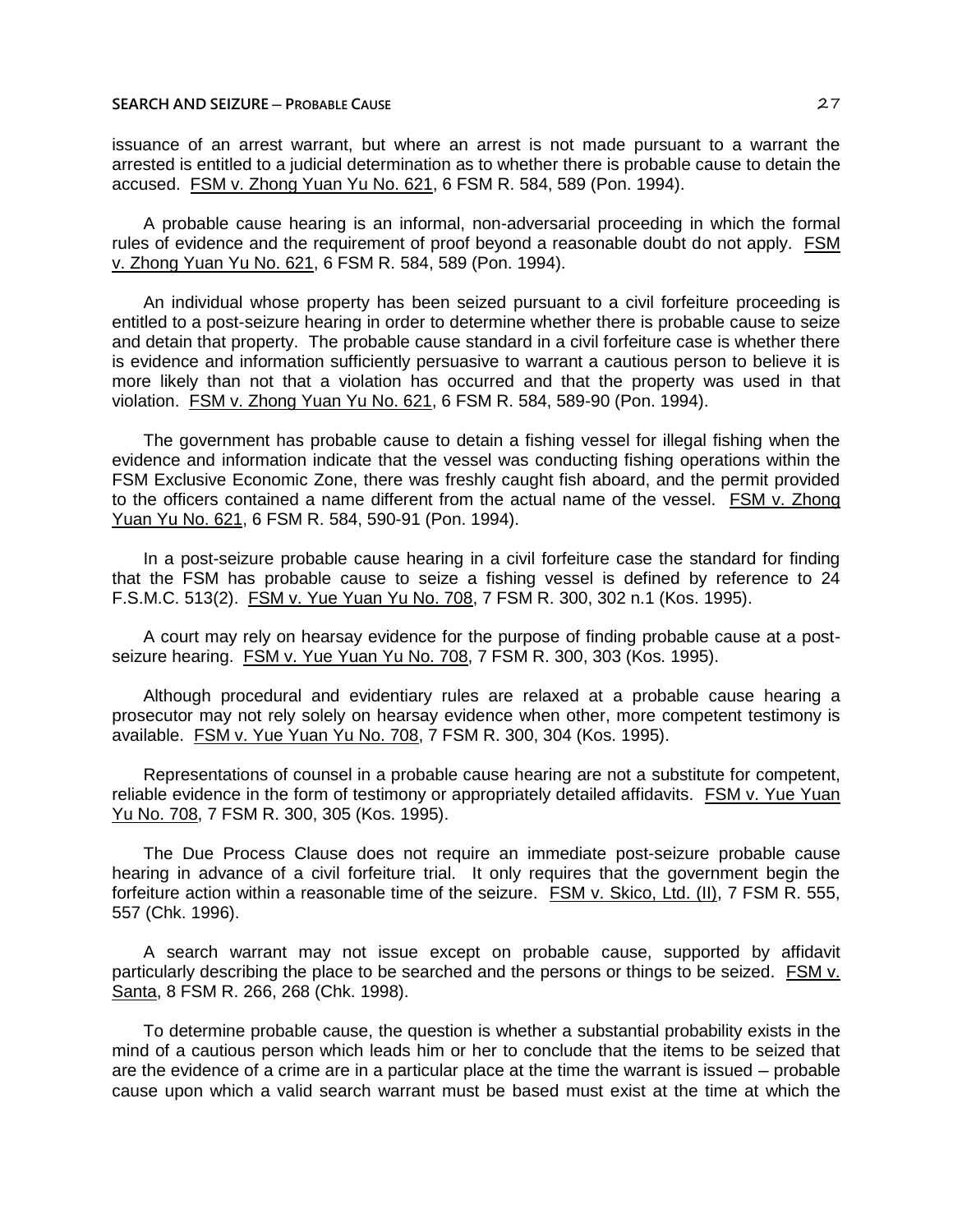issuance of an arrest warrant, but where an arrest is not made pursuant to a warrant the arrested is entitled to a judicial determination as to whether there is probable cause to detain the accused. FSM v. Zhong Yuan Yu No. 621, 6 FSM R. 584, 589 (Pon. 1994).

A probable cause hearing is an informal, non-adversarial proceeding in which the formal rules of evidence and the requirement of proof beyond a reasonable doubt do not apply. FSM v. Zhong Yuan Yu No. 621, 6 FSM R. 584, 589 (Pon. 1994).

An individual whose property has been seized pursuant to a civil forfeiture proceeding is entitled to a post-seizure hearing in order to determine whether there is probable cause to seize and detain that property. The probable cause standard in a civil forfeiture case is whether there is evidence and information sufficiently persuasive to warrant a cautious person to believe it is more likely than not that a violation has occurred and that the property was used in that violation. FSM v. Zhong Yuan Yu No. 621, 6 FSM R. 584, 589-90 (Pon. 1994).

The government has probable cause to detain a fishing vessel for illegal fishing when the evidence and information indicate that the vessel was conducting fishing operations within the FSM Exclusive Economic Zone, there was freshly caught fish aboard, and the permit provided to the officers contained a name different from the actual name of the vessel. FSM v. Zhong Yuan Yu No. 621, 6 FSM R. 584, 590-91 (Pon. 1994).

In a post-seizure probable cause hearing in a civil forfeiture case the standard for finding that the FSM has probable cause to seize a fishing vessel is defined by reference to 24 F.S.M.C. 513(2). FSM v. Yue Yuan Yu No. 708, 7 FSM R. 300, 302 n.1 (Kos. 1995).

A court may rely on hearsay evidence for the purpose of finding probable cause at a post-seizure hearing. FSM v. Yue Yuan Yu No. 708, 7 FSM R. 300, 303 (Kos. 1995).

Although procedural and evidentiary rules are relaxed at a probable cause hearing a prosecutor may not rely solely on hearsay evidence when other, more competent testimony is available. FSM v. Yue Yuan Yu No. 708, 7 FSM R. 300, 304 (Kos. 1995).

Representations of counsel in a probable cause hearing are not a substitute for competent, reliable evidence in the form of testimony or appropriately detailed affidavits. FSM v. Yue Yuan Yu No. 708, 7 FSM R. 300, 305 (Kos. 1995).

The Due Process Clause does not require an immediate post-seizure probable cause hearing in advance of a civil forfeiture trial. It only requires that the government begin the forfeiture action within a reasonable time of the seizure. FSM v. Skico, Ltd. (II), 7 FSM R. 555, 557 (Chk. 1996).

A search warrant may not issue except on probable cause, supported by affidavit particularly describing the place to be searched and the persons or things to be seized. FSM v. Santa, 8 FSM R. 266, 268 (Chk. 1998).

To determine probable cause, the question is whether a substantial probability exists in the mind of a cautious person which leads him or her to conclude that the items to be seized that are the evidence of a crime are in a particular place at the time the warrant is issued – probable cause upon which a valid search warrant must be based must exist at the time at which the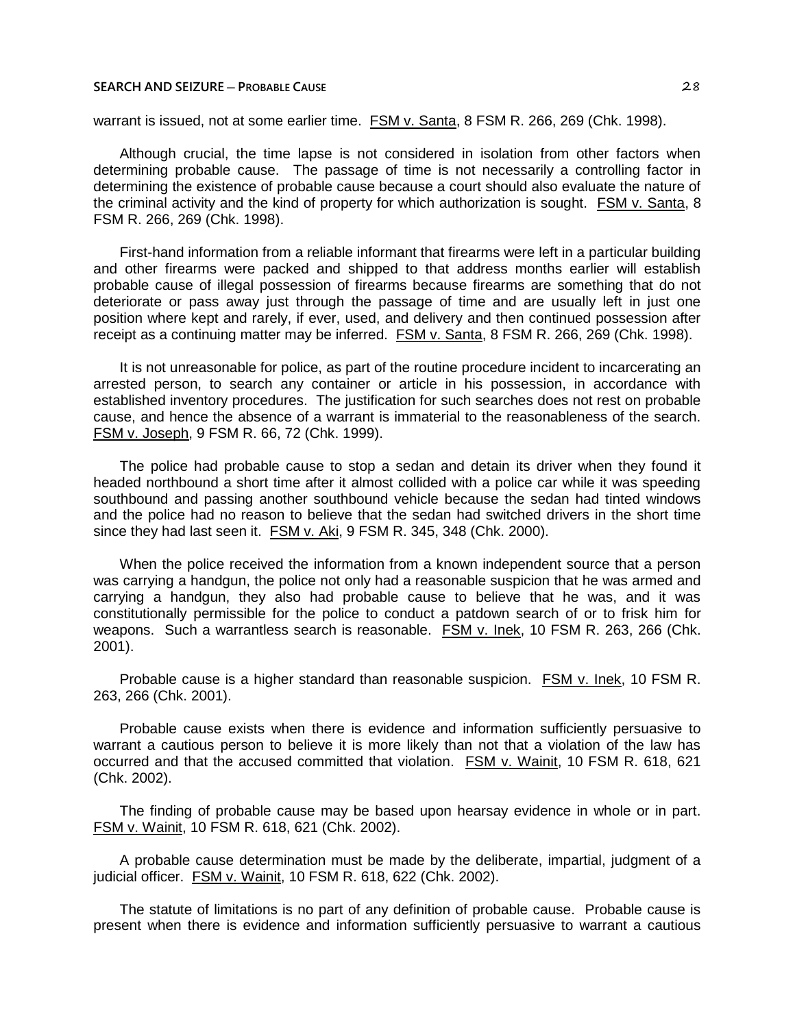warrant is issued, not at some earlier time. FSM v. Santa, 8 FSM R. 266, 269 (Chk. 1998).

Although crucial, the time lapse is not considered in isolation from other factors when determining probable cause. The passage of time is not necessarily a controlling factor in determining the existence of probable cause because a court should also evaluate the nature of the criminal activity and the kind of property for which authorization is sought. FSM v. Santa, 8 FSM R. 266, 269 (Chk. 1998).

First-hand information from a reliable informant that firearms were left in a particular building and other firearms were packed and shipped to that address months earlier will establish probable cause of illegal possession of firearms because firearms are something that do not deteriorate or pass away just through the passage of time and are usually left in just one position where kept and rarely, if ever, used, and delivery and then continued possession after receipt as a continuing matter may be inferred. FSM v. Santa, 8 FSM R. 266, 269 (Chk. 1998).

It is not unreasonable for police, as part of the routine procedure incident to incarcerating an arrested person, to search any container or article in his possession, in accordance with established inventory procedures. The justification for such searches does not rest on probable cause, and hence the absence of a warrant is immaterial to the reasonableness of the search. FSM v. Joseph, 9 FSM R. 66, 72 (Chk. 1999).

The police had probable cause to stop a sedan and detain its driver when they found it headed northbound a short time after it almost collided with a police car while it was speeding southbound and passing another southbound vehicle because the sedan had tinted windows and the police had no reason to believe that the sedan had switched drivers in the short time since they had last seen it. FSM v. Aki, 9 FSM R. 345, 348 (Chk. 2000).

When the police received the information from a known independent source that a person was carrying a handgun, the police not only had a reasonable suspicion that he was armed and carrying a handgun, they also had probable cause to believe that he was, and it was constitutionally permissible for the police to conduct a patdown search of or to frisk him for weapons. Such a warrantless search is reasonable. FSM v. Inek, 10 FSM R. 263, 266 (Chk. 2001).

Probable cause is a higher standard than reasonable suspicion. FSM v. Inek, 10 FSM R. 263, 266 (Chk. 2001).

Probable cause exists when there is evidence and information sufficiently persuasive to warrant a cautious person to believe it is more likely than not that a violation of the law has occurred and that the accused committed that violation. FSM v. Wainit, 10 FSM R. 618, 621 (Chk. 2002).

The finding of probable cause may be based upon hearsay evidence in whole or in part. FSM v. Wainit, 10 FSM R. 618, 621 (Chk. 2002).

A probable cause determination must be made by the deliberate, impartial, judgment of a judicial officer. FSM v. Wainit, 10 FSM R. 618, 622 (Chk. 2002).

The statute of limitations is no part of any definition of probable cause. Probable cause is present when there is evidence and information sufficiently persuasive to warrant a cautious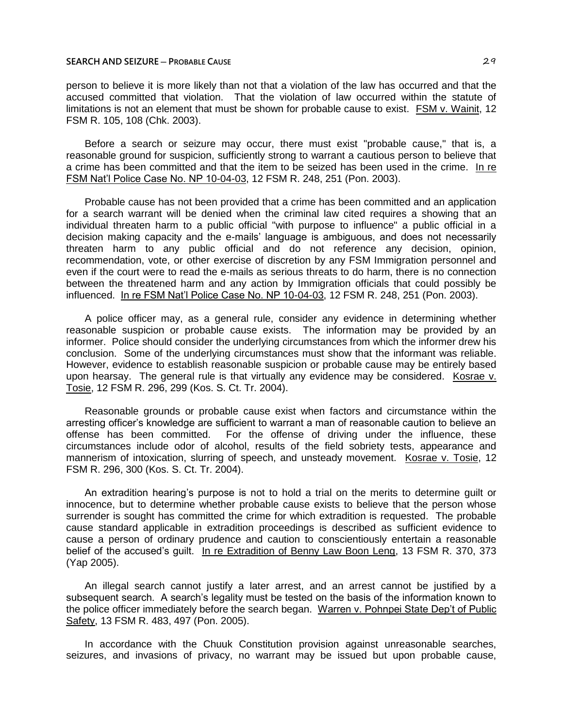person to believe it is more likely than not that a violation of the law has occurred and that the accused committed that violation. That the violation of law occurred within the statute of limitations is not an element that must be shown for probable cause to exist. FSM v. Wainit, 12 FSM R. 105, 108 (Chk. 2003).

Before a search or seizure may occur, there must exist "probable cause," that is, a reasonable ground for suspicion, sufficiently strong to warrant a cautious person to believe that a crime has been committed and that the item to be seized has been used in the crime. In re FSM Nat'l Police Case No. NP 10-04-03, 12 FSM R. 248, 251 (Pon. 2003).

Probable cause has not been provided that a crime has been committed and an application for a search warrant will be denied when the criminal law cited requires a showing that an individual threaten harm to a public official "with purpose to influence" a public official in a decision making capacity and the e-mails' language is ambiguous, and does not necessarily threaten harm to any public official and do not reference any decision, opinion, recommendation, vote, or other exercise of discretion by any FSM Immigration personnel and even if the court were to read the e-mails as serious threats to do harm, there is no connection between the threatened harm and any action by Immigration officials that could possibly be influenced. In re FSM Nat'l Police Case No. NP 10-04-03, 12 FSM R. 248, 251 (Pon. 2003).

A police officer may, as a general rule, consider any evidence in determining whether reasonable suspicion or probable cause exists. The information may be provided by an informer. Police should consider the underlying circumstances from which the informer drew his conclusion. Some of the underlying circumstances must show that the informant was reliable. However, evidence to establish reasonable suspicion or probable cause may be entirely based upon hearsay. The general rule is that virtually any evidence may be considered. Kosrae v. Tosie, 12 FSM R. 296, 299 (Kos. S. Ct. Tr. 2004).

Reasonable grounds or probable cause exist when factors and circumstance within the arresting officer's knowledge are sufficient to warrant a man of reasonable caution to believe an offense has been committed. For the offense of driving under the influence, these circumstances include odor of alcohol, results of the field sobriety tests, appearance and mannerism of intoxication, slurring of speech, and unsteady movement. Kosrae v. Tosie, 12 FSM R. 296, 300 (Kos. S. Ct. Tr. 2004).

An extradition hearing's purpose is not to hold a trial on the merits to determine guilt or innocence, but to determine whether probable cause exists to believe that the person whose surrender is sought has committed the crime for which extradition is requested. The probable cause standard applicable in extradition proceedings is described as sufficient evidence to cause a person of ordinary prudence and caution to conscientiously entertain a reasonable belief of the accused's guilt. In re Extradition of Benny Law Boon Leng, 13 FSM R. 370, 373 (Yap 2005).

An illegal search cannot justify a later arrest, and an arrest cannot be justified by a subsequent search. A search's legality must be tested on the basis of the information known to the police officer immediately before the search began. Warren v. Pohnpei State Dep't of Public Safety, 13 FSM R. 483, 497 (Pon. 2005).

In accordance with the Chuuk Constitution provision against unreasonable searches, seizures, and invasions of privacy, no warrant may be issued but upon probable cause,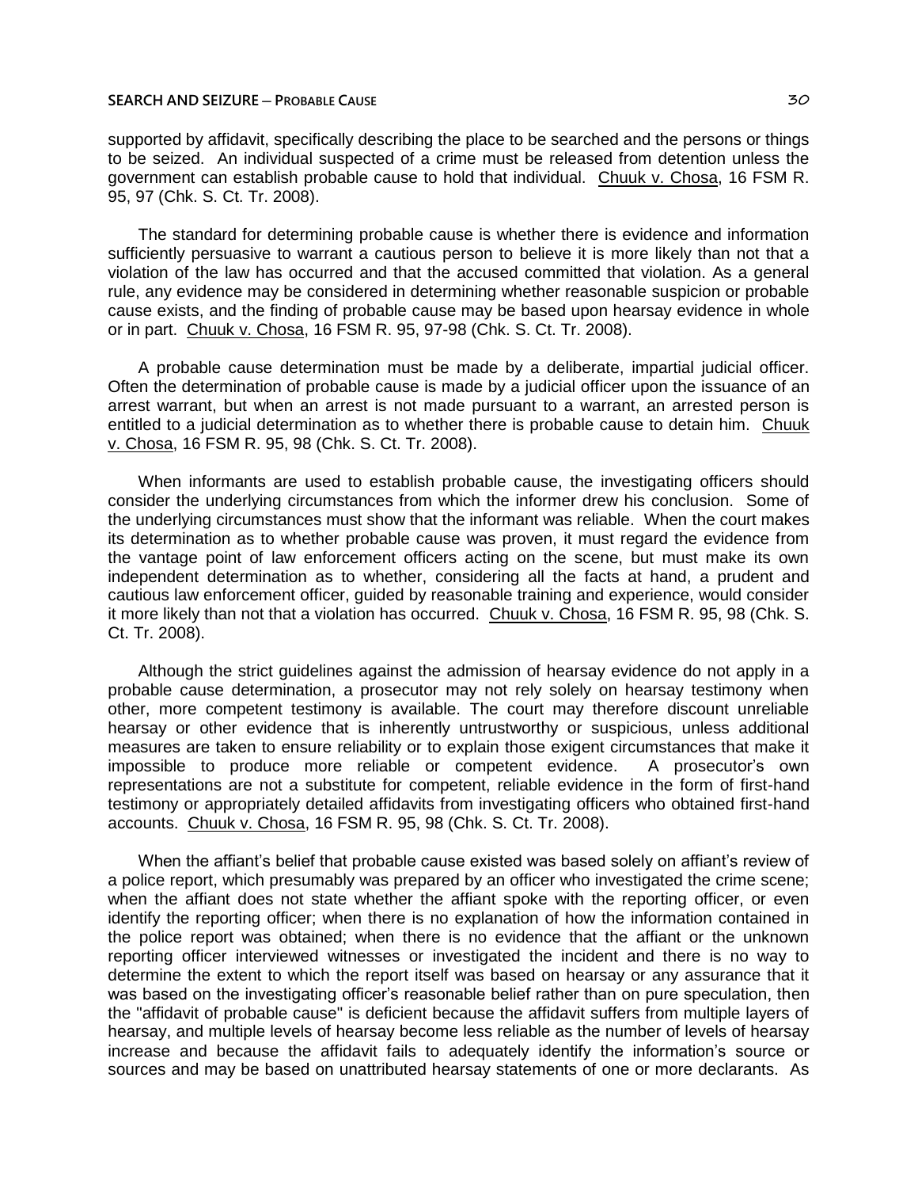supported by affidavit, specifically describing the place to be searched and the persons or things to be seized. An individual suspected of a crime must be released from detention unless the government can establish probable cause to hold that individual. Chuuk v. Chosa, 16 FSM R. 95, 97 (Chk. S. Ct. Tr. 2008).

The standard for determining probable cause is whether there is evidence and information sufficiently persuasive to warrant a cautious person to believe it is more likely than not that a violation of the law has occurred and that the accused committed that violation. As a general rule, any evidence may be considered in determining whether reasonable suspicion or probable cause exists, and the finding of probable cause may be based upon hearsay evidence in whole or in part. Chuuk v. Chosa, 16 FSM R. 95, 97-98 (Chk. S. Ct. Tr. 2008).

A probable cause determination must be made by a deliberate, impartial judicial officer. Often the determination of probable cause is made by a judicial officer upon the issuance of an arrest warrant, but when an arrest is not made pursuant to a warrant, an arrested person is entitled to a judicial determination as to whether there is probable cause to detain him. Chuuk v. Chosa, 16 FSM R. 95, 98 (Chk. S. Ct. Tr. 2008).

When informants are used to establish probable cause, the investigating officers should consider the underlying circumstances from which the informer drew his conclusion. Some of the underlying circumstances must show that the informant was reliable. When the court makes its determination as to whether probable cause was proven, it must regard the evidence from the vantage point of law enforcement officers acting on the scene, but must make its own independent determination as to whether, considering all the facts at hand, a prudent and cautious law enforcement officer, guided by reasonable training and experience, would consider it more likely than not that a violation has occurred. Chuuk v. Chosa, 16 FSM R. 95, 98 (Chk. S. Ct. Tr. 2008).

Although the strict guidelines against the admission of hearsay evidence do not apply in a probable cause determination, a prosecutor may not rely solely on hearsay testimony when other, more competent testimony is available. The court may therefore discount unreliable hearsay or other evidence that is inherently untrustworthy or suspicious, unless additional measures are taken to ensure reliability or to explain those exigent circumstances that make it impossible to produce more reliable or competent evidence. A prosecutor's own representations are not a substitute for competent, reliable evidence in the form of first-hand testimony or appropriately detailed affidavits from investigating officers who obtained first-hand accounts. Chuuk v. Chosa, 16 FSM R. 95, 98 (Chk. S. Ct. Tr. 2008).

When the affiant's belief that probable cause existed was based solely on affiant's review of a police report, which presumably was prepared by an officer who investigated the crime scene; when the affiant does not state whether the affiant spoke with the reporting officer, or even identify the reporting officer; when there is no explanation of how the information contained in the police report was obtained; when there is no evidence that the affiant or the unknown reporting officer interviewed witnesses or investigated the incident and there is no way to determine the extent to which the report itself was based on hearsay or any assurance that it was based on the investigating officer's reasonable belief rather than on pure speculation, then the "affidavit of probable cause" is deficient because the affidavit suffers from multiple layers of hearsay, and multiple levels of hearsay become less reliable as the number of levels of hearsay increase and because the affidavit fails to adequately identify the information's source or sources and may be based on unattributed hearsay statements of one or more declarants. As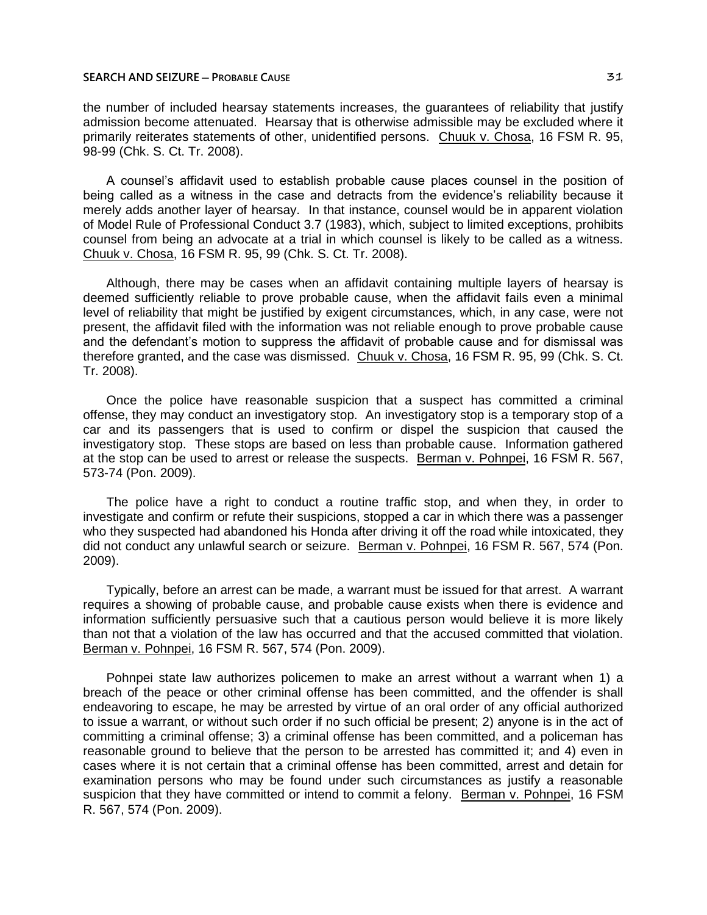the number of included hearsay statements increases, the guarantees of reliability that justify admission become attenuated. Hearsay that is otherwise admissible may be excluded where it primarily reiterates statements of other, unidentified persons. Chuuk v. Chosa, 16 FSM R. 95, 98-99 (Chk. S. Ct. Tr. 2008).

A counsel's affidavit used to establish probable cause places counsel in the position of being called as a witness in the case and detracts from the evidence's reliability because it merely adds another layer of hearsay. In that instance, counsel would be in apparent violation of Model Rule of Professional Conduct 3.7 (1983), which, subject to limited exceptions, prohibits counsel from being an advocate at a trial in which counsel is likely to be called as a witness. Chuuk v. Chosa, 16 FSM R. 95, 99 (Chk. S. Ct. Tr. 2008).

Although, there may be cases when an affidavit containing multiple layers of hearsay is deemed sufficiently reliable to prove probable cause, when the affidavit fails even a minimal level of reliability that might be justified by exigent circumstances, which, in any case, were not present, the affidavit filed with the information was not reliable enough to prove probable cause and the defendant's motion to suppress the affidavit of probable cause and for dismissal was therefore granted, and the case was dismissed. Chuuk v. Chosa, 16 FSM R. 95, 99 (Chk. S. Ct. Tr. 2008).

Once the police have reasonable suspicion that a suspect has committed a criminal offense, they may conduct an investigatory stop. An investigatory stop is a temporary stop of a car and its passengers that is used to confirm or dispel the suspicion that caused the investigatory stop. These stops are based on less than probable cause. Information gathered at the stop can be used to arrest or release the suspects. Berman v. Pohnpei, 16 FSM R. 567, 573-74 (Pon. 2009).

The police have a right to conduct a routine traffic stop, and when they, in order to investigate and confirm or refute their suspicions, stopped a car in which there was a passenger who they suspected had abandoned his Honda after driving it off the road while intoxicated, they did not conduct any unlawful search or seizure. Berman v. Pohnpei, 16 FSM R. 567, 574 (Pon. 2009).

Typically, before an arrest can be made, a warrant must be issued for that arrest. A warrant requires a showing of probable cause, and probable cause exists when there is evidence and information sufficiently persuasive such that a cautious person would believe it is more likely than not that a violation of the law has occurred and that the accused committed that violation. Berman v. Pohnpei, 16 FSM R. 567, 574 (Pon. 2009).

Pohnpei state law authorizes policemen to make an arrest without a warrant when 1) a breach of the peace or other criminal offense has been committed, and the offender is shall endeavoring to escape, he may be arrested by virtue of an oral order of any official authorized to issue a warrant, or without such order if no such official be present; 2) anyone is in the act of committing a criminal offense; 3) a criminal offense has been committed, and a policeman has reasonable ground to believe that the person to be arrested has committed it; and 4) even in cases where it is not certain that a criminal offense has been committed, arrest and detain for examination persons who may be found under such circumstances as justify a reasonable suspicion that they have committed or intend to commit a felony. Berman v. Pohnpei, 16 FSM R. 567, 574 (Pon. 2009).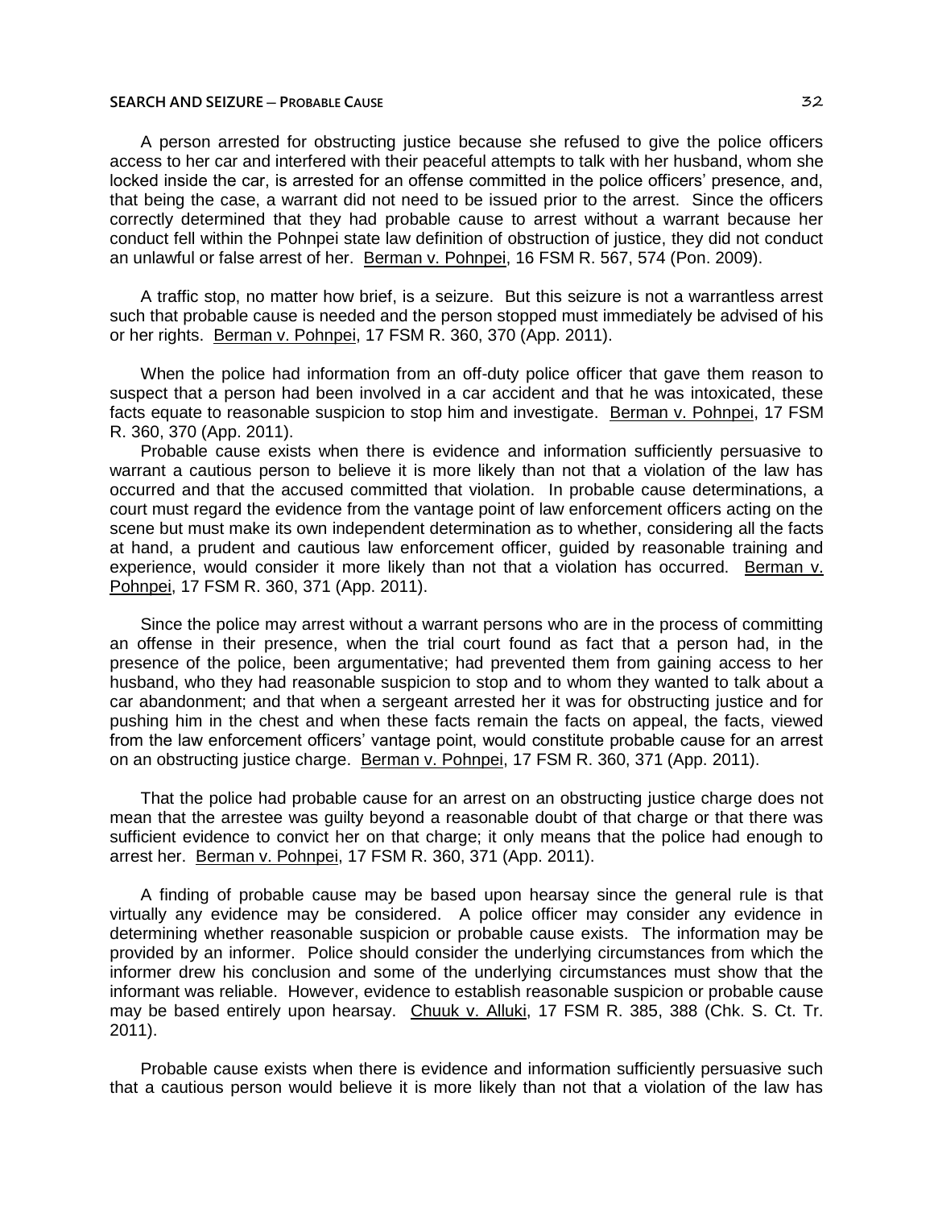A person arrested for obstructing justice because she refused to give the police officers access to her car and interfered with their peaceful attempts to talk with her husband, whom she locked inside the car, is arrested for an offense committed in the police officers' presence, and, that being the case, a warrant did not need to be issued prior to the arrest. Since the officers correctly determined that they had probable cause to arrest without a warrant because her conduct fell within the Pohnpei state law definition of obstruction of justice, they did not conduct an unlawful or false arrest of her. Berman v. Pohnpei, 16 FSM R. 567, 574 (Pon. 2009).

A traffic stop, no matter how brief, is a seizure. But this seizure is not a warrantless arrest such that probable cause is needed and the person stopped must immediately be advised of his or her rights. Berman v. Pohnpei, 17 FSM R. 360, 370 (App. 2011).

When the police had information from an off-duty police officer that gave them reason to suspect that a person had been involved in a car accident and that he was intoxicated, these facts equate to reasonable suspicion to stop him and investigate. Berman v. Pohnpei, 17 FSM R. 360, 370 (App. 2011).

Probable cause exists when there is evidence and information sufficiently persuasive to warrant a cautious person to believe it is more likely than not that a violation of the law has occurred and that the accused committed that violation. In probable cause determinations, a court must regard the evidence from the vantage point of law enforcement officers acting on the scene but must make its own independent determination as to whether, considering all the facts at hand, a prudent and cautious law enforcement officer, guided by reasonable training and experience, would consider it more likely than not that a violation has occurred. Berman v. Pohnpei, 17 FSM R. 360, 371 (App. 2011).

Since the police may arrest without a warrant persons who are in the process of committing an offense in their presence, when the trial court found as fact that a person had, in the presence of the police, been argumentative; had prevented them from gaining access to her husband, who they had reasonable suspicion to stop and to whom they wanted to talk about a car abandonment; and that when a sergeant arrested her it was for obstructing justice and for pushing him in the chest and when these facts remain the facts on appeal, the facts, viewed from the law enforcement officers' vantage point, would constitute probable cause for an arrest on an obstructing justice charge. Berman v. Pohnpei, 17 FSM R. 360, 371 (App. 2011).

That the police had probable cause for an arrest on an obstructing justice charge does not mean that the arrestee was guilty beyond a reasonable doubt of that charge or that there was sufficient evidence to convict her on that charge; it only means that the police had enough to arrest her. Berman v. Pohnpei, 17 FSM R. 360, 371 (App. 2011).

A finding of probable cause may be based upon hearsay since the general rule is that virtually any evidence may be considered. A police officer may consider any evidence in determining whether reasonable suspicion or probable cause exists. The information may be provided by an informer. Police should consider the underlying circumstances from which the informer drew his conclusion and some of the underlying circumstances must show that the informant was reliable. However, evidence to establish reasonable suspicion or probable cause may be based entirely upon hearsay. Chuuk v. Alluki, 17 FSM R. 385, 388 (Chk. S. Ct. Tr. 2011).

Probable cause exists when there is evidence and information sufficiently persuasive such that a cautious person would believe it is more likely than not that a violation of the law has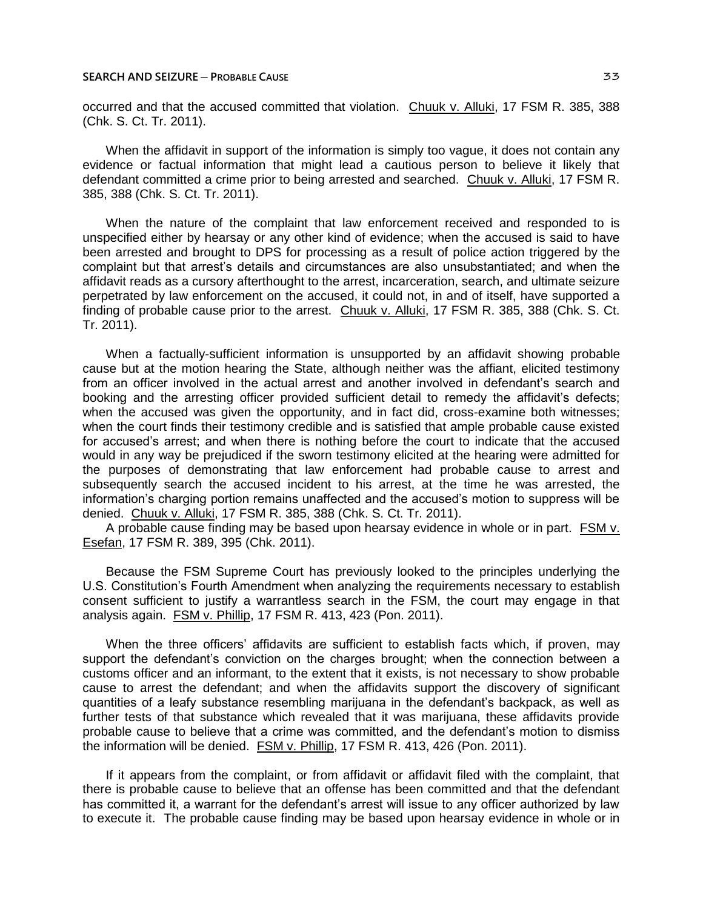occurred and that the accused committed that violation. Chuuk v. Alluki, 17 FSM R. 385, 388 (Chk. S. Ct. Tr. 2011).

When the affidavit in support of the information is simply too vague, it does not contain any evidence or factual information that might lead a cautious person to believe it likely that defendant committed a crime prior to being arrested and searched. Chuuk v. Alluki, 17 FSM R. 385, 388 (Chk. S. Ct. Tr. 2011).

When the nature of the complaint that law enforcement received and responded to is unspecified either by hearsay or any other kind of evidence; when the accused is said to have been arrested and brought to DPS for processing as a result of police action triggered by the complaint but that arrest's details and circumstances are also unsubstantiated; and when the affidavit reads as a cursory afterthought to the arrest, incarceration, search, and ultimate seizure perpetrated by law enforcement on the accused, it could not, in and of itself, have supported a finding of probable cause prior to the arrest. Chuuk v. Alluki, 17 FSM R. 385, 388 (Chk. S. Ct. Tr. 2011).

When a factually-sufficient information is unsupported by an affidavit showing probable cause but at the motion hearing the State, although neither was the affiant, elicited testimony from an officer involved in the actual arrest and another involved in defendant's search and booking and the arresting officer provided sufficient detail to remedy the affidavit's defects; when the accused was given the opportunity, and in fact did, cross-examine both witnesses; when the court finds their testimony credible and is satisfied that ample probable cause existed for accused's arrest; and when there is nothing before the court to indicate that the accused would in any way be prejudiced if the sworn testimony elicited at the hearing were admitted for the purposes of demonstrating that law enforcement had probable cause to arrest and subsequently search the accused incident to his arrest, at the time he was arrested, the information's charging portion remains unaffected and the accused's motion to suppress will be denied. Chuuk v. Alluki, 17 FSM R. 385, 388 (Chk. S. Ct. Tr. 2011).

A probable cause finding may be based upon hearsay evidence in whole or in part. FSM v. Esefan, 17 FSM R. 389, 395 (Chk. 2011).

Because the FSM Supreme Court has previously looked to the principles underlying the U.S. Constitution's Fourth Amendment when analyzing the requirements necessary to establish consent sufficient to justify a warrantless search in the FSM, the court may engage in that analysis again. FSM v. Phillip, 17 FSM R. 413, 423 (Pon. 2011).

When the three officers' affidavits are sufficient to establish facts which, if proven, may support the defendant's conviction on the charges brought; when the connection between a customs officer and an informant, to the extent that it exists, is not necessary to show probable cause to arrest the defendant; and when the affidavits support the discovery of significant quantities of a leafy substance resembling marijuana in the defendant's backpack, as well as further tests of that substance which revealed that it was marijuana, these affidavits provide probable cause to believe that a crime was committed, and the defendant's motion to dismiss the information will be denied. FSM v. Phillip, 17 FSM R. 413, 426 (Pon. 2011).

If it appears from the complaint, or from affidavit or affidavit filed with the complaint, that there is probable cause to believe that an offense has been committed and that the defendant has committed it, a warrant for the defendant's arrest will issue to any officer authorized by law to execute it. The probable cause finding may be based upon hearsay evidence in whole or in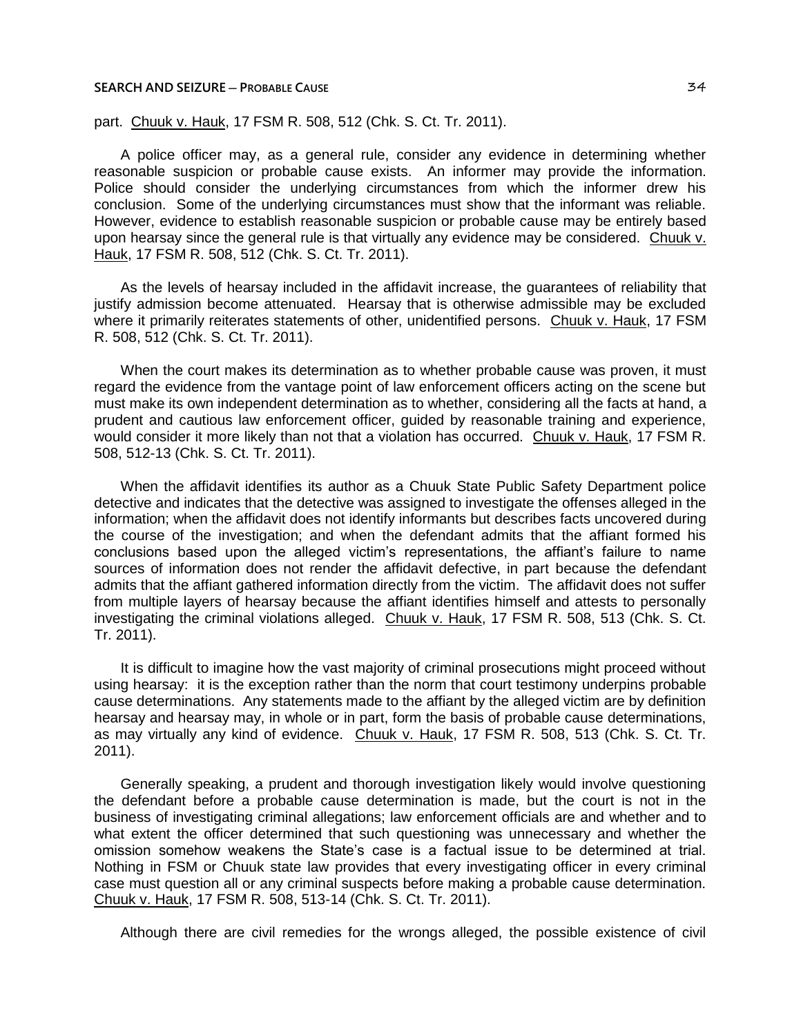part. Chuuk v. Hauk, 17 FSM R. 508, 512 (Chk. S. Ct. Tr. 2011).

A police officer may, as a general rule, consider any evidence in determining whether reasonable suspicion or probable cause exists. An informer may provide the information. Police should consider the underlying circumstances from which the informer drew his conclusion. Some of the underlying circumstances must show that the informant was reliable. However, evidence to establish reasonable suspicion or probable cause may be entirely based upon hearsay since the general rule is that virtually any evidence may be considered. Chuuk v. Hauk, 17 FSM R. 508, 512 (Chk. S. Ct. Tr. 2011).

As the levels of hearsay included in the affidavit increase, the guarantees of reliability that justify admission become attenuated. Hearsay that is otherwise admissible may be excluded where it primarily reiterates statements of other, unidentified persons. Chuuk v. Hauk, 17 FSM R. 508, 512 (Chk. S. Ct. Tr. 2011).

When the court makes its determination as to whether probable cause was proven, it must regard the evidence from the vantage point of law enforcement officers acting on the scene but must make its own independent determination as to whether, considering all the facts at hand, a prudent and cautious law enforcement officer, guided by reasonable training and experience, would consider it more likely than not that a violation has occurred. Chuuk v. Hauk, 17 FSM R. 508, 512-13 (Chk. S. Ct. Tr. 2011).

When the affidavit identifies its author as a Chuuk State Public Safety Department police detective and indicates that the detective was assigned to investigate the offenses alleged in the information; when the affidavit does not identify informants but describes facts uncovered during the course of the investigation; and when the defendant admits that the affiant formed his conclusions based upon the alleged victim's representations, the affiant's failure to name sources of information does not render the affidavit defective, in part because the defendant admits that the affiant gathered information directly from the victim. The affidavit does not suffer from multiple layers of hearsay because the affiant identifies himself and attests to personally investigating the criminal violations alleged. Chuuk v. Hauk, 17 FSM R. 508, 513 (Chk. S. Ct. Tr. 2011).

It is difficult to imagine how the vast majority of criminal prosecutions might proceed without using hearsay: it is the exception rather than the norm that court testimony underpins probable cause determinations. Any statements made to the affiant by the alleged victim are by definition hearsay and hearsay may, in whole or in part, form the basis of probable cause determinations, as may virtually any kind of evidence. Chuuk v. Hauk, 17 FSM R. 508, 513 (Chk. S. Ct. Tr. 2011).

Generally speaking, a prudent and thorough investigation likely would involve questioning the defendant before a probable cause determination is made, but the court is not in the business of investigating criminal allegations; law enforcement officials are and whether and to what extent the officer determined that such questioning was unnecessary and whether the omission somehow weakens the State's case is a factual issue to be determined at trial. Nothing in FSM or Chuuk state law provides that every investigating officer in every criminal case must question all or any criminal suspects before making a probable cause determination. Chuuk v. Hauk, 17 FSM R. 508, 513-14 (Chk. S. Ct. Tr. 2011).

Although there are civil remedies for the wrongs alleged, the possible existence of civil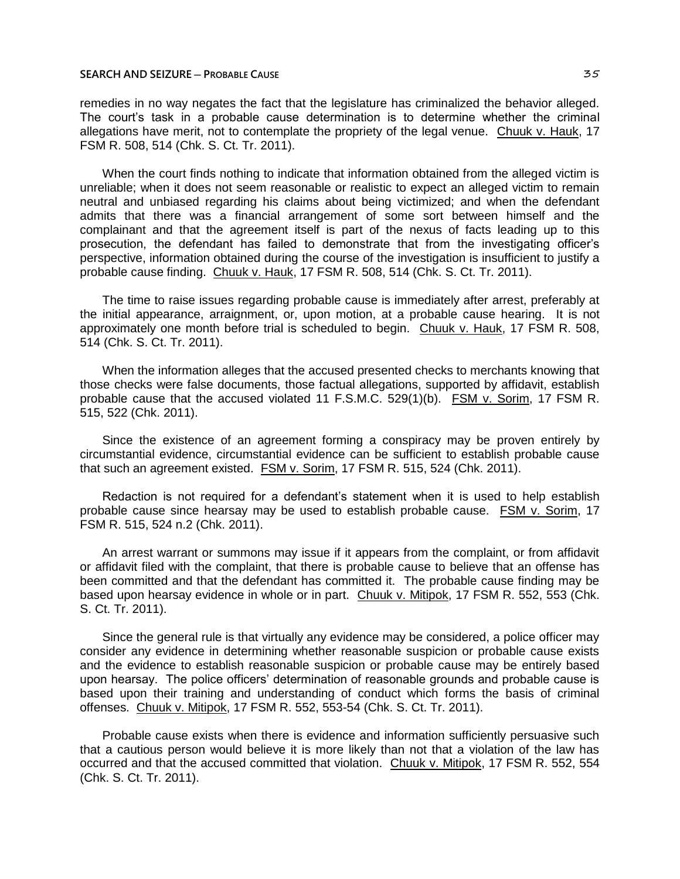remedies in no way negates the fact that the legislature has criminalized the behavior alleged. The court's task in a probable cause determination is to determine whether the criminal allegations have merit, not to contemplate the propriety of the legal venue. Chuuk v. Hauk, 17 FSM R. 508, 514 (Chk. S. Ct. Tr. 2011).

When the court finds nothing to indicate that information obtained from the alleged victim is unreliable; when it does not seem reasonable or realistic to expect an alleged victim to remain neutral and unbiased regarding his claims about being victimized; and when the defendant admits that there was a financial arrangement of some sort between himself and the complainant and that the agreement itself is part of the nexus of facts leading up to this prosecution, the defendant has failed to demonstrate that from the investigating officer's perspective, information obtained during the course of the investigation is insufficient to justify a probable cause finding. Chuuk v. Hauk, 17 FSM R. 508, 514 (Chk. S. Ct. Tr. 2011).

The time to raise issues regarding probable cause is immediately after arrest, preferably at the initial appearance, arraignment, or, upon motion, at a probable cause hearing. It is not approximately one month before trial is scheduled to begin. Chuuk v. Hauk, 17 FSM R. 508, 514 (Chk. S. Ct. Tr. 2011).

When the information alleges that the accused presented checks to merchants knowing that those checks were false documents, those factual allegations, supported by affidavit, establish probable cause that the accused violated 11 F.S.M.C. 529(1)(b). FSM v. Sorim, 17 FSM R. 515, 522 (Chk. 2011).

Since the existence of an agreement forming a conspiracy may be proven entirely by circumstantial evidence, circumstantial evidence can be sufficient to establish probable cause that such an agreement existed. FSM v. Sorim, 17 FSM R. 515, 524 (Chk. 2011).

Redaction is not required for a defendant's statement when it is used to help establish probable cause since hearsay may be used to establish probable cause. FSM v. Sorim, 17 FSM R. 515, 524 n.2 (Chk. 2011).

An arrest warrant or summons may issue if it appears from the complaint, or from affidavit or affidavit filed with the complaint, that there is probable cause to believe that an offense has been committed and that the defendant has committed it. The probable cause finding may be based upon hearsay evidence in whole or in part. Chuuk v. Mitipok, 17 FSM R. 552, 553 (Chk. S. Ct. Tr. 2011).

Since the general rule is that virtually any evidence may be considered, a police officer may consider any evidence in determining whether reasonable suspicion or probable cause exists and the evidence to establish reasonable suspicion or probable cause may be entirely based upon hearsay. The police officers' determination of reasonable grounds and probable cause is based upon their training and understanding of conduct which forms the basis of criminal offenses. Chuuk v. Mitipok, 17 FSM R. 552, 553-54 (Chk. S. Ct. Tr. 2011).

Probable cause exists when there is evidence and information sufficiently persuasive such that a cautious person would believe it is more likely than not that a violation of the law has occurred and that the accused committed that violation. Chuuk v. Mitipok, 17 FSM R. 552, 554 (Chk. S. Ct. Tr. 2011).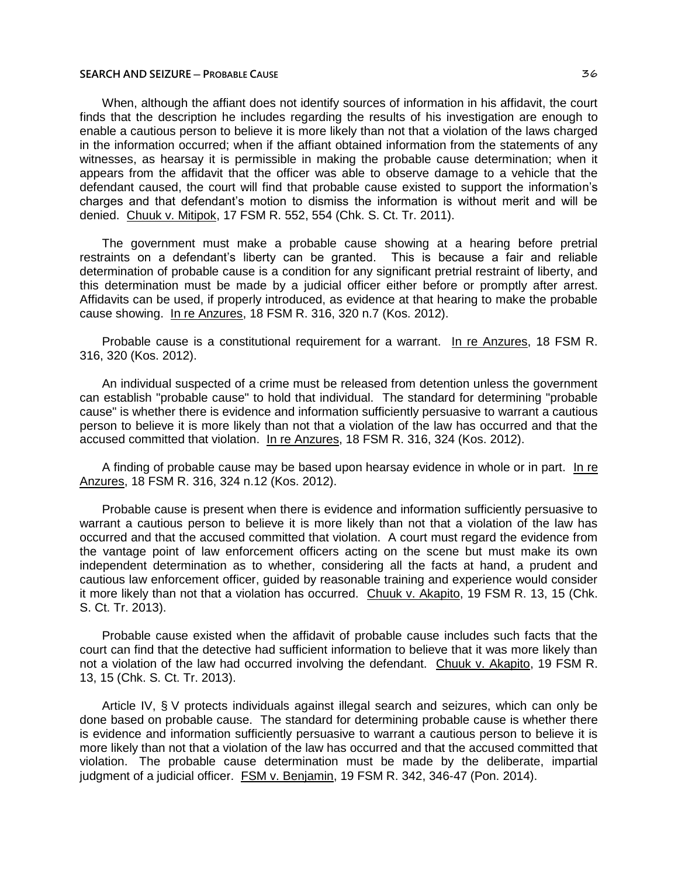When, although the affiant does not identify sources of information in his affidavit, the court finds that the description he includes regarding the results of his investigation are enough to enable a cautious person to believe it is more likely than not that a violation of the laws charged in the information occurred; when if the affiant obtained information from the statements of any witnesses, as hearsay it is permissible in making the probable cause determination; when it appears from the affidavit that the officer was able to observe damage to a vehicle that the defendant caused, the court will find that probable cause existed to support the information's charges and that defendant's motion to dismiss the information is without merit and will be denied. Chuuk v. Mitipok, 17 FSM R. 552, 554 (Chk. S. Ct. Tr. 2011).

The government must make a probable cause showing at a hearing before pretrial restraints on a defendant's liberty can be granted. This is because a fair and reliable determination of probable cause is a condition for any significant pretrial restraint of liberty, and this determination must be made by a judicial officer either before or promptly after arrest. Affidavits can be used, if properly introduced, as evidence at that hearing to make the probable cause showing. In re Anzures, 18 FSM R. 316, 320 n.7 (Kos. 2012).

Probable cause is a constitutional requirement for a warrant. In re Anzures, 18 FSM R. 316, 320 (Kos. 2012).

An individual suspected of a crime must be released from detention unless the government can establish "probable cause" to hold that individual. The standard for determining "probable cause" is whether there is evidence and information sufficiently persuasive to warrant a cautious person to believe it is more likely than not that a violation of the law has occurred and that the accused committed that violation. In re Anzures, 18 FSM R. 316, 324 (Kos. 2012).

A finding of probable cause may be based upon hearsay evidence in whole or in part. In re Anzures, 18 FSM R. 316, 324 n.12 (Kos. 2012).

Probable cause is present when there is evidence and information sufficiently persuasive to warrant a cautious person to believe it is more likely than not that a violation of the law has occurred and that the accused committed that violation. A court must regard the evidence from the vantage point of law enforcement officers acting on the scene but must make its own independent determination as to whether, considering all the facts at hand, a prudent and cautious law enforcement officer, guided by reasonable training and experience would consider it more likely than not that a violation has occurred. Chuuk v. Akapito, 19 FSM R. 13, 15 (Chk. S. Ct. Tr. 2013).

Probable cause existed when the affidavit of probable cause includes such facts that the court can find that the detective had sufficient information to believe that it was more likely than not a violation of the law had occurred involving the defendant. Chuuk v. Akapito, 19 FSM R. 13, 15 (Chk. S. Ct. Tr. 2013).

Article IV, § V protects individuals against illegal search and seizures, which can only be done based on probable cause. The standard for determining probable cause is whether there is evidence and information sufficiently persuasive to warrant a cautious person to believe it is more likely than not that a violation of the law has occurred and that the accused committed that violation. The probable cause determination must be made by the deliberate, impartial judgment of a judicial officer. FSM v. Benjamin, 19 FSM R. 342, 346-47 (Pon. 2014).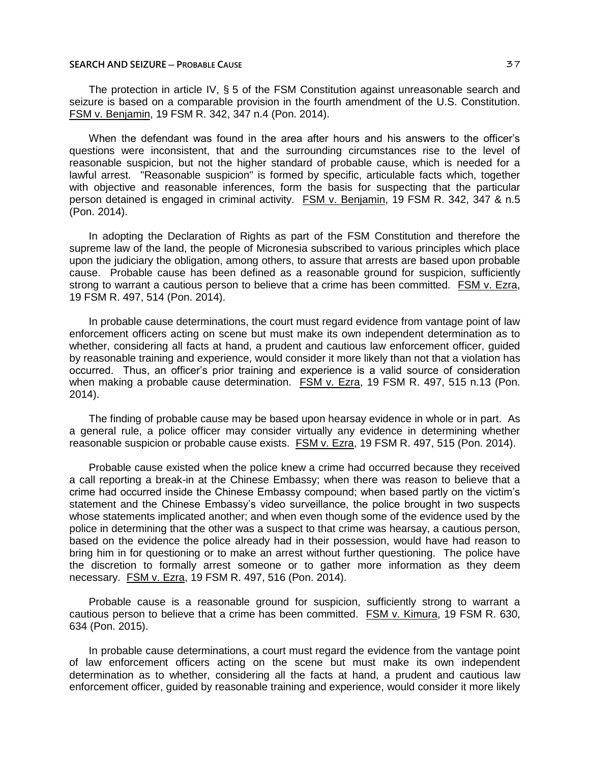The protection in article IV, § 5 of the FSM Constitution against unreasonable search and seizure is based on a comparable provision in the fourth amendment of the U.S. Constitution. FSM v. Benjamin, 19 FSM R. 342, 347 n.4 (Pon. 2014).

When the defendant was found in the area after hours and his answers to the officer's questions were inconsistent, that and the surrounding circumstances rise to the level of reasonable suspicion, but not the higher standard of probable cause, which is needed for a lawful arrest. "Reasonable suspicion" is formed by specific, articulable facts which, together with objective and reasonable inferences, form the basis for suspecting that the particular person detained is engaged in criminal activity. FSM v. Benjamin, 19 FSM R. 342, 347 & n.5 (Pon. 2014).

In adopting the Declaration of Rights as part of the FSM Constitution and therefore the supreme law of the land, the people of Micronesia subscribed to various principles which place upon the judiciary the obligation, among others, to assure that arrests are based upon probable cause. Probable cause has been defined as a reasonable ground for suspicion, sufficiently strong to warrant a cautious person to believe that a crime has been committed. FSM v. Ezra, 19 FSM R. 497, 514 (Pon. 2014).

In probable cause determinations, the court must regard evidence from vantage point of law enforcement officers acting on scene but must make its own independent determination as to whether, considering all facts at hand, a prudent and cautious law enforcement officer, guided by reasonable training and experience, would consider it more likely than not that a violation has occurred. Thus, an officer's prior training and experience is a valid source of consideration when making a probable cause determination. FSM v. Ezra, 19 FSM R. 497, 515 n.13 (Pon. 2014).

The finding of probable cause may be based upon hearsay evidence in whole or in part. As a general rule, a police officer may consider virtually any evidence in determining whether reasonable suspicion or probable cause exists. FSM v. Ezra, 19 FSM R. 497, 515 (Pon. 2014).

Probable cause existed when the police knew a crime had occurred because they received a call reporting a break-in at the Chinese Embassy; when there was reason to believe that a crime had occurred inside the Chinese Embassy compound; when based partly on the victim's statement and the Chinese Embassy's video surveillance, the police brought in two suspects whose statements implicated another; and when even though some of the evidence used by the police in determining that the other was a suspect to that crime was hearsay, a cautious person, based on the evidence the police already had in their possession, would have had reason to bring him in for questioning or to make an arrest without further questioning. The police have the discretion to formally arrest someone or to gather more information as they deem necessary. FSM v. Ezra, 19 FSM R. 497, 516 (Pon. 2014).

Probable cause is a reasonable ground for suspicion, sufficiently strong to warrant a cautious person to believe that a crime has been committed. FSM v. Kimura, 19 FSM R. 630, 634 (Pon. 2015).

In probable cause determinations, a court must regard the evidence from the vantage point of law enforcement officers acting on the scene but must make its own independent determination as to whether, considering all the facts at hand, a prudent and cautious law enforcement officer, guided by reasonable training and experience, would consider it more likely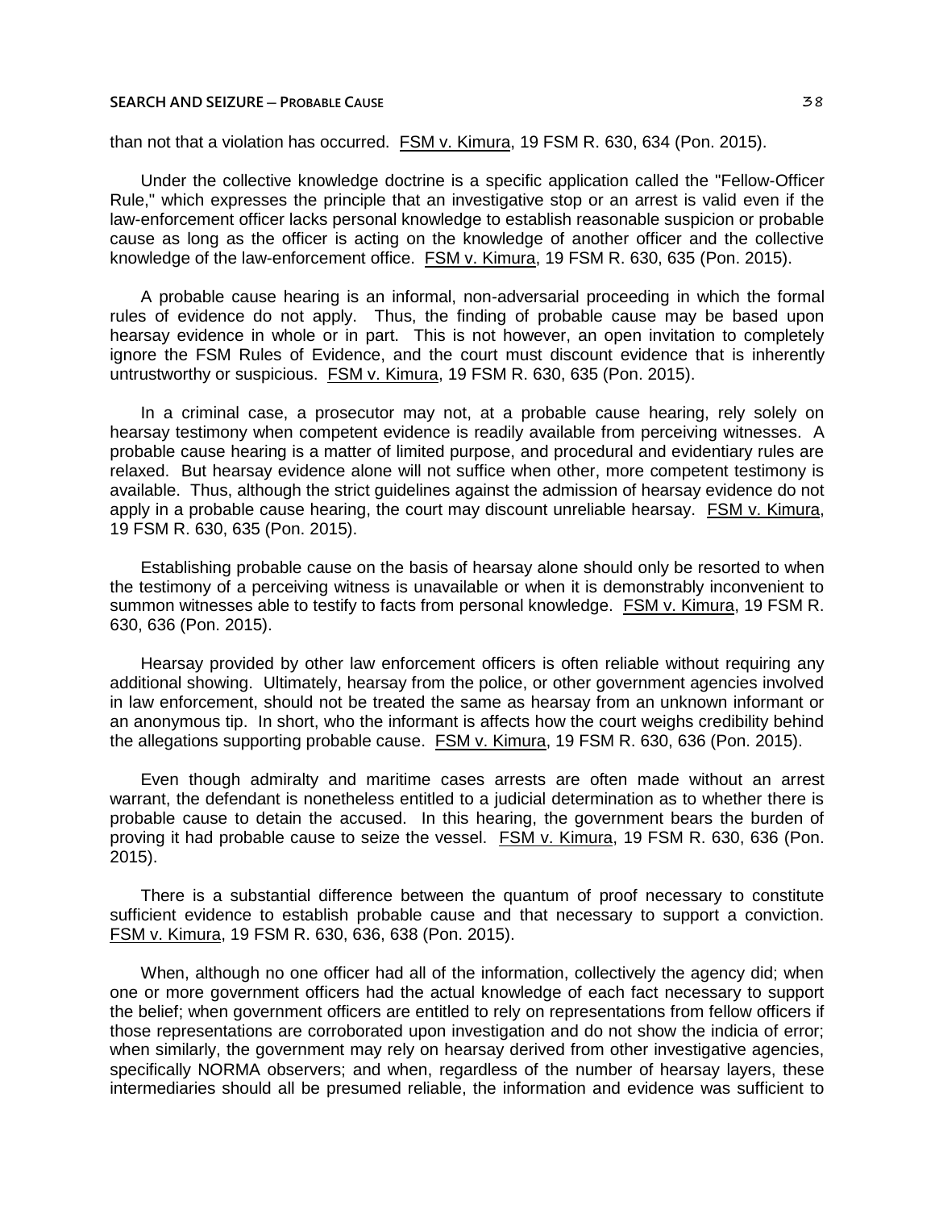than not that a violation has occurred. FSM v. Kimura, 19 FSM R. 630, 634 (Pon. 2015).

Under the collective knowledge doctrine is a specific application called the "Fellow-Officer Rule," which expresses the principle that an investigative stop or an arrest is valid even if the law-enforcement officer lacks personal knowledge to establish reasonable suspicion or probable cause as long as the officer is acting on the knowledge of another officer and the collective knowledge of the law-enforcement office. FSM v. Kimura, 19 FSM R. 630, 635 (Pon. 2015).

A probable cause hearing is an informal, non-adversarial proceeding in which the formal rules of evidence do not apply. Thus, the finding of probable cause may be based upon hearsay evidence in whole or in part. This is not however, an open invitation to completely ignore the FSM Rules of Evidence, and the court must discount evidence that is inherently untrustworthy or suspicious. FSM v. Kimura, 19 FSM R. 630, 635 (Pon. 2015).

In a criminal case, a prosecutor may not, at a probable cause hearing, rely solely on hearsay testimony when competent evidence is readily available from perceiving witnesses. A probable cause hearing is a matter of limited purpose, and procedural and evidentiary rules are relaxed. But hearsay evidence alone will not suffice when other, more competent testimony is available. Thus, although the strict guidelines against the admission of hearsay evidence do not apply in a probable cause hearing, the court may discount unreliable hearsay. FSM v. Kimura, 19 FSM R. 630, 635 (Pon. 2015).

Establishing probable cause on the basis of hearsay alone should only be resorted to when the testimony of a perceiving witness is unavailable or when it is demonstrably inconvenient to summon witnesses able to testify to facts from personal knowledge. FSM v. Kimura, 19 FSM R. 630, 636 (Pon. 2015).

Hearsay provided by other law enforcement officers is often reliable without requiring any additional showing. Ultimately, hearsay from the police, or other government agencies involved in law enforcement, should not be treated the same as hearsay from an unknown informant or an anonymous tip. In short, who the informant is affects how the court weighs credibility behind the allegations supporting probable cause. FSM v. Kimura, 19 FSM R. 630, 636 (Pon. 2015).

Even though admiralty and maritime cases arrests are often made without an arrest warrant, the defendant is nonetheless entitled to a judicial determination as to whether there is probable cause to detain the accused. In this hearing, the government bears the burden of proving it had probable cause to seize the vessel. FSM v. Kimura, 19 FSM R. 630, 636 (Pon. 2015).

There is a substantial difference between the quantum of proof necessary to constitute sufficient evidence to establish probable cause and that necessary to support a conviction. FSM v. Kimura, 19 FSM R. 630, 636, 638 (Pon. 2015).

When, although no one officer had all of the information, collectively the agency did; when one or more government officers had the actual knowledge of each fact necessary to support the belief; when government officers are entitled to rely on representations from fellow officers if those representations are corroborated upon investigation and do not show the indicia of error; when similarly, the government may rely on hearsay derived from other investigative agencies, specifically NORMA observers; and when, regardless of the number of hearsay layers, these intermediaries should all be presumed reliable, the information and evidence was sufficient to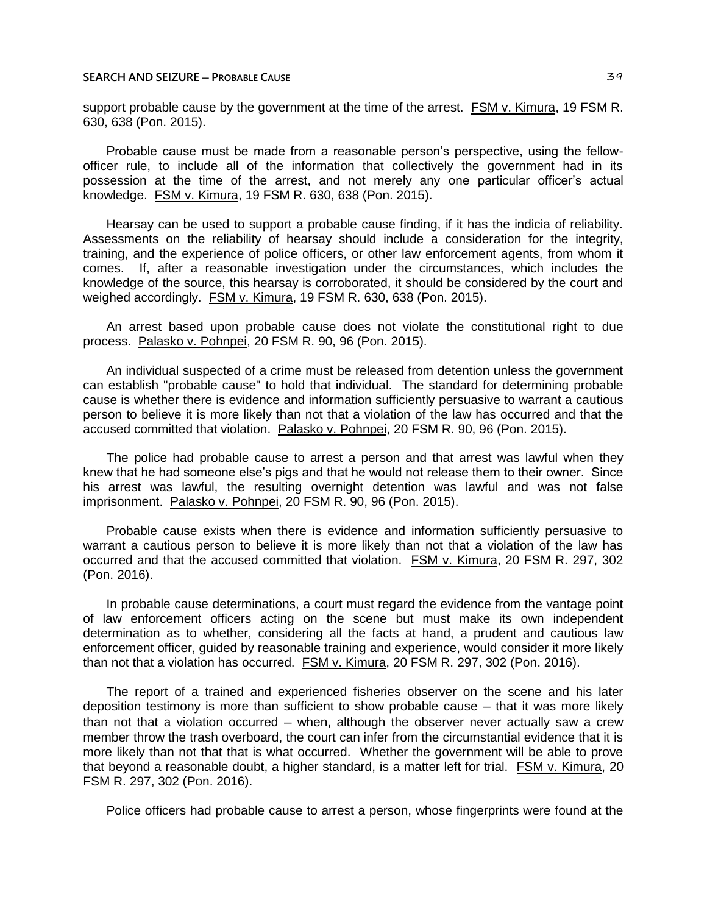support probable cause by the government at the time of the arrest. FSM v. Kimura, 19 FSM R. 630, 638 (Pon. 2015).

Probable cause must be made from a reasonable person's perspective, using the fellow-officer rule, to include all of the information that collectively the government had in its possession at the time of the arrest, and not merely any one particular officer's actual knowledge. FSM v. Kimura, 19 FSM R. 630, 638 (Pon. 2015).

Hearsay can be used to support a probable cause finding, if it has the indicia of reliability. Assessments on the reliability of hearsay should include a consideration for the integrity, training, and the experience of police officers, or other law enforcement agents, from whom it comes. If, after a reasonable investigation under the circumstances, which includes the knowledge of the source, this hearsay is corroborated, it should be considered by the court and weighed accordingly. FSM v. Kimura, 19 FSM R. 630, 638 (Pon. 2015).

An arrest based upon probable cause does not violate the constitutional right to due process. Palasko v. Pohnpei, 20 FSM R. 90, 96 (Pon. 2015).

An individual suspected of a crime must be released from detention unless the government can establish "probable cause" to hold that individual. The standard for determining probable cause is whether there is evidence and information sufficiently persuasive to warrant a cautious person to believe it is more likely than not that a violation of the law has occurred and that the accused committed that violation. Palasko v. Pohnpei, 20 FSM R. 90, 96 (Pon. 2015).

The police had probable cause to arrest a person and that arrest was lawful when they knew that he had someone else's pigs and that he would not release them to their owner. Since his arrest was lawful, the resulting overnight detention was lawful and was not false imprisonment. Palasko v. Pohnpei, 20 FSM R. 90, 96 (Pon. 2015).

Probable cause exists when there is evidence and information sufficiently persuasive to warrant a cautious person to believe it is more likely than not that a violation of the law has occurred and that the accused committed that violation. FSM v. Kimura, 20 FSM R. 297, 302 (Pon. 2016).

In probable cause determinations, a court must regard the evidence from the vantage point of law enforcement officers acting on the scene but must make its own independent determination as to whether, considering all the facts at hand, a prudent and cautious law enforcement officer, guided by reasonable training and experience, would consider it more likely than not that a violation has occurred. FSM v. Kimura, 20 FSM R. 297, 302 (Pon. 2016).

The report of a trained and experienced fisheries observer on the scene and his later deposition testimony is more than sufficient to show probable cause – that it was more likely than not that a violation occurred – when, although the observer never actually saw a crew member throw the trash overboard, the court can infer from the circumstantial evidence that it is more likely than not that that is what occurred. Whether the government will be able to prove that beyond a reasonable doubt, a higher standard, is a matter left for trial. FSM v. Kimura, 20 FSM R. 297, 302 (Pon. 2016).

Police officers had probable cause to arrest a person, whose fingerprints were found at the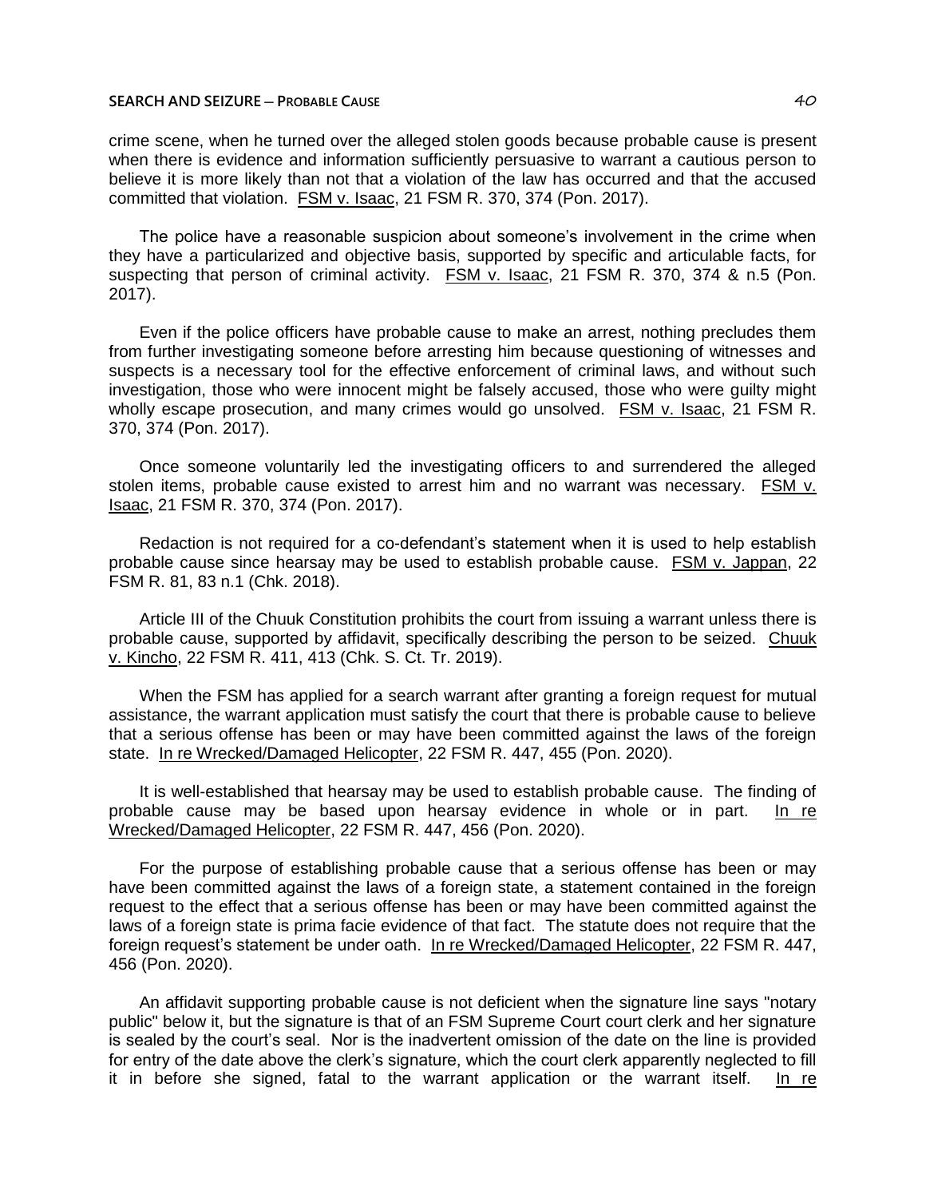crime scene, when he turned over the alleged stolen goods because probable cause is present when there is evidence and information sufficiently persuasive to warrant a cautious person to believe it is more likely than not that a violation of the law has occurred and that the accused committed that violation. FSM v. Isaac, 21 FSM R. 370, 374 (Pon. 2017).

The police have a reasonable suspicion about someone's involvement in the crime when they have a particularized and objective basis, supported by specific and articulable facts, for suspecting that person of criminal activity. FSM v. Isaac, 21 FSM R. 370, 374 & n.5 (Pon. 2017).

Even if the police officers have probable cause to make an arrest, nothing precludes them from further investigating someone before arresting him because questioning of witnesses and suspects is a necessary tool for the effective enforcement of criminal laws, and without such investigation, those who were innocent might be falsely accused, those who were guilty might wholly escape prosecution, and many crimes would go unsolved. FSM v. Isaac, 21 FSM R. 370, 374 (Pon. 2017).

Once someone voluntarily led the investigating officers to and surrendered the alleged stolen items, probable cause existed to arrest him and no warrant was necessary. FSM v. Isaac, 21 FSM R. 370, 374 (Pon. 2017).

Redaction is not required for a co-defendant's statement when it is used to help establish probable cause since hearsay may be used to establish probable cause. FSM v. Jappan, 22 FSM R. 81, 83 n.1 (Chk. 2018).

Article III of the Chuuk Constitution prohibits the court from issuing a warrant unless there is probable cause, supported by affidavit, specifically describing the person to be seized. Chuuk v. Kincho, 22 FSM R. 411, 413 (Chk. S. Ct. Tr. 2019).

When the FSM has applied for a search warrant after granting a foreign request for mutual assistance, the warrant application must satisfy the court that there is probable cause to believe that a serious offense has been or may have been committed against the laws of the foreign state. In re Wrecked/Damaged Helicopter, 22 FSM R. 447, 455 (Pon. 2020).

It is well-established that hearsay may be used to establish probable cause. The finding of probable cause may be based upon hearsay evidence in whole or in part. In re Wrecked/Damaged Helicopter, 22 FSM R. 447, 456 (Pon. 2020).

For the purpose of establishing probable cause that a serious offense has been or may have been committed against the laws of a foreign state, a statement contained in the foreign request to the effect that a serious offense has been or may have been committed against the laws of a foreign state is prima facie evidence of that fact. The statute does not require that the foreign request's statement be under oath. In re Wrecked/Damaged Helicopter, 22 FSM R. 447, 456 (Pon. 2020).

An affidavit supporting probable cause is not deficient when the signature line says "notary public" below it, but the signature is that of an FSM Supreme Court court clerk and her signature is sealed by the court's seal. Nor is the inadvertent omission of the date on the line is provided for entry of the date above the clerk's signature, which the court clerk apparently neglected to fill it in before she signed, fatal to the warrant application or the warrant itself. In re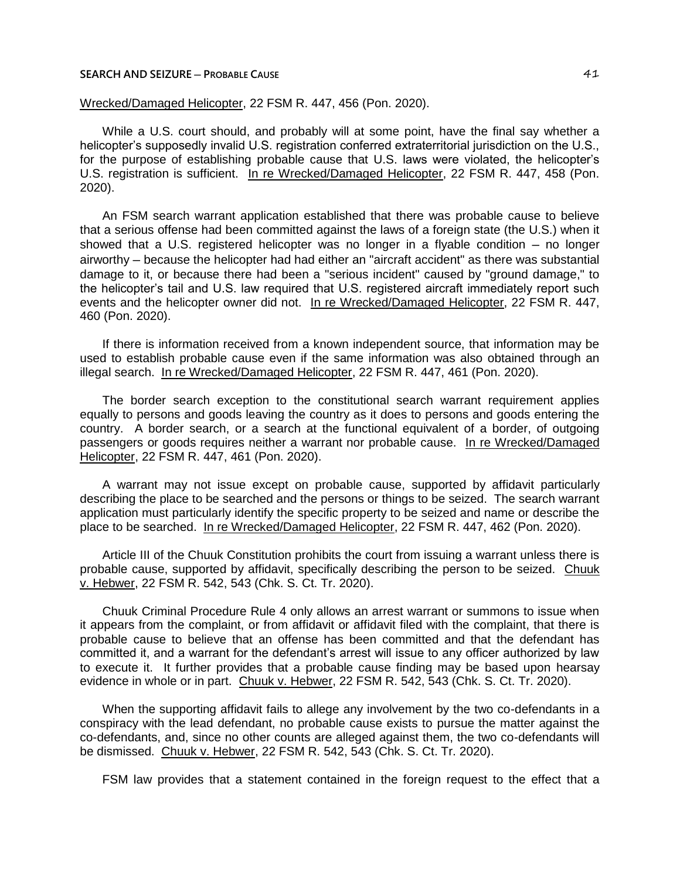Wrecked/Damaged Helicopter, 22 FSM R. 447, 456 (Pon. 2020).

While a U.S. court should, and probably will at some point, have the final say whether a helicopter's supposedly invalid U.S. registration conferred extraterritorial jurisdiction on the U.S., for the purpose of establishing probable cause that U.S. laws were violated, the helicopter's U.S. registration is sufficient. In re Wrecked/Damaged Helicopter, 22 FSM R. 447, 458 (Pon. 2020).

An FSM search warrant application established that there was probable cause to believe that a serious offense had been committed against the laws of a foreign state (the U.S.) when it showed that a U.S. registered helicopter was no longer in a flyable condition – no longer airworthy – because the helicopter had had either an "aircraft accident" as there was substantial damage to it, or because there had been a "serious incident" caused by "ground damage," to the helicopter's tail and U.S. law required that U.S. registered aircraft immediately report such events and the helicopter owner did not. In re Wrecked/Damaged Helicopter, 22 FSM R. 447, 460 (Pon. 2020).

If there is information received from a known independent source, that information may be used to establish probable cause even if the same information was also obtained through an illegal search. In re Wrecked/Damaged Helicopter, 22 FSM R. 447, 461 (Pon. 2020).

The border search exception to the constitutional search warrant requirement applies equally to persons and goods leaving the country as it does to persons and goods entering the country. A border search, or a search at the functional equivalent of a border, of outgoing passengers or goods requires neither a warrant nor probable cause. In re Wrecked/Damaged Helicopter, 22 FSM R. 447, 461 (Pon. 2020).

A warrant may not issue except on probable cause, supported by affidavit particularly describing the place to be searched and the persons or things to be seized. The search warrant application must particularly identify the specific property to be seized and name or describe the place to be searched. In re Wrecked/Damaged Helicopter, 22 FSM R. 447, 462 (Pon. 2020).

Article III of the Chuuk Constitution prohibits the court from issuing a warrant unless there is probable cause, supported by affidavit, specifically describing the person to be seized. Chuuk v. Hebwer, 22 FSM R. 542, 543 (Chk. S. Ct. Tr. 2020).

Chuuk Criminal Procedure Rule 4 only allows an arrest warrant or summons to issue when it appears from the complaint, or from affidavit or affidavit filed with the complaint, that there is probable cause to believe that an offense has been committed and that the defendant has committed it, and a warrant for the defendant's arrest will issue to any officer authorized by law to execute it. It further provides that a probable cause finding may be based upon hearsay evidence in whole or in part. Chuuk v. Hebwer, 22 FSM R. 542, 543 (Chk. S. Ct. Tr. 2020).

When the supporting affidavit fails to allege any involvement by the two co-defendants in a conspiracy with the lead defendant, no probable cause exists to pursue the matter against the co-defendants, and, since no other counts are alleged against them, the two co-defendants will be dismissed. Chuuk v. Hebwer, 22 FSM R. 542, 543 (Chk. S. Ct. Tr. 2020).

FSM law provides that a statement contained in the foreign request to the effect that a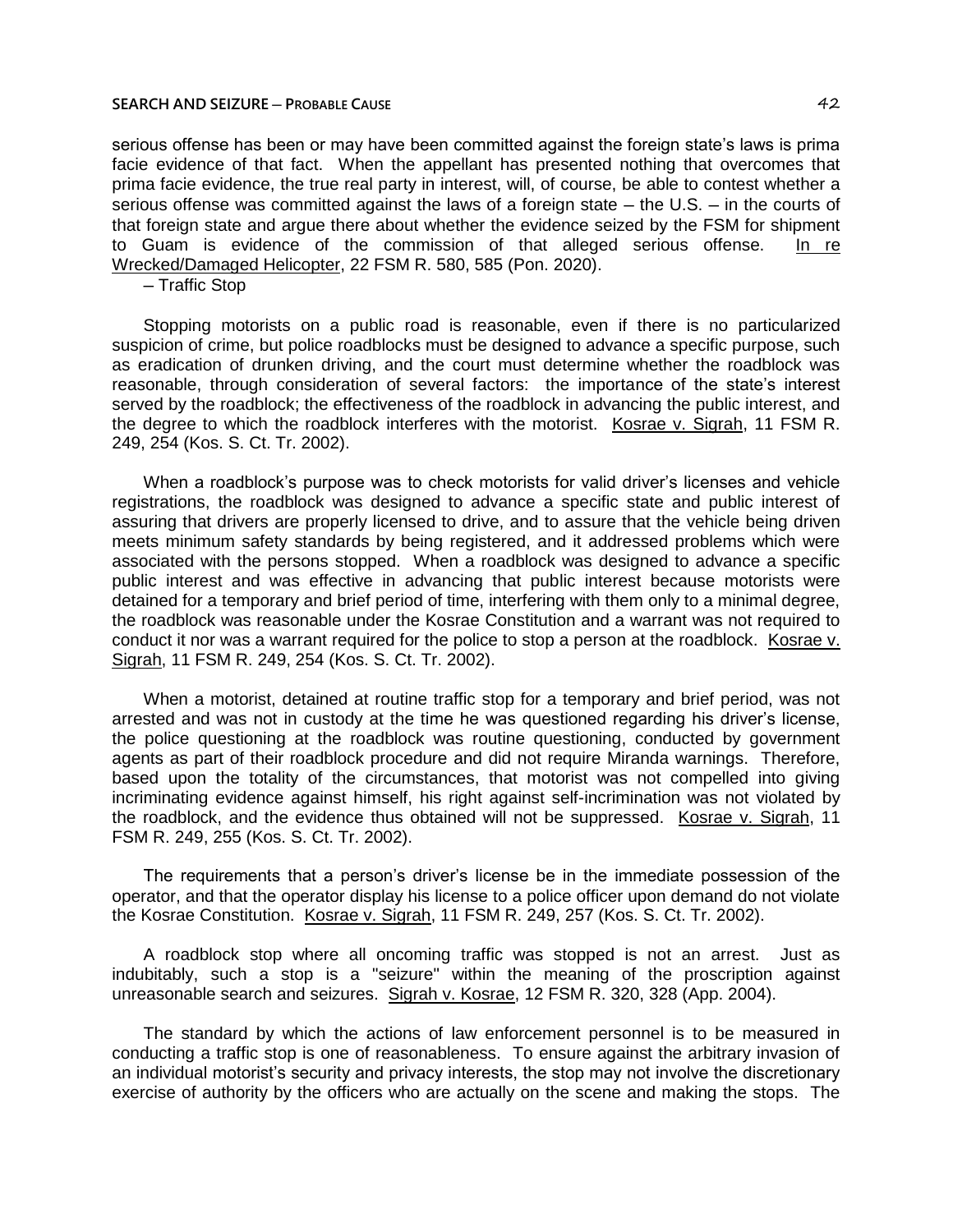serious offense has been or may have been committed against the foreign state's laws is prima facie evidence of that fact. When the appellant has presented nothing that overcomes that prima facie evidence, the true real party in interest, will, of course, be able to contest whether a serious offense was committed against the laws of a foreign state – the U.S. – in the courts of that foreign state and argue there about whether the evidence seized by the FSM for shipment to Guam is evidence of the commission of that alleged serious offense. In re Wrecked/Damaged Helicopter, 22 FSM R. 580, 585 (Pon. 2020).

– Traffic Stop

Stopping motorists on a public road is reasonable, even if there is no particularized suspicion of crime, but police roadblocks must be designed to advance a specific purpose, such as eradication of drunken driving, and the court must determine whether the roadblock was reasonable, through consideration of several factors: the importance of the state's interest served by the roadblock; the effectiveness of the roadblock in advancing the public interest, and the degree to which the roadblock interferes with the motorist. Kosrae v. Sigrah, 11 FSM R. 249, 254 (Kos. S. Ct. Tr. 2002).

When a roadblock's purpose was to check motorists for valid driver's licenses and vehicle registrations, the roadblock was designed to advance a specific state and public interest of assuring that drivers are properly licensed to drive, and to assure that the vehicle being driven meets minimum safety standards by being registered, and it addressed problems which were associated with the persons stopped. When a roadblock was designed to advance a specific public interest and was effective in advancing that public interest because motorists were detained for a temporary and brief period of time, interfering with them only to a minimal degree, the roadblock was reasonable under the Kosrae Constitution and a warrant was not required to conduct it nor was a warrant required for the police to stop a person at the roadblock. Kosrae v. Sigrah, 11 FSM R. 249, 254 (Kos. S. Ct. Tr. 2002).

When a motorist, detained at routine traffic stop for a temporary and brief period, was not arrested and was not in custody at the time he was questioned regarding his driver's license, the police questioning at the roadblock was routine questioning, conducted by government agents as part of their roadblock procedure and did not require Miranda warnings. Therefore, based upon the totality of the circumstances, that motorist was not compelled into giving incriminating evidence against himself, his right against self-incrimination was not violated by the roadblock, and the evidence thus obtained will not be suppressed. Kosrae v. Sigrah, 11 FSM R. 249, 255 (Kos. S. Ct. Tr. 2002).

The requirements that a person's driver's license be in the immediate possession of the operator, and that the operator display his license to a police officer upon demand do not violate the Kosrae Constitution. Kosrae v. Sigrah, 11 FSM R. 249, 257 (Kos. S. Ct. Tr. 2002).

A roadblock stop where all oncoming traffic was stopped is not an arrest. Just as indubitably, such a stop is a "seizure" within the meaning of the proscription against unreasonable search and seizures. Sigrah v. Kosrae, 12 FSM R. 320, 328 (App. 2004).

The standard by which the actions of law enforcement personnel is to be measured in conducting a traffic stop is one of reasonableness. To ensure against the arbitrary invasion of an individual motorist's security and privacy interests, the stop may not involve the discretionary exercise of authority by the officers who are actually on the scene and making the stops. The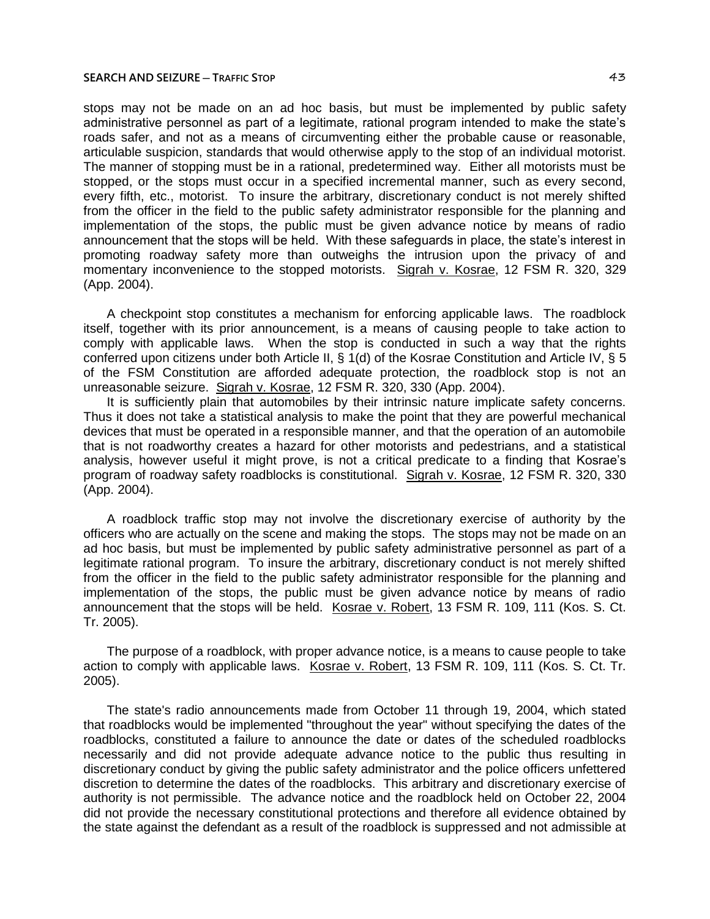stops may not be made on an ad hoc basis, but must be implemented by public safety administrative personnel as part of a legitimate, rational program intended to make the state's roads safer, and not as a means of circumventing either the probable cause or reasonable, articulable suspicion, standards that would otherwise apply to the stop of an individual motorist. The manner of stopping must be in a rational, predetermined way. Either all motorists must be stopped, or the stops must occur in a specified incremental manner, such as every second, every fifth, etc., motorist. To insure the arbitrary, discretionary conduct is not merely shifted from the officer in the field to the public safety administrator responsible for the planning and implementation of the stops, the public must be given advance notice by means of radio announcement that the stops will be held. With these safeguards in place, the state's interest in promoting roadway safety more than outweighs the intrusion upon the privacy of and momentary inconvenience to the stopped motorists. Sigrah v. Kosrae, 12 FSM R. 320, 329 (App. 2004).

A checkpoint stop constitutes a mechanism for enforcing applicable laws. The roadblock itself, together with its prior announcement, is a means of causing people to take action to comply with applicable laws. When the stop is conducted in such a way that the rights conferred upon citizens under both Article II, § 1(d) of the Kosrae Constitution and Article IV, § 5 of the FSM Constitution are afforded adequate protection, the roadblock stop is not an unreasonable seizure. Sigrah v. Kosrae, 12 FSM R. 320, 330 (App. 2004).

It is sufficiently plain that automobiles by their intrinsic nature implicate safety concerns. Thus it does not take a statistical analysis to make the point that they are powerful mechanical devices that must be operated in a responsible manner, and that the operation of an automobile that is not roadworthy creates a hazard for other motorists and pedestrians, and a statistical analysis, however useful it might prove, is not a critical predicate to a finding that Kosrae's program of roadway safety roadblocks is constitutional. Sigrah v. Kosrae, 12 FSM R. 320, 330 (App. 2004).

A roadblock traffic stop may not involve the discretionary exercise of authority by the officers who are actually on the scene and making the stops. The stops may not be made on an ad hoc basis, but must be implemented by public safety administrative personnel as part of a legitimate rational program. To insure the arbitrary, discretionary conduct is not merely shifted from the officer in the field to the public safety administrator responsible for the planning and implementation of the stops, the public must be given advance notice by means of radio announcement that the stops will be held. Kosrae v. Robert, 13 FSM R. 109, 111 (Kos. S. Ct. Tr. 2005).

The purpose of a roadblock, with proper advance notice, is a means to cause people to take action to comply with applicable laws. Kosrae v. Robert, 13 FSM R. 109, 111 (Kos. S. Ct. Tr. 2005).

The state's radio announcements made from October 11 through 19, 2004, which stated that roadblocks would be implemented "throughout the year" without specifying the dates of the roadblocks, constituted a failure to announce the date or dates of the scheduled roadblocks necessarily and did not provide adequate advance notice to the public thus resulting in discretionary conduct by giving the public safety administrator and the police officers unfettered discretion to determine the dates of the roadblocks. This arbitrary and discretionary exercise of authority is not permissible. The advance notice and the roadblock held on October 22, 2004 did not provide the necessary constitutional protections and therefore all evidence obtained by the state against the defendant as a result of the roadblock is suppressed and not admissible at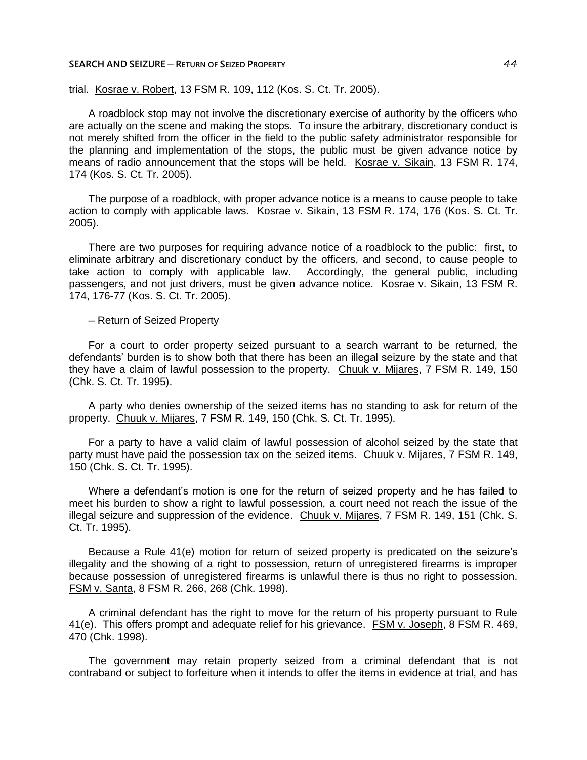trial. Kosrae v. Robert, 13 FSM R. 109, 112 (Kos. S. Ct. Tr. 2005).

A roadblock stop may not involve the discretionary exercise of authority by the officers who are actually on the scene and making the stops. To insure the arbitrary, discretionary conduct is not merely shifted from the officer in the field to the public safety administrator responsible for the planning and implementation of the stops, the public must be given advance notice by means of radio announcement that the stops will be held. Kosrae v. Sikain, 13 FSM R. 174, 174 (Kos. S. Ct. Tr. 2005).

The purpose of a roadblock, with proper advance notice is a means to cause people to take action to comply with applicable laws. Kosrae v. Sikain, 13 FSM R. 174, 176 (Kos. S. Ct. Tr. 2005).

There are two purposes for requiring advance notice of a roadblock to the public: first, to eliminate arbitrary and discretionary conduct by the officers, and second, to cause people to take action to comply with applicable law. Accordingly, the general public, including passengers, and not just drivers, must be given advance notice. Kosrae v. Sikain, 13 FSM R. 174, 176-77 (Kos. S. Ct. Tr. 2005).

– Return of Seized Property

For a court to order property seized pursuant to a search warrant to be returned, the defendants' burden is to show both that there has been an illegal seizure by the state and that they have a claim of lawful possession to the property. Chuuk v. Mijares, 7 FSM R. 149, 150 (Chk. S. Ct. Tr. 1995).

A party who denies ownership of the seized items has no standing to ask for return of the property. Chuuk v. Mijares, 7 FSM R. 149, 150 (Chk. S. Ct. Tr. 1995).

For a party to have a valid claim of lawful possession of alcohol seized by the state that party must have paid the possession tax on the seized items. Chuuk v. Mijares, 7 FSM R. 149, 150 (Chk. S. Ct. Tr. 1995).

Where a defendant's motion is one for the return of seized property and he has failed to meet his burden to show a right to lawful possession, a court need not reach the issue of the illegal seizure and suppression of the evidence. Chuuk v. Mijares, 7 FSM R. 149, 151 (Chk. S. Ct. Tr. 1995).

Because a Rule 41(e) motion for return of seized property is predicated on the seizure's illegality and the showing of a right to possession, return of unregistered firearms is improper because possession of unregistered firearms is unlawful there is thus no right to possession. FSM v. Santa, 8 FSM R. 266, 268 (Chk. 1998).

A criminal defendant has the right to move for the return of his property pursuant to Rule 41(e). This offers prompt and adequate relief for his grievance. FSM v. Joseph, 8 FSM R. 469, 470 (Chk. 1998).

The government may retain property seized from a criminal defendant that is not contraband or subject to forfeiture when it intends to offer the items in evidence at trial, and has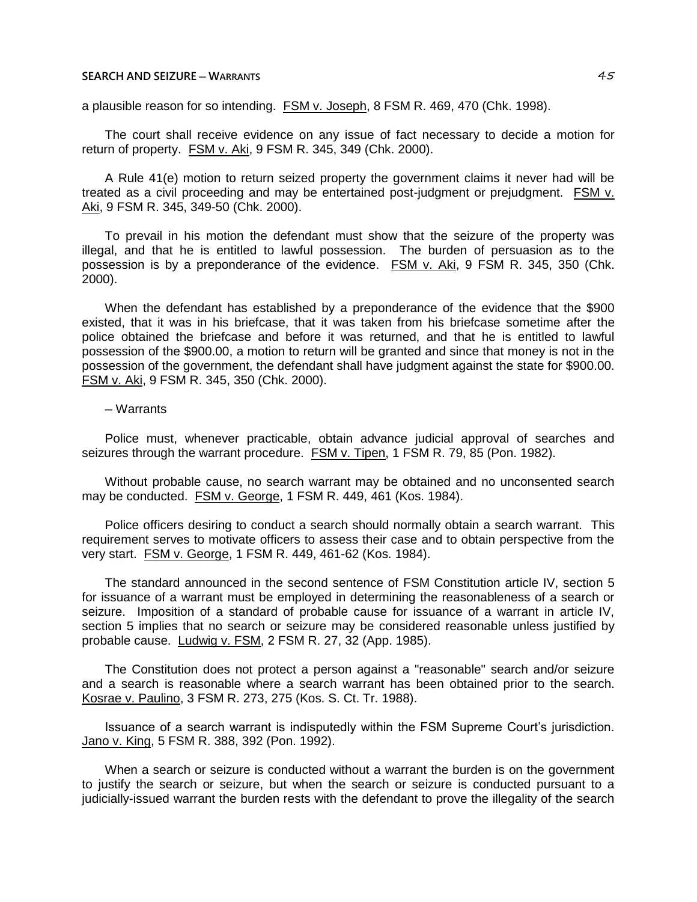a plausible reason for so intending. FSM v. Joseph, 8 FSM R. 469, 470 (Chk. 1998).

The court shall receive evidence on any issue of fact necessary to decide a motion for return of property. FSM v. Aki, 9 FSM R. 345, 349 (Chk. 2000).

A Rule 41(e) motion to return seized property the government claims it never had will be treated as a civil proceeding and may be entertained post-judgment or prejudgment. FSM v. Aki, 9 FSM R. 345, 349-50 (Chk. 2000).

To prevail in his motion the defendant must show that the seizure of the property was illegal, and that he is entitled to lawful possession. The burden of persuasion as to the possession is by a preponderance of the evidence. FSM v. Aki, 9 FSM R. 345, 350 (Chk. 2000).

When the defendant has established by a preponderance of the evidence that the $900 existed, that it was in his briefcase, that it was taken from his briefcase sometime after the police obtained the briefcase and before it was returned, and that he is entitled to lawful possession of the $900.00, a motion to return will be granted and since that money is not in the possession of the government, the defendant shall have judgment against the state for $900.00. FSM v. Aki, 9 FSM R. 345, 350 (Chk. 2000).

– Warrants

Police must, whenever practicable, obtain advance judicial approval of searches and seizures through the warrant procedure. FSM v. Tipen, 1 FSM R. 79, 85 (Pon. 1982).

Without probable cause, no search warrant may be obtained and no unconsented search may be conducted. FSM v. George, 1 FSM R. 449, 461 (Kos. 1984).

Police officers desiring to conduct a search should normally obtain a search warrant. This requirement serves to motivate officers to assess their case and to obtain perspective from the very start. FSM v. George, 1 FSM R. 449, 461-62 (Kos. 1984).

The standard announced in the second sentence of FSM Constitution article IV, section 5 for issuance of a warrant must be employed in determining the reasonableness of a search or seizure. Imposition of a standard of probable cause for issuance of a warrant in article IV, section 5 implies that no search or seizure may be considered reasonable unless justified by probable cause. Ludwig v. FSM, 2 FSM R. 27, 32 (App. 1985).

The Constitution does not protect a person against a "reasonable" search and/or seizure and a search is reasonable where a search warrant has been obtained prior to the search. Kosrae v. Paulino, 3 FSM R. 273, 275 (Kos. S. Ct. Tr. 1988).

Issuance of a search warrant is indisputedly within the FSM Supreme Court's jurisdiction. Jano v. King, 5 FSM R. 388, 392 (Pon. 1992).

When a search or seizure is conducted without a warrant the burden is on the government to justify the search or seizure, but when the search or seizure is conducted pursuant to a judicially-issued warrant the burden rests with the defendant to prove the illegality of the search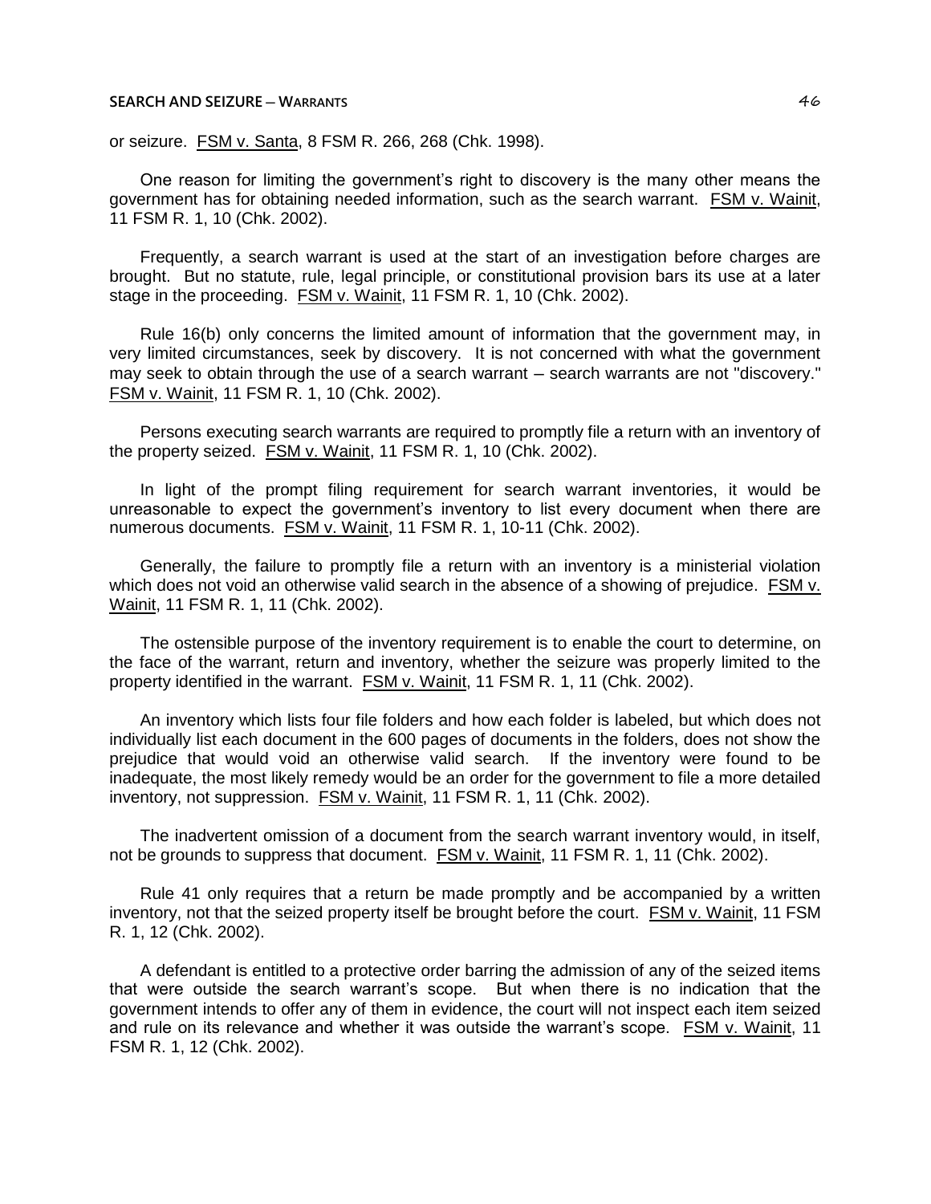or seizure. FSM v. Santa, 8 FSM R. 266, 268 (Chk. 1998).

One reason for limiting the government's right to discovery is the many other means the government has for obtaining needed information, such as the search warrant. FSM v. Wainit, 11 FSM R. 1, 10 (Chk. 2002).

Frequently, a search warrant is used at the start of an investigation before charges are brought. But no statute, rule, legal principle, or constitutional provision bars its use at a later stage in the proceeding. FSM v. Wainit, 11 FSM R. 1, 10 (Chk. 2002).

Rule 16(b) only concerns the limited amount of information that the government may, in very limited circumstances, seek by discovery. It is not concerned with what the government may seek to obtain through the use of a search warrant – search warrants are not "discovery." FSM v. Wainit, 11 FSM R. 1, 10 (Chk. 2002).

Persons executing search warrants are required to promptly file a return with an inventory of the property seized. FSM v. Wainit, 11 FSM R. 1, 10 (Chk. 2002).

In light of the prompt filing requirement for search warrant inventories, it would be unreasonable to expect the government's inventory to list every document when there are numerous documents. FSM v. Wainit, 11 FSM R. 1, 10-11 (Chk. 2002).

Generally, the failure to promptly file a return with an inventory is a ministerial violation which does not void an otherwise valid search in the absence of a showing of prejudice. FSM v. Wainit, 11 FSM R. 1, 11 (Chk. 2002).

The ostensible purpose of the inventory requirement is to enable the court to determine, on the face of the warrant, return and inventory, whether the seizure was properly limited to the property identified in the warrant. FSM v. Wainit, 11 FSM R. 1, 11 (Chk. 2002).

An inventory which lists four file folders and how each folder is labeled, but which does not individually list each document in the 600 pages of documents in the folders, does not show the prejudice that would void an otherwise valid search. If the inventory were found to be inadequate, the most likely remedy would be an order for the government to file a more detailed inventory, not suppression. FSM v. Wainit, 11 FSM R. 1, 11 (Chk. 2002).

The inadvertent omission of a document from the search warrant inventory would, in itself, not be grounds to suppress that document. FSM v. Wainit, 11 FSM R. 1, 11 (Chk. 2002).

Rule 41 only requires that a return be made promptly and be accompanied by a written inventory, not that the seized property itself be brought before the court. FSM v. Wainit, 11 FSM R. 1, 12 (Chk. 2002).

A defendant is entitled to a protective order barring the admission of any of the seized items that were outside the search warrant's scope. But when there is no indication that the government intends to offer any of them in evidence, the court will not inspect each item seized and rule on its relevance and whether it was outside the warrant's scope. FSM v. Wainit, 11 FSM R. 1, 12 (Chk. 2002).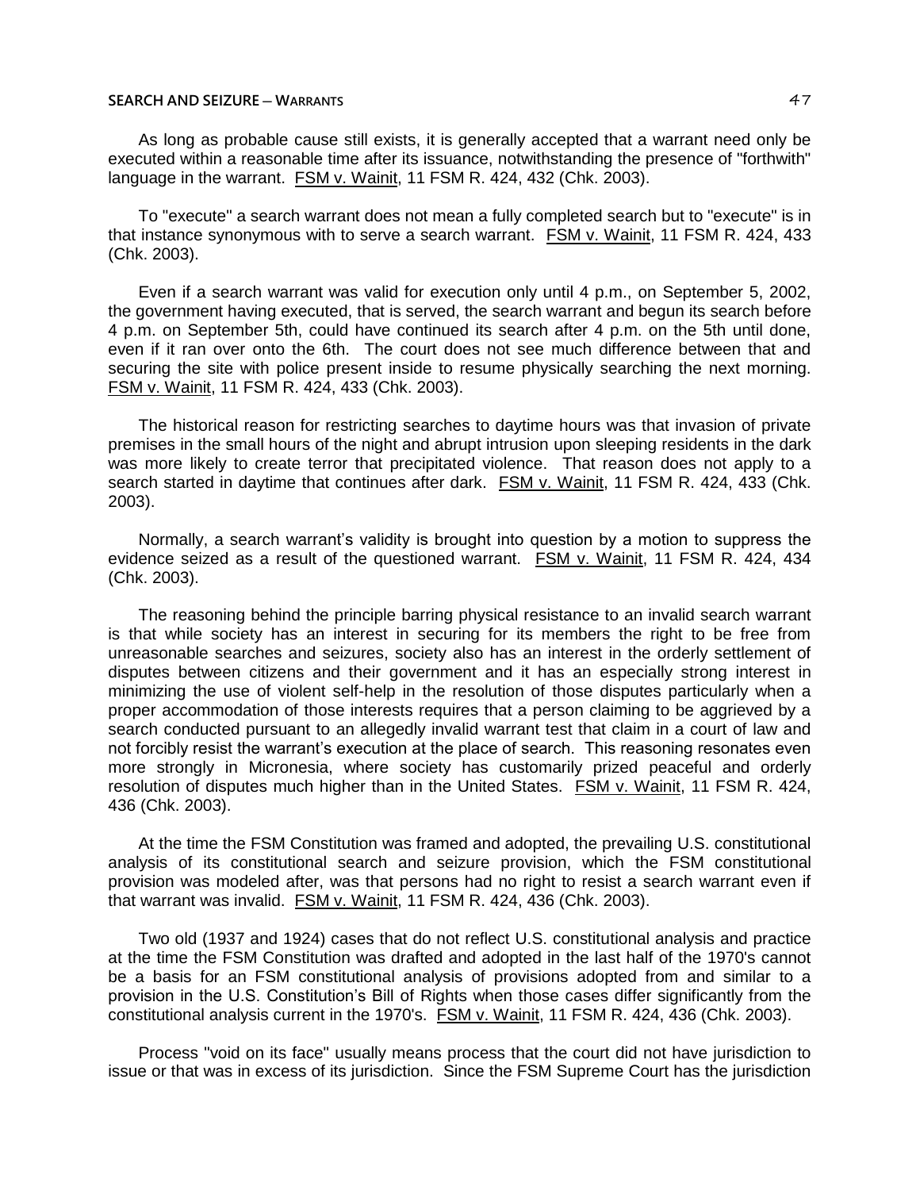As long as probable cause still exists, it is generally accepted that a warrant need only be executed within a reasonable time after its issuance, notwithstanding the presence of "forthwith" language in the warrant. FSM v. Wainit, 11 FSM R. 424, 432 (Chk. 2003).

To "execute" a search warrant does not mean a fully completed search but to "execute" is in that instance synonymous with to serve a search warrant. FSM v. Wainit, 11 FSM R. 424, 433 (Chk. 2003).

Even if a search warrant was valid for execution only until 4 p.m., on September 5, 2002, the government having executed, that is served, the search warrant and begun its search before 4 p.m. on September 5th, could have continued its search after 4 p.m. on the 5th until done, even if it ran over onto the 6th. The court does not see much difference between that and securing the site with police present inside to resume physically searching the next morning. FSM v. Wainit, 11 FSM R. 424, 433 (Chk. 2003).

The historical reason for restricting searches to daytime hours was that invasion of private premises in the small hours of the night and abrupt intrusion upon sleeping residents in the dark was more likely to create terror that precipitated violence. That reason does not apply to a search started in daytime that continues after dark. FSM v. Wainit, 11 FSM R. 424, 433 (Chk. 2003).

Normally, a search warrant's validity is brought into question by a motion to suppress the evidence seized as a result of the questioned warrant. FSM v. Wainit, 11 FSM R. 424, 434 (Chk. 2003).

The reasoning behind the principle barring physical resistance to an invalid search warrant is that while society has an interest in securing for its members the right to be free from unreasonable searches and seizures, society also has an interest in the orderly settlement of disputes between citizens and their government and it has an especially strong interest in minimizing the use of violent self-help in the resolution of those disputes particularly when a proper accommodation of those interests requires that a person claiming to be aggrieved by a search conducted pursuant to an allegedly invalid warrant test that claim in a court of law and not forcibly resist the warrant's execution at the place of search. This reasoning resonates even more strongly in Micronesia, where society has customarily prized peaceful and orderly resolution of disputes much higher than in the United States. FSM v. Wainit, 11 FSM R. 424, 436 (Chk. 2003).

At the time the FSM Constitution was framed and adopted, the prevailing U.S. constitutional analysis of its constitutional search and seizure provision, which the FSM constitutional provision was modeled after, was that persons had no right to resist a search warrant even if that warrant was invalid. FSM v. Wainit, 11 FSM R. 424, 436 (Chk. 2003).

Two old (1937 and 1924) cases that do not reflect U.S. constitutional analysis and practice at the time the FSM Constitution was drafted and adopted in the last half of the 1970's cannot be a basis for an FSM constitutional analysis of provisions adopted from and similar to a provision in the U.S. Constitution's Bill of Rights when those cases differ significantly from the constitutional analysis current in the 1970's. FSM v. Wainit, 11 FSM R. 424, 436 (Chk. 2003).

Process "void on its face" usually means process that the court did not have jurisdiction to issue or that was in excess of its jurisdiction. Since the FSM Supreme Court has the jurisdiction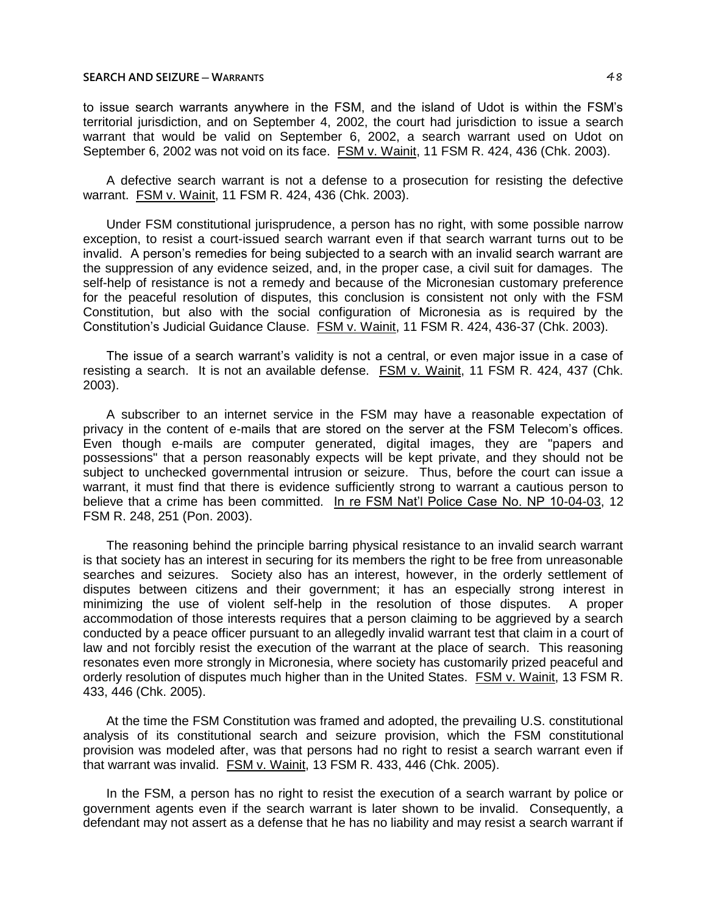to issue search warrants anywhere in the FSM, and the island of Udot is within the FSM's territorial jurisdiction, and on September 4, 2002, the court had jurisdiction to issue a search warrant that would be valid on September 6, 2002, a search warrant used on Udot on September 6, 2002 was not void on its face. FSM v. Wainit, 11 FSM R. 424, 436 (Chk. 2003).

A defective search warrant is not a defense to a prosecution for resisting the defective warrant. FSM v. Wainit, 11 FSM R. 424, 436 (Chk. 2003).

Under FSM constitutional jurisprudence, a person has no right, with some possible narrow exception, to resist a court-issued search warrant even if that search warrant turns out to be invalid. A person's remedies for being subjected to a search with an invalid search warrant are the suppression of any evidence seized, and, in the proper case, a civil suit for damages. The self-help of resistance is not a remedy and because of the Micronesian customary preference for the peaceful resolution of disputes, this conclusion is consistent not only with the FSM Constitution, but also with the social configuration of Micronesia as is required by the Constitution's Judicial Guidance Clause. FSM v. Wainit, 11 FSM R. 424, 436-37 (Chk. 2003).

The issue of a search warrant's validity is not a central, or even major issue in a case of resisting a search. It is not an available defense. FSM v. Wainit, 11 FSM R. 424, 437 (Chk. 2003).

A subscriber to an internet service in the FSM may have a reasonable expectation of privacy in the content of e-mails that are stored on the server at the FSM Telecom's offices. Even though e-mails are computer generated, digital images, they are "papers and possessions" that a person reasonably expects will be kept private, and they should not be subject to unchecked governmental intrusion or seizure. Thus, before the court can issue a warrant, it must find that there is evidence sufficiently strong to warrant a cautious person to believe that a crime has been committed. In re FSM Nat'l Police Case No. NP 10-04-03, 12 FSM R. 248, 251 (Pon. 2003).

The reasoning behind the principle barring physical resistance to an invalid search warrant is that society has an interest in securing for its members the right to be free from unreasonable searches and seizures. Society also has an interest, however, in the orderly settlement of disputes between citizens and their government; it has an especially strong interest in minimizing the use of violent self-help in the resolution of those disputes. A proper accommodation of those interests requires that a person claiming to be aggrieved by a search conducted by a peace officer pursuant to an allegedly invalid warrant test that claim in a court of law and not forcibly resist the execution of the warrant at the place of search. This reasoning resonates even more strongly in Micronesia, where society has customarily prized peaceful and orderly resolution of disputes much higher than in the United States. FSM v. Wainit, 13 FSM R. 433, 446 (Chk. 2005).

At the time the FSM Constitution was framed and adopted, the prevailing U.S. constitutional analysis of its constitutional search and seizure provision, which the FSM constitutional provision was modeled after, was that persons had no right to resist a search warrant even if that warrant was invalid. FSM v. Wainit, 13 FSM R. 433, 446 (Chk. 2005).

In the FSM, a person has no right to resist the execution of a search warrant by police or government agents even if the search warrant is later shown to be invalid. Consequently, a defendant may not assert as a defense that he has no liability and may resist a search warrant if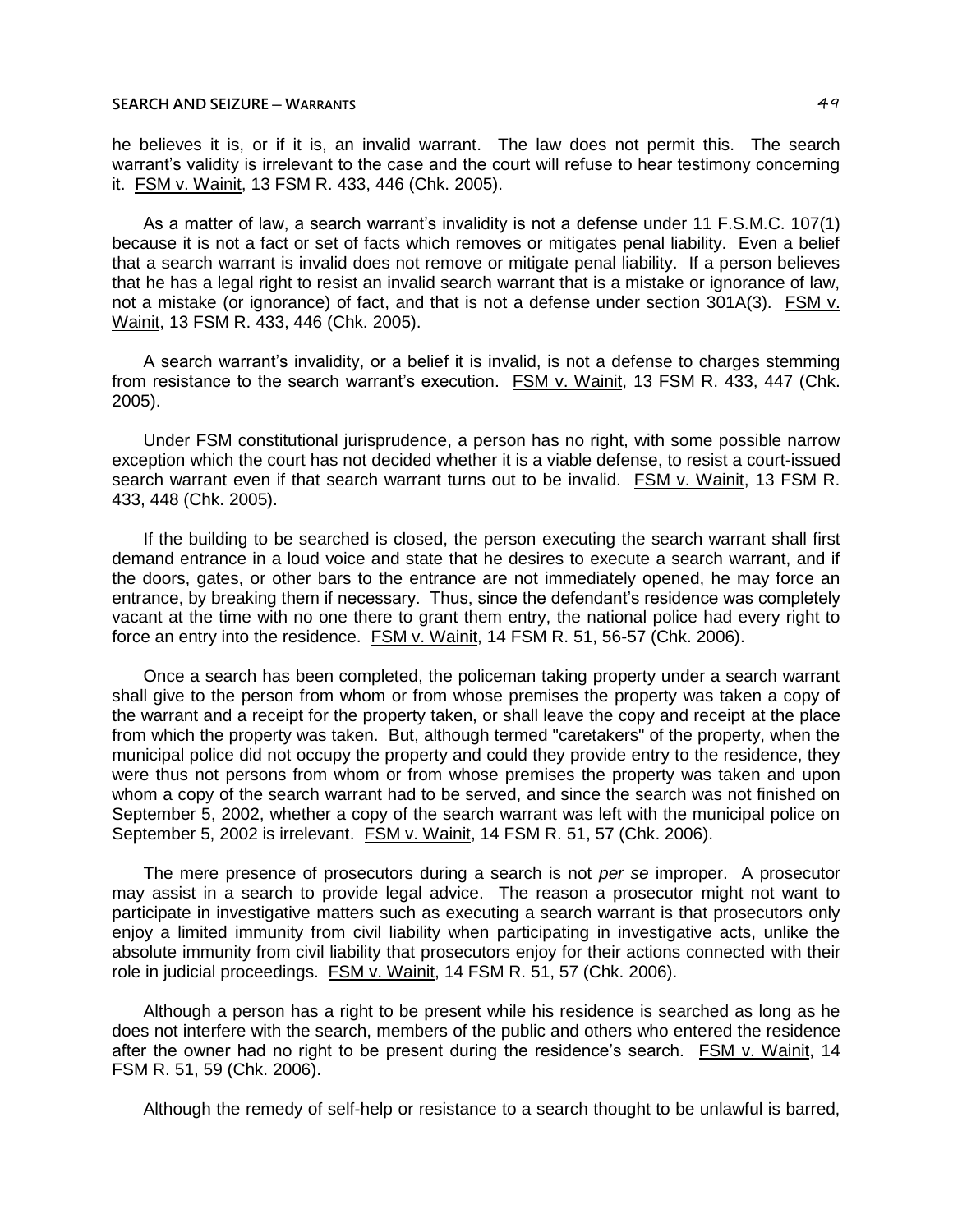he believes it is, or if it is, an invalid warrant. The law does not permit this. The search warrant's validity is irrelevant to the case and the court will refuse to hear testimony concerning it. FSM v. Wainit, 13 FSM R. 433, 446 (Chk. 2005).

As a matter of law, a search warrant's invalidity is not a defense under 11 F.S.M.C. 107(1) because it is not a fact or set of facts which removes or mitigates penal liability. Even a belief that a search warrant is invalid does not remove or mitigate penal liability. If a person believes that he has a legal right to resist an invalid search warrant that is a mistake or ignorance of law, not a mistake (or ignorance) of fact, and that is not a defense under section 301A(3). FSM v. Wainit, 13 FSM R. 433, 446 (Chk. 2005).

A search warrant's invalidity, or a belief it is invalid, is not a defense to charges stemming from resistance to the search warrant's execution. FSM v. Wainit, 13 FSM R. 433, 447 (Chk. 2005).

Under FSM constitutional jurisprudence, a person has no right, with some possible narrow exception which the court has not decided whether it is a viable defense, to resist a court-issued search warrant even if that search warrant turns out to be invalid. FSM v. Wainit, 13 FSM R. 433, 448 (Chk. 2005).

If the building to be searched is closed, the person executing the search warrant shall first demand entrance in a loud voice and state that he desires to execute a search warrant, and if the doors, gates, or other bars to the entrance are not immediately opened, he may force an entrance, by breaking them if necessary. Thus, since the defendant's residence was completely vacant at the time with no one there to grant them entry, the national police had every right to force an entry into the residence. FSM v. Wainit, 14 FSM R. 51, 56-57 (Chk. 2006).

Once a search has been completed, the policeman taking property under a search warrant shall give to the person from whom or from whose premises the property was taken a copy of the warrant and a receipt for the property taken, or shall leave the copy and receipt at the place from which the property was taken. But, although termed "caretakers" of the property, when the municipal police did not occupy the property and could they provide entry to the residence, they were thus not persons from whom or from whose premises the property was taken and upon whom a copy of the search warrant had to be served, and since the search was not finished on September 5, 2002, whether a copy of the search warrant was left with the municipal police on September 5, 2002 is irrelevant. FSM v. Wainit, 14 FSM R. 51, 57 (Chk. 2006).

The mere presence of prosecutors during a search is not *per se* improper. A prosecutor may assist in a search to provide legal advice. The reason a prosecutor might not want to participate in investigative matters such as executing a search warrant is that prosecutors only enjoy a limited immunity from civil liability when participating in investigative acts, unlike the absolute immunity from civil liability that prosecutors enjoy for their actions connected with their role in judicial proceedings. FSM v. Wainit, 14 FSM R. 51, 57 (Chk. 2006).

Although a person has a right to be present while his residence is searched as long as he does not interfere with the search, members of the public and others who entered the residence after the owner had no right to be present during the residence's search. FSM v. Wainit, 14 FSM R. 51, 59 (Chk. 2006).

Although the remedy of self-help or resistance to a search thought to be unlawful is barred,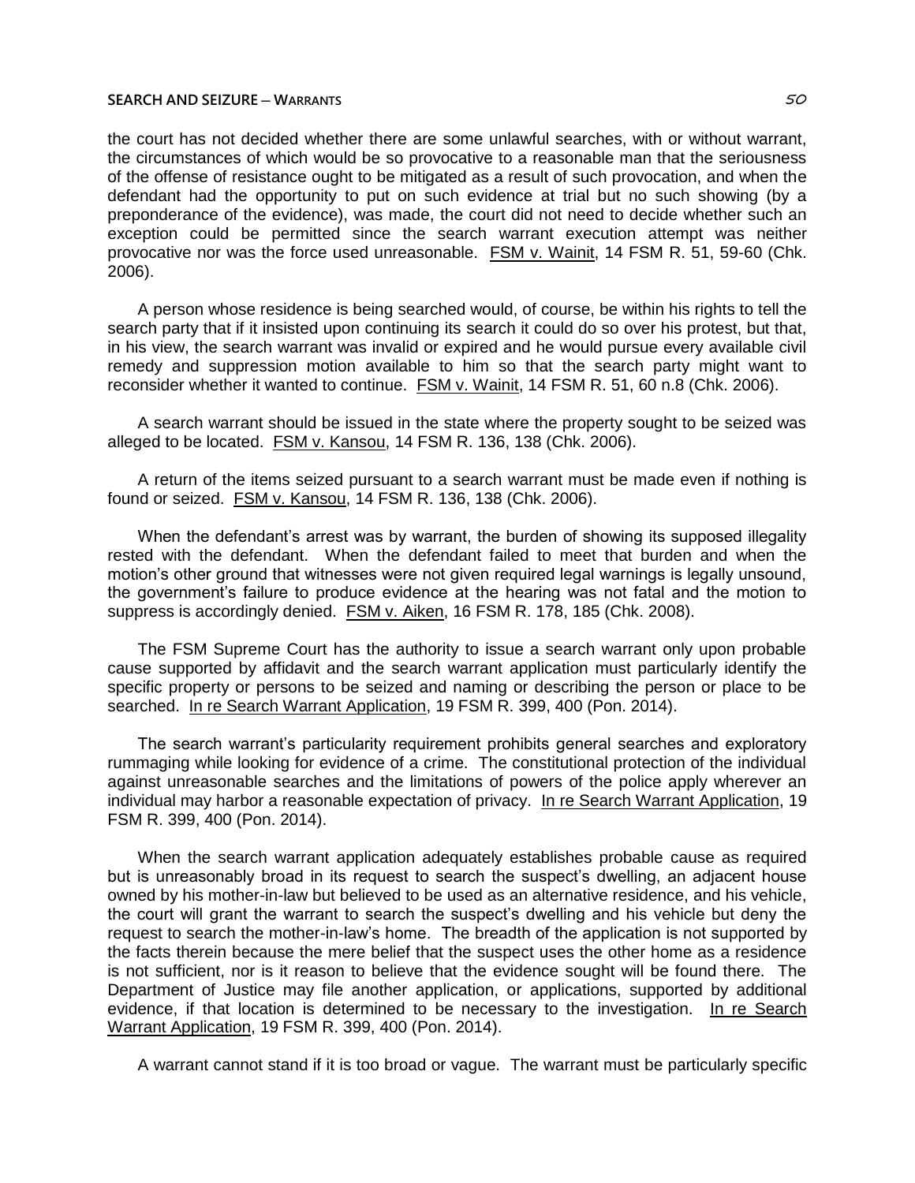the court has not decided whether there are some unlawful searches, with or without warrant, the circumstances of which would be so provocative to a reasonable man that the seriousness of the offense of resistance ought to be mitigated as a result of such provocation, and when the defendant had the opportunity to put on such evidence at trial but no such showing (by a preponderance of the evidence), was made, the court did not need to decide whether such an exception could be permitted since the search warrant execution attempt was neither provocative nor was the force used unreasonable. FSM v. Wainit, 14 FSM R. 51, 59-60 (Chk. 2006).

A person whose residence is being searched would, of course, be within his rights to tell the search party that if it insisted upon continuing its search it could do so over his protest, but that, in his view, the search warrant was invalid or expired and he would pursue every available civil remedy and suppression motion available to him so that the search party might want to reconsider whether it wanted to continue. FSM v. Wainit, 14 FSM R. 51, 60 n.8 (Chk. 2006).

A search warrant should be issued in the state where the property sought to be seized was alleged to be located. FSM v. Kansou, 14 FSM R. 136, 138 (Chk. 2006).

A return of the items seized pursuant to a search warrant must be made even if nothing is found or seized. FSM v. Kansou, 14 FSM R. 136, 138 (Chk. 2006).

When the defendant's arrest was by warrant, the burden of showing its supposed illegality rested with the defendant. When the defendant failed to meet that burden and when the motion's other ground that witnesses were not given required legal warnings is legally unsound, the government's failure to produce evidence at the hearing was not fatal and the motion to suppress is accordingly denied. FSM v. Aiken, 16 FSM R. 178, 185 (Chk. 2008).

The FSM Supreme Court has the authority to issue a search warrant only upon probable cause supported by affidavit and the search warrant application must particularly identify the specific property or persons to be seized and naming or describing the person or place to be searched. In re Search Warrant Application, 19 FSM R. 399, 400 (Pon. 2014).

The search warrant's particularity requirement prohibits general searches and exploratory rummaging while looking for evidence of a crime. The constitutional protection of the individual against unreasonable searches and the limitations of powers of the police apply wherever an individual may harbor a reasonable expectation of privacy. In re Search Warrant Application, 19 FSM R. 399, 400 (Pon. 2014).

When the search warrant application adequately establishes probable cause as required but is unreasonably broad in its request to search the suspect's dwelling, an adjacent house owned by his mother-in-law but believed to be used as an alternative residence, and his vehicle, the court will grant the warrant to search the suspect's dwelling and his vehicle but deny the request to search the mother-in-law's home. The breadth of the application is not supported by the facts therein because the mere belief that the suspect uses the other home as a residence is not sufficient, nor is it reason to believe that the evidence sought will be found there. The Department of Justice may file another application, or applications, supported by additional evidence, if that location is determined to be necessary to the investigation. In re Search Warrant Application, 19 FSM R. 399, 400 (Pon. 2014).

A warrant cannot stand if it is too broad or vague. The warrant must be particularly specific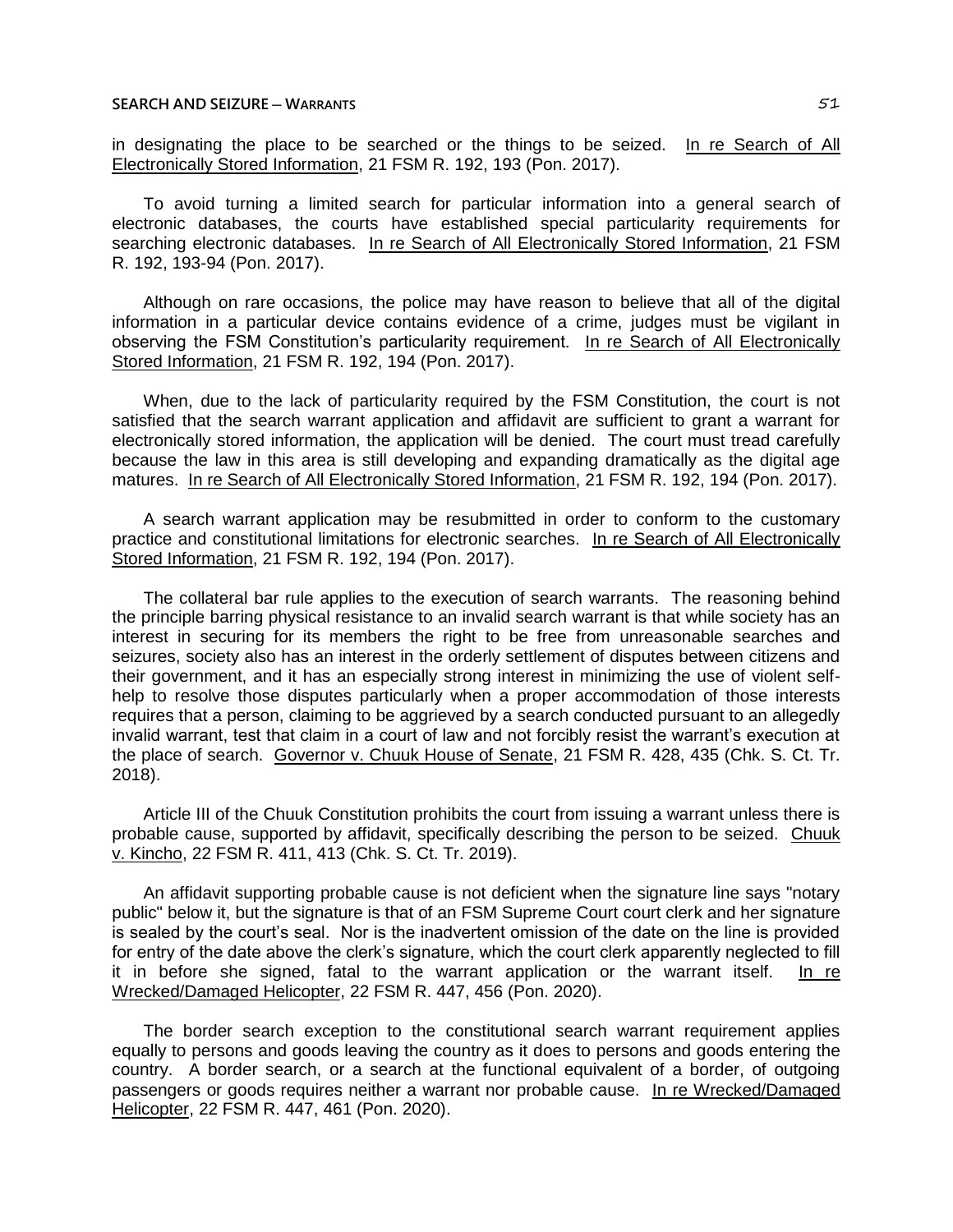in designating the place to be searched or the things to be seized. In re Search of All Electronically Stored Information, 21 FSM R. 192, 193 (Pon. 2017).

To avoid turning a limited search for particular information into a general search of electronic databases, the courts have established special particularity requirements for searching electronic databases. In re Search of All Electronically Stored Information, 21 FSM R. 192, 193-94 (Pon. 2017).

Although on rare occasions, the police may have reason to believe that all of the digital information in a particular device contains evidence of a crime, judges must be vigilant in observing the FSM Constitution's particularity requirement. In re Search of All Electronically Stored Information, 21 FSM R. 192, 194 (Pon. 2017).

When, due to the lack of particularity required by the FSM Constitution, the court is not satisfied that the search warrant application and affidavit are sufficient to grant a warrant for electronically stored information, the application will be denied. The court must tread carefully because the law in this area is still developing and expanding dramatically as the digital age matures. In re Search of All Electronically Stored Information, 21 FSM R. 192, 194 (Pon. 2017).

A search warrant application may be resubmitted in order to conform to the customary practice and constitutional limitations for electronic searches. In re Search of All Electronically Stored Information, 21 FSM R. 192, 194 (Pon. 2017).

The collateral bar rule applies to the execution of search warrants. The reasoning behind the principle barring physical resistance to an invalid search warrant is that while society has an interest in securing for its members the right to be free from unreasonable searches and seizures, society also has an interest in the orderly settlement of disputes between citizens and their government, and it has an especially strong interest in minimizing the use of violent self-help to resolve those disputes particularly when a proper accommodation of those interests requires that a person, claiming to be aggrieved by a search conducted pursuant to an allegedly invalid warrant, test that claim in a court of law and not forcibly resist the warrant's execution at the place of search. Governor v. Chuuk House of Senate, 21 FSM R. 428, 435 (Chk. S. Ct. Tr. 2018).

Article III of the Chuuk Constitution prohibits the court from issuing a warrant unless there is probable cause, supported by affidavit, specifically describing the person to be seized. Chuuk v. Kincho, 22 FSM R. 411, 413 (Chk. S. Ct. Tr. 2019).

An affidavit supporting probable cause is not deficient when the signature line says "notary public" below it, but the signature is that of an FSM Supreme Court court clerk and her signature is sealed by the court's seal. Nor is the inadvertent omission of the date on the line is provided for entry of the date above the clerk's signature, which the court clerk apparently neglected to fill it in before she signed, fatal to the warrant application or the warrant itself. In re Wrecked/Damaged Helicopter, 22 FSM R. 447, 456 (Pon. 2020).

The border search exception to the constitutional search warrant requirement applies equally to persons and goods leaving the country as it does to persons and goods entering the country. A border search, or a search at the functional equivalent of a border, of outgoing passengers or goods requires neither a warrant nor probable cause. In re Wrecked/Damaged Helicopter, 22 FSM R. 447, 461 (Pon. 2020).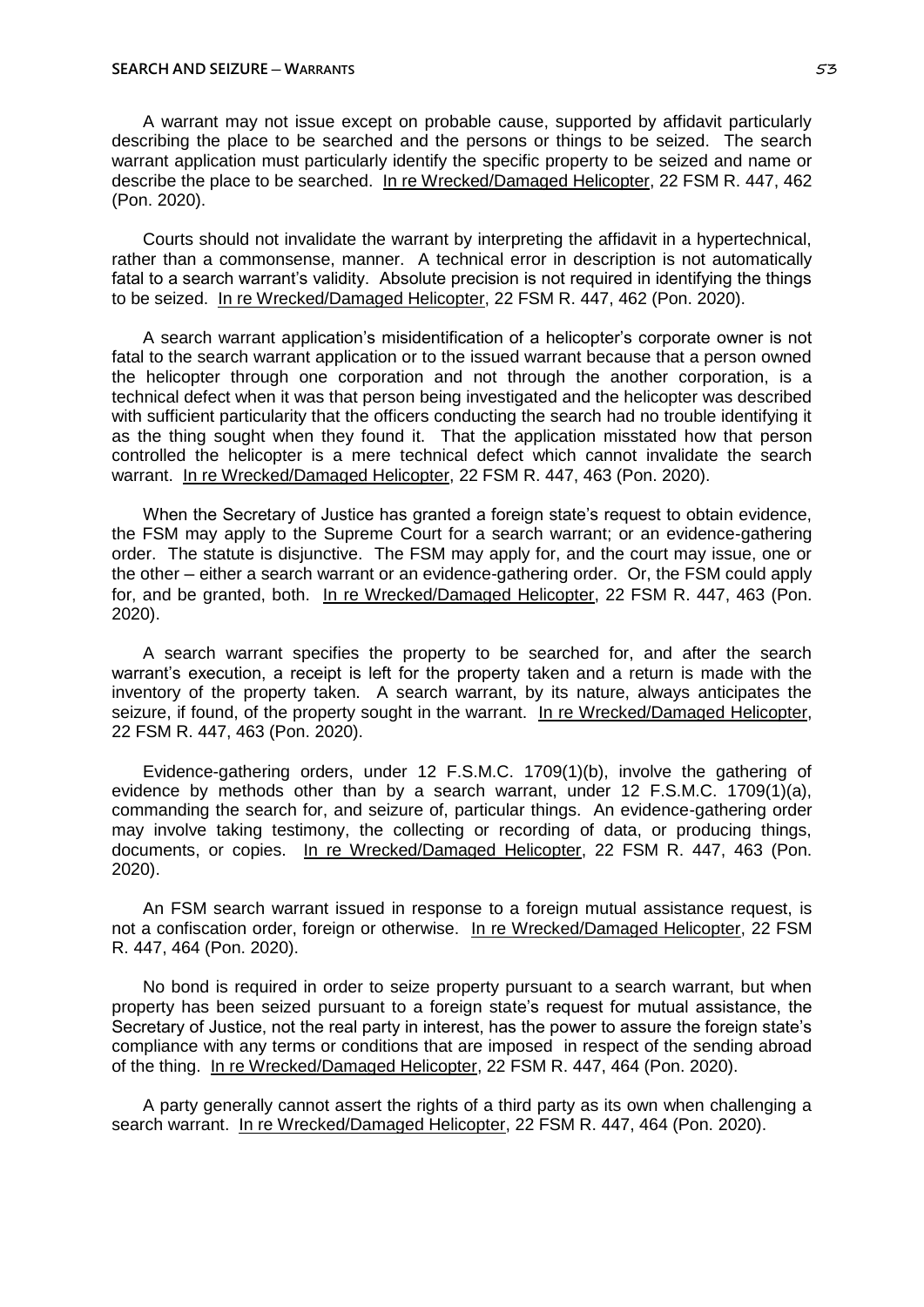A warrant may not issue except on probable cause, supported by affidavit particularly describing the place to be searched and the persons or things to be seized. The search warrant application must particularly identify the specific property to be seized and name or describe the place to be searched. In re Wrecked/Damaged Helicopter, 22 FSM R. 447, 462 (Pon. 2020).

Courts should not invalidate the warrant by interpreting the affidavit in a hypertechnical, rather than a commonsense, manner. A technical error in description is not automatically fatal to a search warrant's validity. Absolute precision is not required in identifying the things to be seized. In re Wrecked/Damaged Helicopter, 22 FSM R. 447, 462 (Pon. 2020).

A search warrant application's misidentification of a helicopter's corporate owner is not fatal to the search warrant application or to the issued warrant because that a person owned the helicopter through one corporation and not through the another corporation, is a technical defect when it was that person being investigated and the helicopter was described with sufficient particularity that the officers conducting the search had no trouble identifying it as the thing sought when they found it. That the application misstated how that person controlled the helicopter is a mere technical defect which cannot invalidate the search warrant. In re Wrecked/Damaged Helicopter, 22 FSM R. 447, 463 (Pon. 2020).

When the Secretary of Justice has granted a foreign state's request to obtain evidence, the FSM may apply to the Supreme Court for a search warrant; or an evidence-gathering order. The statute is disjunctive. The FSM may apply for, and the court may issue, one or the other – either a search warrant or an evidence-gathering order. Or, the FSM could apply for, and be granted, both. In re Wrecked/Damaged Helicopter, 22 FSM R. 447, 463 (Pon. 2020).

A search warrant specifies the property to be searched for, and after the search warrant's execution, a receipt is left for the property taken and a return is made with the inventory of the property taken. A search warrant, by its nature, always anticipates the seizure, if found, of the property sought in the warrant. In re Wrecked/Damaged Helicopter, 22 FSM R. 447, 463 (Pon. 2020).

Evidence-gathering orders, under 12 F.S.M.C. 1709(1)(b), involve the gathering of evidence by methods other than by a search warrant, under 12 F.S.M.C. 1709(1)(a), commanding the search for, and seizure of, particular things. An evidence-gathering order may involve taking testimony, the collecting or recording of data, or producing things, documents, or copies. In re Wrecked/Damaged Helicopter, 22 FSM R. 447, 463 (Pon. 2020).

An FSM search warrant issued in response to a foreign mutual assistance request, is not a confiscation order, foreign or otherwise. In re Wrecked/Damaged Helicopter, 22 FSM R. 447, 464 (Pon. 2020).

No bond is required in order to seize property pursuant to a search warrant, but when property has been seized pursuant to a foreign state's request for mutual assistance, the Secretary of Justice, not the real party in interest, has the power to assure the foreign state's compliance with any terms or conditions that are imposed in respect of the sending abroad of the thing. In re Wrecked/Damaged Helicopter, 22 FSM R. 447, 464 (Pon. 2020).

A party generally cannot assert the rights of a third party as its own when challenging a search warrant. In re Wrecked/Damaged Helicopter, 22 FSM R. 447, 464 (Pon. 2020).